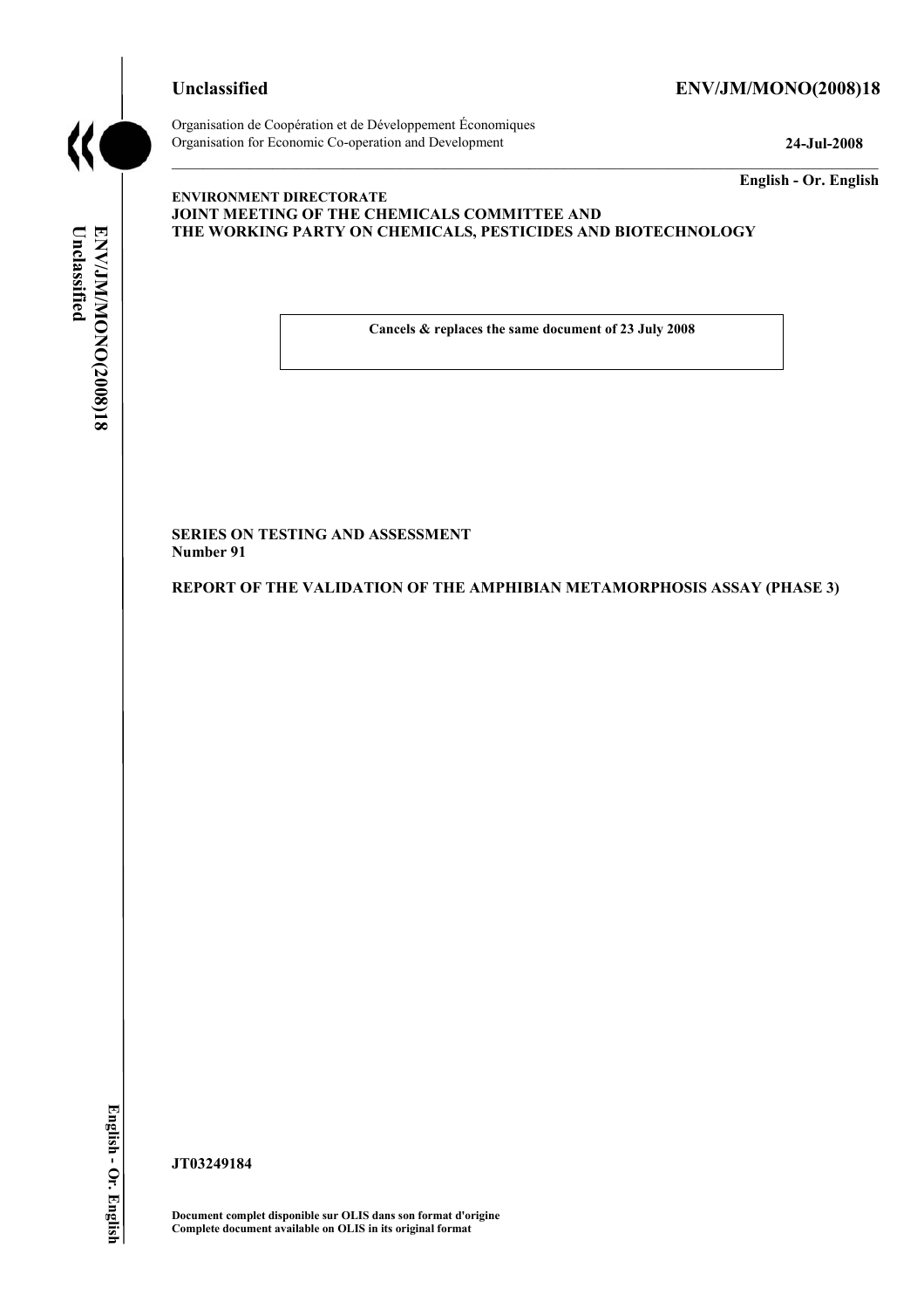**Unclassified** **ENV/JM/MONO(2008)18**

Organisation de Coopération et de Développement Économiques
Organisation for Economic Co-operation and Development **24-Jul-2008**

**English - Or. English**

**ENVIRONMENT DIRECTORATE**
**JOINT MEETING OF THE CHEMICALS COMMITTEE AND**
**THE WORKING PARTY ON CHEMICALS, PESTICIDES AND BIOTECHNOLOGY**

**Cancels & replaces the same document of 23 July 2008**

**SERIES ON TESTING AND ASSESSMENT**
**Number 91**

**REPORT OF THE VALIDATION OF THE AMPHIBIAN METAMORPHOSIS ASSAY (PHASE 3)**

**JT03249184**

**Document complet disponible sur OLIS dans son format d'origine**
**Complete document available on OLIS in its original format**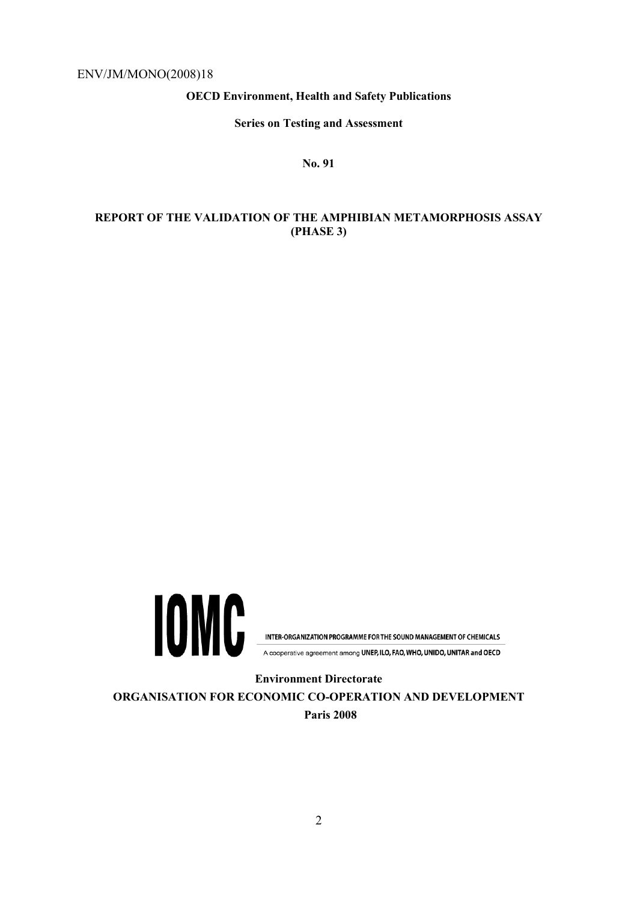ENV/JM/MONO(2008)18

**OECD Environment, Health and Safety Publications**

**Series on Testing and Assessment**

**No. 91**

**REPORT OF THE VALIDATION OF THE AMPHIBIAN METAMORPHOSIS ASSAY (PHASE 3)**

IOMC

INTER-ORGANIZATION PROGRAMME FOR THE SOUND MANAGEMENT OF CHEMICALS

A cooperative agreement among UNEP, ILO, FAO, WHO, UNIDO, UNITAR and OECD

**Environment Directorate**

**ORGANISATION FOR ECONOMIC CO-OPERATION AND DEVELOPMENT**

**Paris 2008**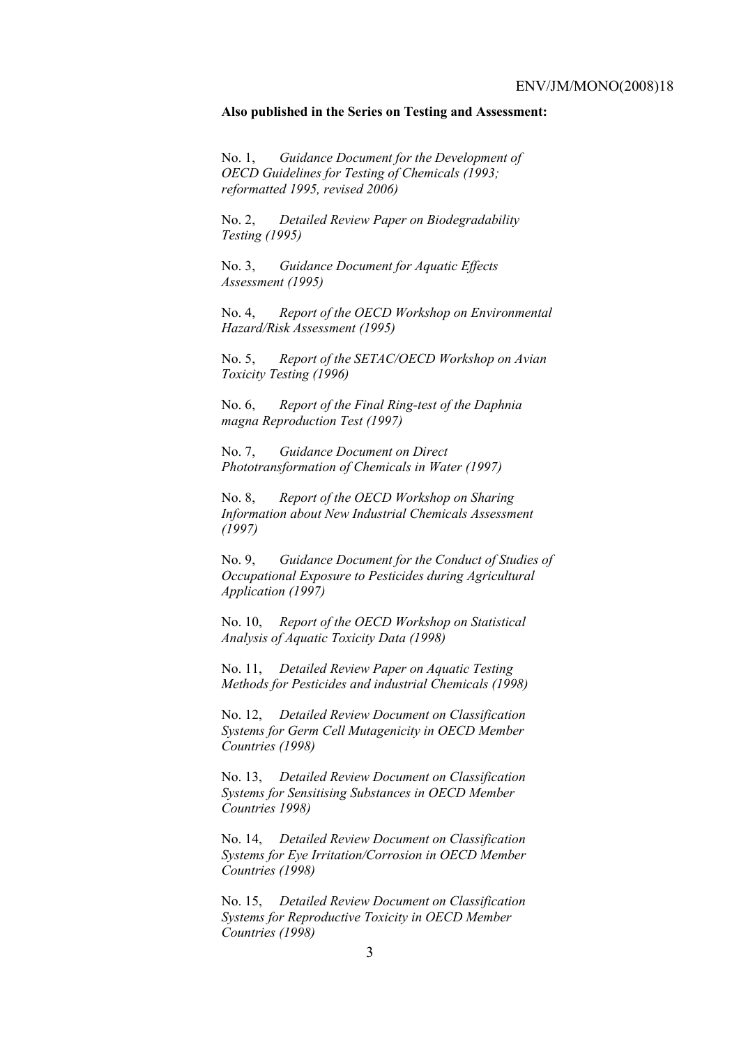**Also published in the Series on Testing and Assessment:**

No. 1, *Guidance Document for the Development of OECD Guidelines for Testing of Chemicals (1993; reformatted 1995, revised 2006)*

No. 2, *Detailed Review Paper on Biodegradability Testing (1995)*

No. 3, *Guidance Document for Aquatic Effects Assessment (1995)*

No. 4, *Report of the OECD Workshop on Environmental Hazard/Risk Assessment (1995)*

No. 5, *Report of the SETAC/OECD Workshop on Avian Toxicity Testing (1996)*

No. 6, *Report of the Final Ring-test of the Daphnia magna Reproduction Test (1997)*

No. 7, *Guidance Document on Direct Phototransformation of Chemicals in Water (1997)*

No. 8, *Report of the OECD Workshop on Sharing Information about New Industrial Chemicals Assessment (1997)*

No. 9, *Guidance Document for the Conduct of Studies of Occupational Exposure to Pesticides during Agricultural Application (1997)*

No. 10, *Report of the OECD Workshop on Statistical Analysis of Aquatic Toxicity Data (1998)*

No. 11, *Detailed Review Paper on Aquatic Testing Methods for Pesticides and industrial Chemicals (1998)*

No. 12, *Detailed Review Document on Classification Systems for Germ Cell Mutagenicity in OECD Member Countries (1998)*

No. 13, *Detailed Review Document on Classification Systems for Sensitising Substances in OECD Member Countries 1998)*

No. 14, *Detailed Review Document on Classification Systems for Eye Irritation/Corrosion in OECD Member Countries (1998)*

No. 15, *Detailed Review Document on Classification Systems for Reproductive Toxicity in OECD Member Countries (1998)*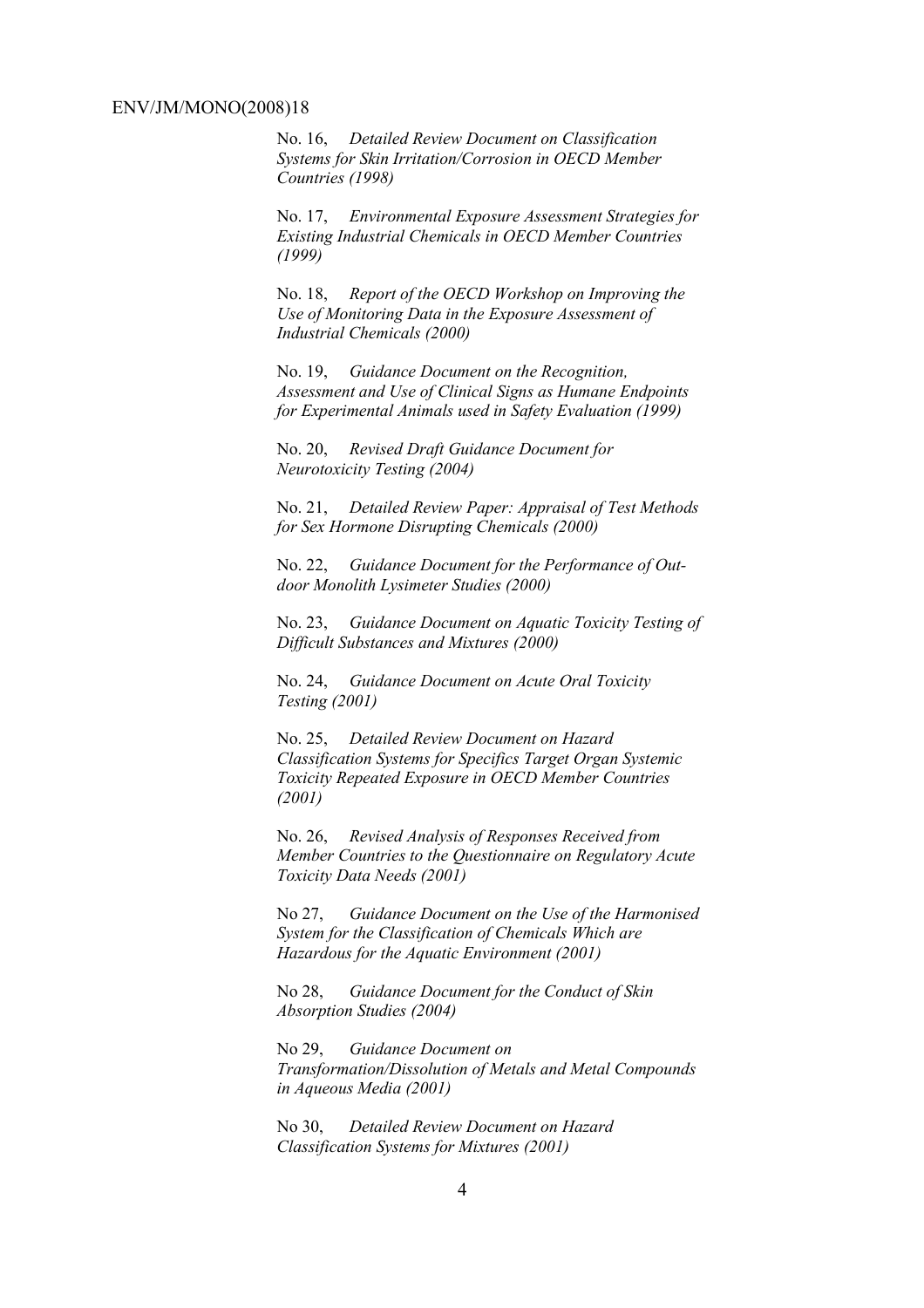No. 16, *Detailed Review Document on Classification Systems for Skin Irritation/Corrosion in OECD Member Countries (1998)*

No. 17, *Environmental Exposure Assessment Strategies for Existing Industrial Chemicals in OECD Member Countries (1999)*

No. 18, *Report of the OECD Workshop on Improving the Use of Monitoring Data in the Exposure Assessment of Industrial Chemicals (2000)*

No. 19, *Guidance Document on the Recognition, Assessment and Use of Clinical Signs as Humane Endpoints for Experimental Animals used in Safety Evaluation (1999)*

No. 20, *Revised Draft Guidance Document for Neurotoxicity Testing (2004)*

No. 21, *Detailed Review Paper: Appraisal of Test Methods for Sex Hormone Disrupting Chemicals (2000)*

No. 22, *Guidance Document for the Performance of Out-door Monolith Lysimeter Studies (2000)*

No. 23, *Guidance Document on Aquatic Toxicity Testing of Difficult Substances and Mixtures (2000)*

No. 24, *Guidance Document on Acute Oral Toxicity Testing (2001)*

No. 25, *Detailed Review Document on Hazard Classification Systems for Specifics Target Organ Systemic Toxicity Repeated Exposure in OECD Member Countries (2001)*

No. 26, *Revised Analysis of Responses Received from Member Countries to the Questionnaire on Regulatory Acute Toxicity Data Needs (2001)*

No 27, *Guidance Document on the Use of the Harmonised System for the Classification of Chemicals Which are Hazardous for the Aquatic Environment (2001)*

No 28, *Guidance Document for the Conduct of Skin Absorption Studies (2004)*

No 29, *Guidance Document on Transformation/Dissolution of Metals and Metal Compounds in Aqueous Media (2001)*

No 30, *Detailed Review Document on Hazard Classification Systems for Mixtures (2001)*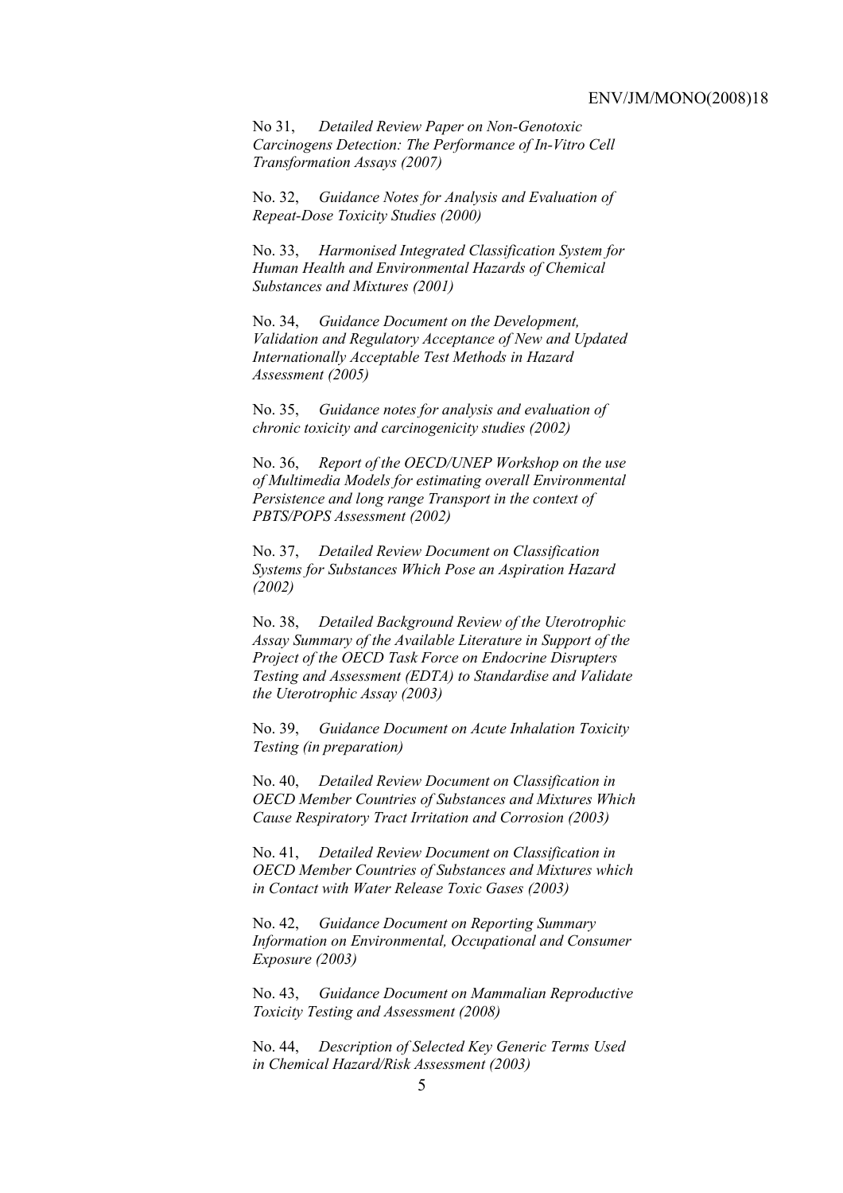No 31, *Detailed Review Paper on Non-Genotoxic Carcinogens Detection: The Performance of In-Vitro Cell Transformation Assays (2007)*

No. 32, *Guidance Notes for Analysis and Evaluation of Repeat-Dose Toxicity Studies (2000)*

No. 33, *Harmonised Integrated Classification System for Human Health and Environmental Hazards of Chemical Substances and Mixtures (2001)*

No. 34, *Guidance Document on the Development, Validation and Regulatory Acceptance of New and Updated Internationally Acceptable Test Methods in Hazard Assessment (2005)*

No. 35, *Guidance notes for analysis and evaluation of chronic toxicity and carcinogenicity studies (2002)*

No. 36, *Report of the OECD/UNEP Workshop on the use of Multimedia Models for estimating overall Environmental Persistence and long range Transport in the context of PBTS/POPS Assessment (2002)*

No. 37, *Detailed Review Document on Classification Systems for Substances Which Pose an Aspiration Hazard (2002)*

No. 38, *Detailed Background Review of the Uterotrophic Assay Summary of the Available Literature in Support of the Project of the OECD Task Force on Endocrine Disrupters Testing and Assessment (EDTA) to Standardise and Validate the Uterotrophic Assay (2003)*

No. 39, *Guidance Document on Acute Inhalation Toxicity Testing (in preparation)*

No. 40, *Detailed Review Document on Classification in OECD Member Countries of Substances and Mixtures Which Cause Respiratory Tract Irritation and Corrosion (2003)*

No. 41, *Detailed Review Document on Classification in OECD Member Countries of Substances and Mixtures which in Contact with Water Release Toxic Gases (2003)*

No. 42, *Guidance Document on Reporting Summary Information on Environmental, Occupational and Consumer Exposure (2003)*

No. 43, *Guidance Document on Mammalian Reproductive Toxicity Testing and Assessment (2008)*

No. 44, *Description of Selected Key Generic Terms Used in Chemical Hazard/Risk Assessment (2003)*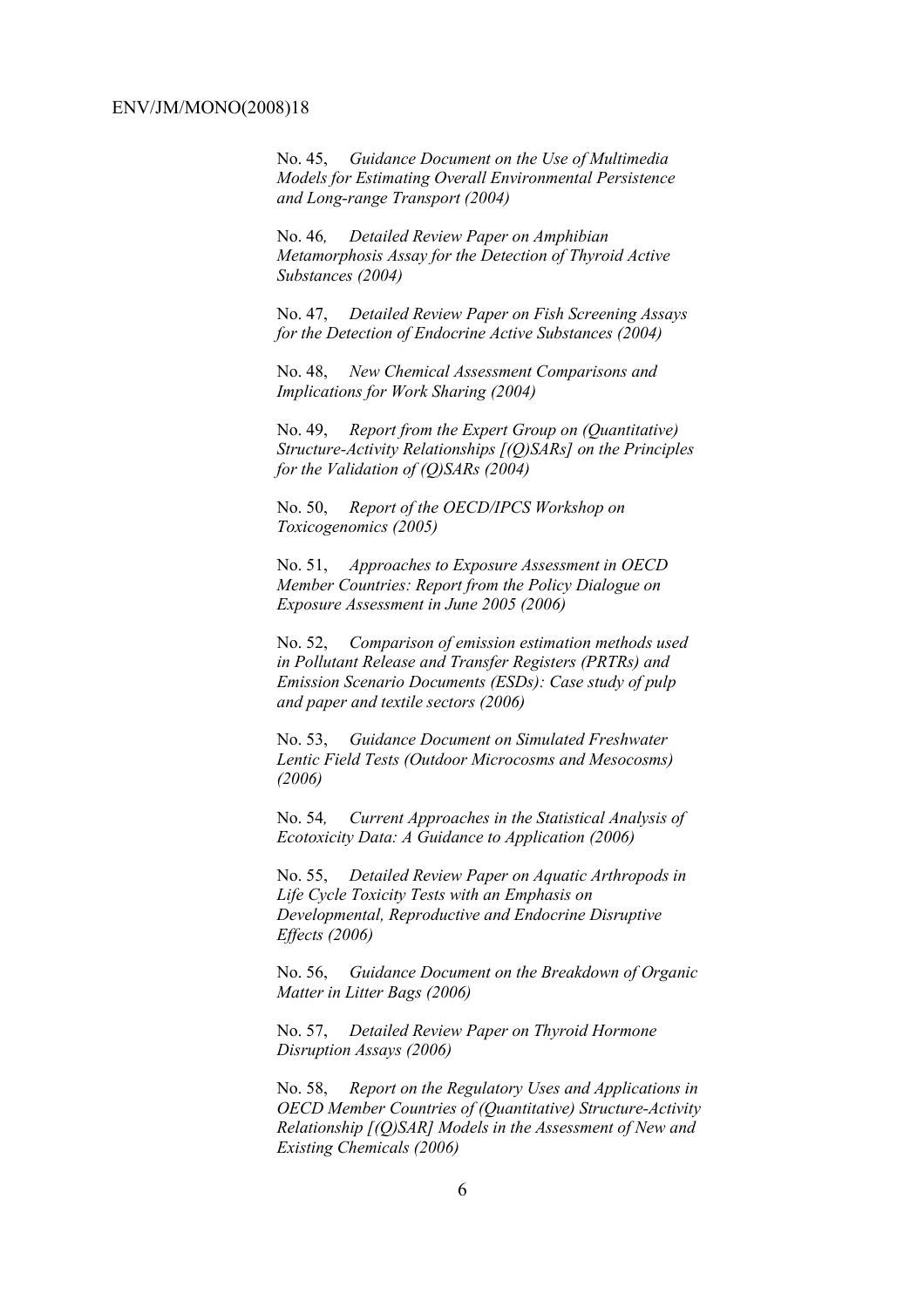No. 45, *Guidance Document on the Use of Multimedia Models for Estimating Overall Environmental Persistence and Long-range Transport (2004)*

No. 46, *Detailed Review Paper on Amphibian Metamorphosis Assay for the Detection of Thyroid Active Substances (2004)*

No. 47, *Detailed Review Paper on Fish Screening Assays for the Detection of Endocrine Active Substances (2004)*

No. 48, *New Chemical Assessment Comparisons and Implications for Work Sharing (2004)*

No. 49, *Report from the Expert Group on (Quantitative) Structure-Activity Relationships [(Q)SARs] on the Principles for the Validation of (Q)SARs (2004)*

No. 50, *Report of the OECD/IPCS Workshop on Toxicogenomics (2005)*

No. 51, *Approaches to Exposure Assessment in OECD Member Countries: Report from the Policy Dialogue on Exposure Assessment in June 2005 (2006)*

No. 52, *Comparison of emission estimation methods used in Pollutant Release and Transfer Registers (PRTRs) and Emission Scenario Documents (ESDs): Case study of pulp and paper and textile sectors (2006)*

No. 53, *Guidance Document on Simulated Freshwater Lentic Field Tests (Outdoor Microcosms and Mesocosms) (2006)*

No. 54, *Current Approaches in the Statistical Analysis of Ecotoxicity Data: A Guidance to Application (2006)*

No. 55, *Detailed Review Paper on Aquatic Arthropods in Life Cycle Toxicity Tests with an Emphasis on Developmental, Reproductive and Endocrine Disruptive Effects (2006)*

No. 56, *Guidance Document on the Breakdown of Organic Matter in Litter Bags (2006)*

No. 57, *Detailed Review Paper on Thyroid Hormone Disruption Assays (2006)*

No. 58, *Report on the Regulatory Uses and Applications in OECD Member Countries of (Quantitative) Structure-Activity Relationship [(Q)SAR] Models in the Assessment of New and Existing Chemicals (2006)*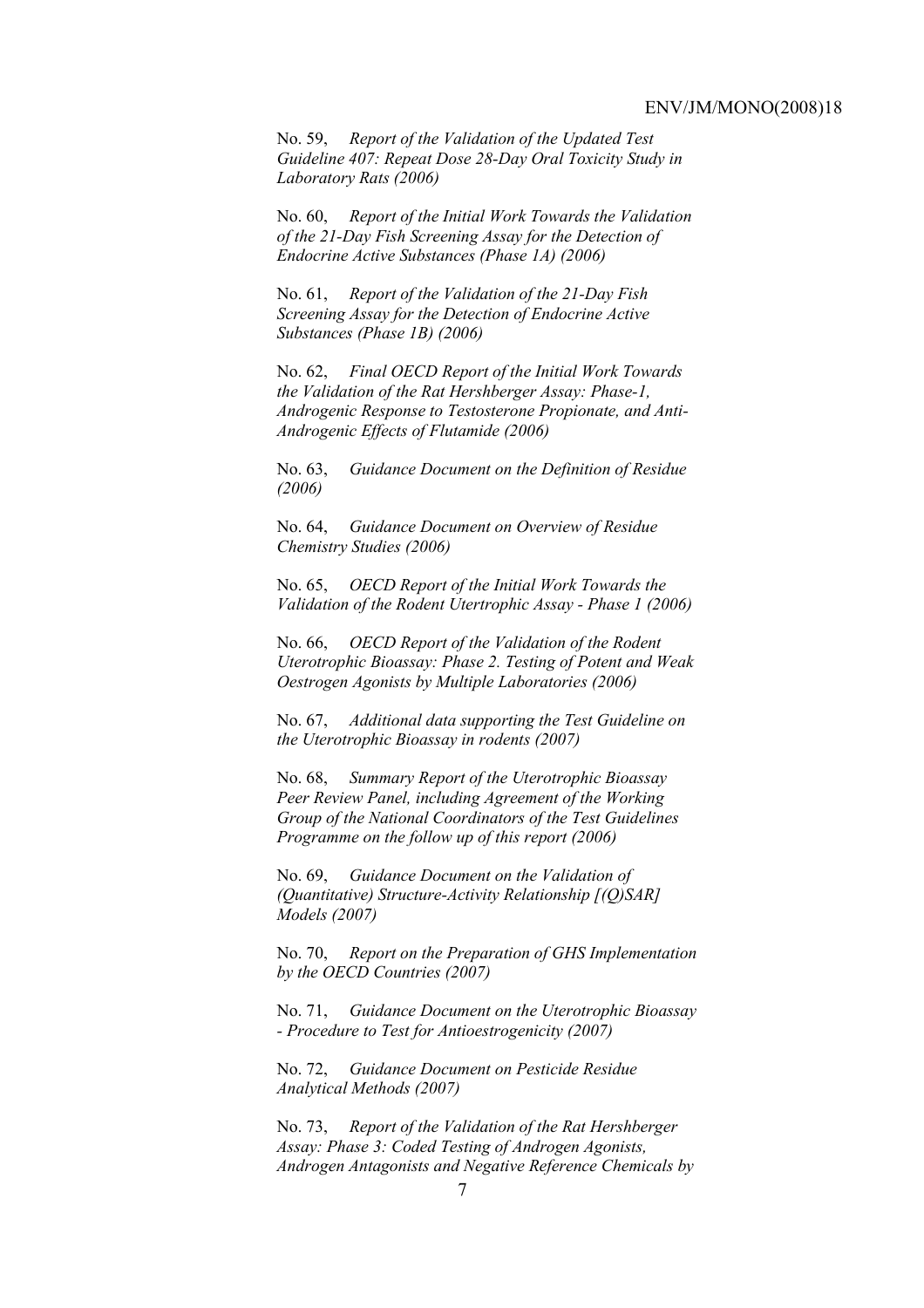No. 59, *Report of the Validation of the Updated Test Guideline 407: Repeat Dose 28-Day Oral Toxicity Study in Laboratory Rats (2006)*

No. 60, *Report of the Initial Work Towards the Validation of the 21-Day Fish Screening Assay for the Detection of Endocrine Active Substances (Phase 1A) (2006)*

No. 61, *Report of the Validation of the 21-Day Fish Screening Assay for the Detection of Endocrine Active Substances (Phase 1B) (2006)*

No. 62, *Final OECD Report of the Initial Work Towards the Validation of the Rat Hershberger Assay: Phase-1, Androgenic Response to Testosterone Propionate, and Anti-Androgenic Effects of Flutamide (2006)*

No. 63, *Guidance Document on the Definition of Residue (2006)*

No. 64, *Guidance Document on Overview of Residue Chemistry Studies (2006)*

No. 65, *OECD Report of the Initial Work Towards the Validation of the Rodent Utertrophic Assay - Phase 1 (2006)*

No. 66, *OECD Report of the Validation of the Rodent Uterotrophic Bioassay: Phase 2. Testing of Potent and Weak Oestrogen Agonists by Multiple Laboratories (2006)*

No. 67, *Additional data supporting the Test Guideline on the Uterotrophic Bioassay in rodents (2007)*

No. 68, *Summary Report of the Uterotrophic Bioassay Peer Review Panel, including Agreement of the Working Group of the National Coordinators of the Test Guidelines Programme on the follow up of this report (2006)*

No. 69, *Guidance Document on the Validation of (Quantitative) Structure-Activity Relationship [(Q)SAR] Models (2007)*

No. 70, *Report on the Preparation of GHS Implementation by the OECD Countries (2007)*

No. 71, *Guidance Document on the Uterotrophic Bioassay - Procedure to Test for Antioestrogenicity (2007)*

No. 72, *Guidance Document on Pesticide Residue Analytical Methods (2007)*

No. 73, *Report of the Validation of the Rat Hershberger Assay: Phase 3: Coded Testing of Androgen Agonists, Androgen Antagonists and Negative Reference Chemicals by*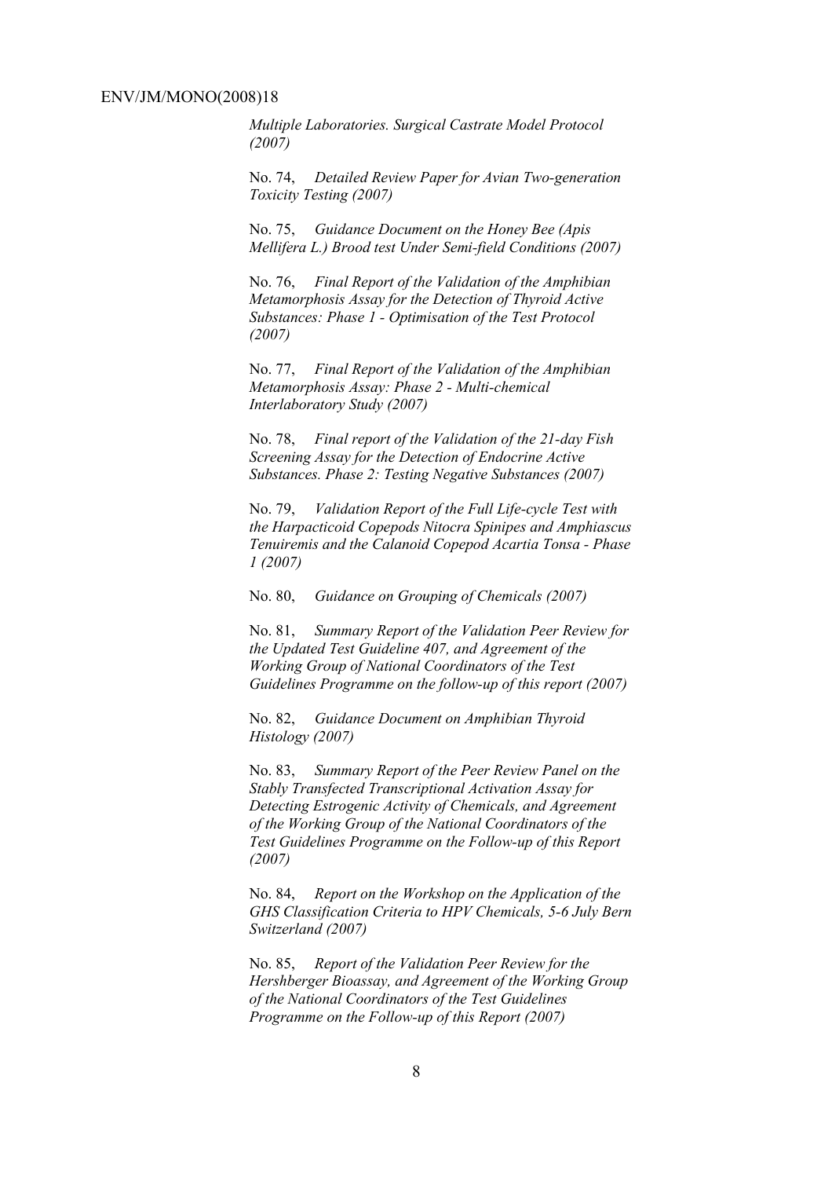*Multiple Laboratories. Surgical Castrate Model Protocol (2007)*

No. 74, *Detailed Review Paper for Avian Two-generation Toxicity Testing (2007)*

No. 75, *Guidance Document on the Honey Bee (Apis Mellifera L.) Brood test Under Semi-field Conditions (2007)*

No. 76, *Final Report of the Validation of the Amphibian Metamorphosis Assay for the Detection of Thyroid Active Substances: Phase 1 - Optimisation of the Test Protocol (2007)*

No. 77, *Final Report of the Validation of the Amphibian Metamorphosis Assay: Phase 2 - Multi-chemical Interlaboratory Study (2007)*

No. 78, *Final report of the Validation of the 21-day Fish Screening Assay for the Detection of Endocrine Active Substances. Phase 2: Testing Negative Substances (2007)*

No. 79, *Validation Report of the Full Life-cycle Test with the Harpacticoid Copepods Nitocra Spinipes and Amphiascus Tenuiremis and the Calanoid Copepod Acartia Tonsa - Phase 1 (2007)*

No. 80, *Guidance on Grouping of Chemicals (2007)*

No. 81, *Summary Report of the Validation Peer Review for the Updated Test Guideline 407, and Agreement of the Working Group of National Coordinators of the Test Guidelines Programme on the follow-up of this report (2007)*

No. 82, *Guidance Document on Amphibian Thyroid Histology (2007)*

No. 83, *Summary Report of the Peer Review Panel on the Stably Transfected Transcriptional Activation Assay for Detecting Estrogenic Activity of Chemicals, and Agreement of the Working Group of the National Coordinators of the Test Guidelines Programme on the Follow-up of this Report (2007)*

No. 84, *Report on the Workshop on the Application of the GHS Classification Criteria to HPV Chemicals, 5-6 July Bern Switzerland (2007)*

No. 85, *Report of the Validation Peer Review for the Hershberger Bioassay, and Agreement of the Working Group of the National Coordinators of the Test Guidelines Programme on the Follow-up of this Report (2007)*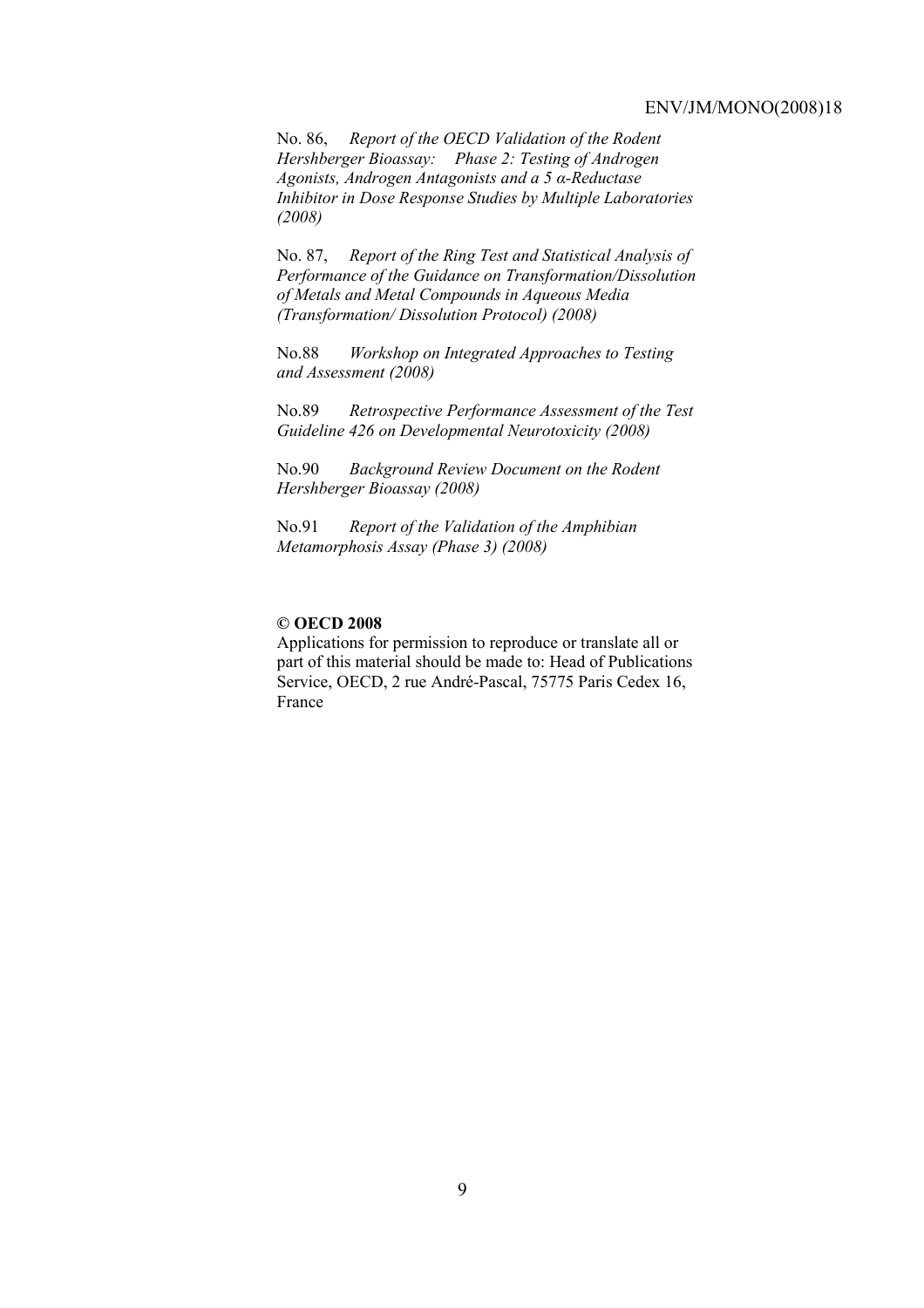No. 86, *Report of the OECD Validation of the Rodent Hershberger Bioassay: Phase 2: Testing of Androgen Agonists, Androgen Antagonists and a 5 α-Reductase Inhibitor in Dose Response Studies by Multiple Laboratories (2008)*

No. 87, *Report of the Ring Test and Statistical Analysis of Performance of the Guidance on Transformation/Dissolution of Metals and Metal Compounds in Aqueous Media (Transformation/ Dissolution Protocol) (2008)*

No.88 *Workshop on Integrated Approaches to Testing and Assessment (2008)*

No.89 *Retrospective Performance Assessment of the Test Guideline 426 on Developmental Neurotoxicity (2008)*

No.90 *Background Review Document on the Rodent Hershberger Bioassay (2008)*

No.91 *Report of the Validation of the Amphibian Metamorphosis Assay (Phase 3) (2008)*

**© OECD 2008**

Applications for permission to reproduce or translate all or part of this material should be made to: Head of Publications Service, OECD, 2 rue André-Pascal, 75775 Paris Cedex 16, France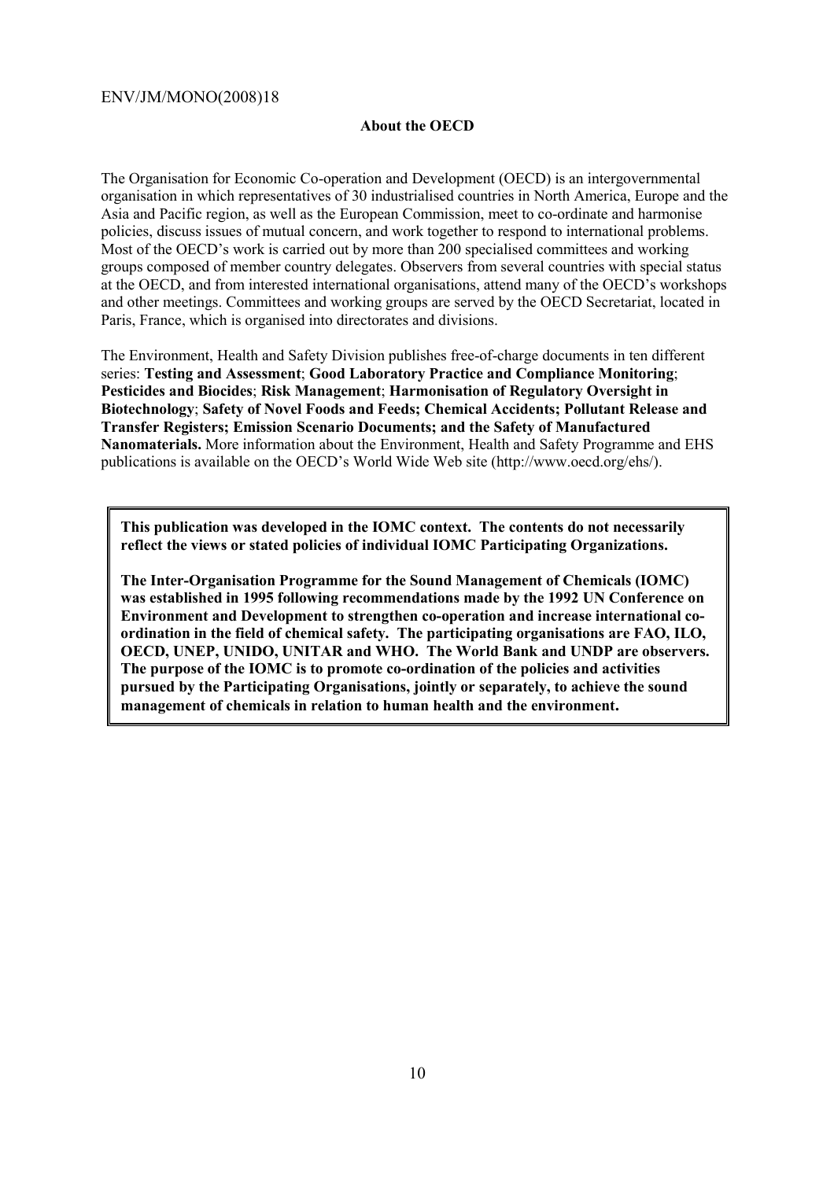## About the OECD

The Organisation for Economic Co-operation and Development (OECD) is an intergovernmental organisation in which representatives of 30 industrialised countries in North America, Europe and the Asia and Pacific region, as well as the European Commission, meet to co-ordinate and harmonise policies, discuss issues of mutual concern, and work together to respond to international problems. Most of the OECD's work is carried out by more than 200 specialised committees and working groups composed of member country delegates. Observers from several countries with special status at the OECD, and from interested international organisations, attend many of the OECD's workshops and other meetings. Committees and working groups are served by the OECD Secretariat, located in Paris, France, which is organised into directorates and divisions.

The Environment, Health and Safety Division publishes free-of-charge documents in ten different series: **Testing and Assessment**; **Good Laboratory Practice and Compliance Monitoring**; **Pesticides and Biocides**; **Risk Management**; **Harmonisation of Regulatory Oversight in Biotechnology**; **Safety of Novel Foods and Feeds; Chemical Accidents; Pollutant Release and Transfer Registers; Emission Scenario Documents; and the Safety of Manufactured Nanomaterials.** More information about the Environment, Health and Safety Programme and EHS publications is available on the OECD's World Wide Web site (http://www.oecd.org/ehs/).

**This publication was developed in the IOMC context. The contents do not necessarily reflect the views or stated policies of individual IOMC Participating Organizations.**

**The Inter-Organisation Programme for the Sound Management of Chemicals (IOMC) was established in 1995 following recommendations made by the 1992 UN Conference on Environment and Development to strengthen co-operation and increase international co-ordination in the field of chemical safety. The participating organisations are FAO, ILO, OECD, UNEP, UNIDO, UNITAR and WHO. The World Bank and UNDP are observers. The purpose of the IOMC is to promote co-ordination of the policies and activities pursued by the Participating Organisations, jointly or separately, to achieve the sound management of chemicals in relation to human health and the environment.**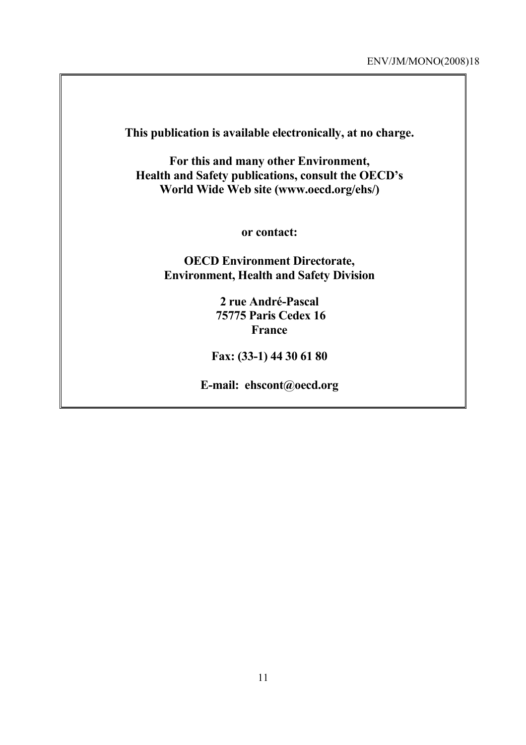**This publication is available electronically, at no charge.**

**For this and many other Environment, Health and Safety publications, consult the OECD's World Wide Web site (www.oecd.org/ehs/)**

**or contact:**

**OECD Environment Directorate, Environment, Health and Safety Division**

**2 rue André-Pascal
75775 Paris Cedex 16
France**

**Fax: (33-1) 44 30 61 80**

**E-mail: ehscont@oecd.org**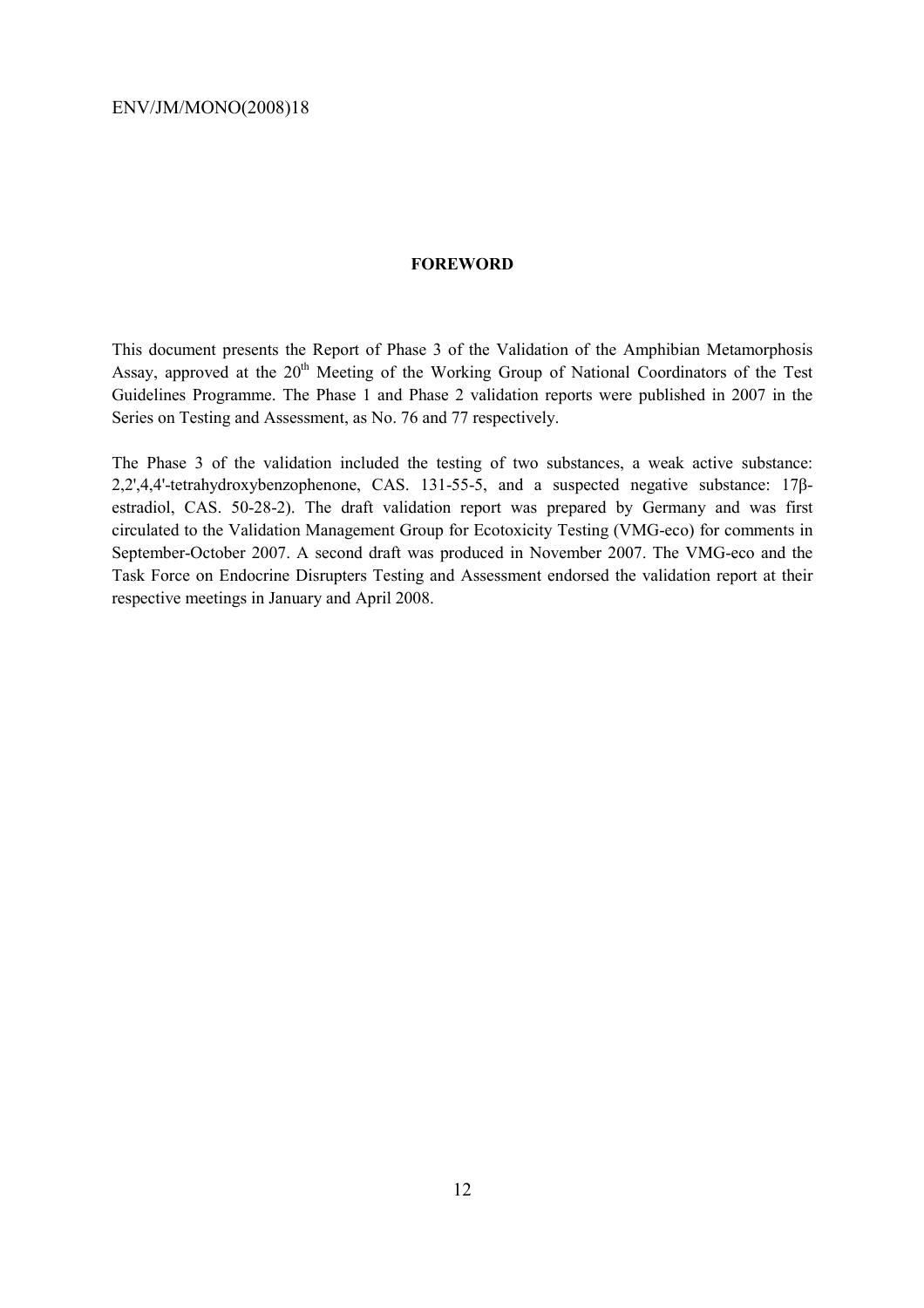## FOREWORD

This document presents the Report of Phase 3 of the Validation of the Amphibian Metamorphosis Assay, approved at the 20th Meeting of the Working Group of National Coordinators of the Test Guidelines Programme. The Phase 1 and Phase 2 validation reports were published in 2007 in the Series on Testing and Assessment, as No. 76 and 77 respectively.

The Phase 3 of the validation included the testing of two substances, a weak active substance: 2,2',4,4'-tetrahydroxybenzophenone, CAS. 131-55-5, and a suspected negative substance: 17β-estradiol, CAS. 50-28-2). The draft validation report was prepared by Germany and was first circulated to the Validation Management Group for Ecotoxicity Testing (VMG-eco) for comments in September-October 2007. A second draft was produced in November 2007. The VMG-eco and the Task Force on Endocrine Disrupters Testing and Assessment endorsed the validation report at their respective meetings in January and April 2008.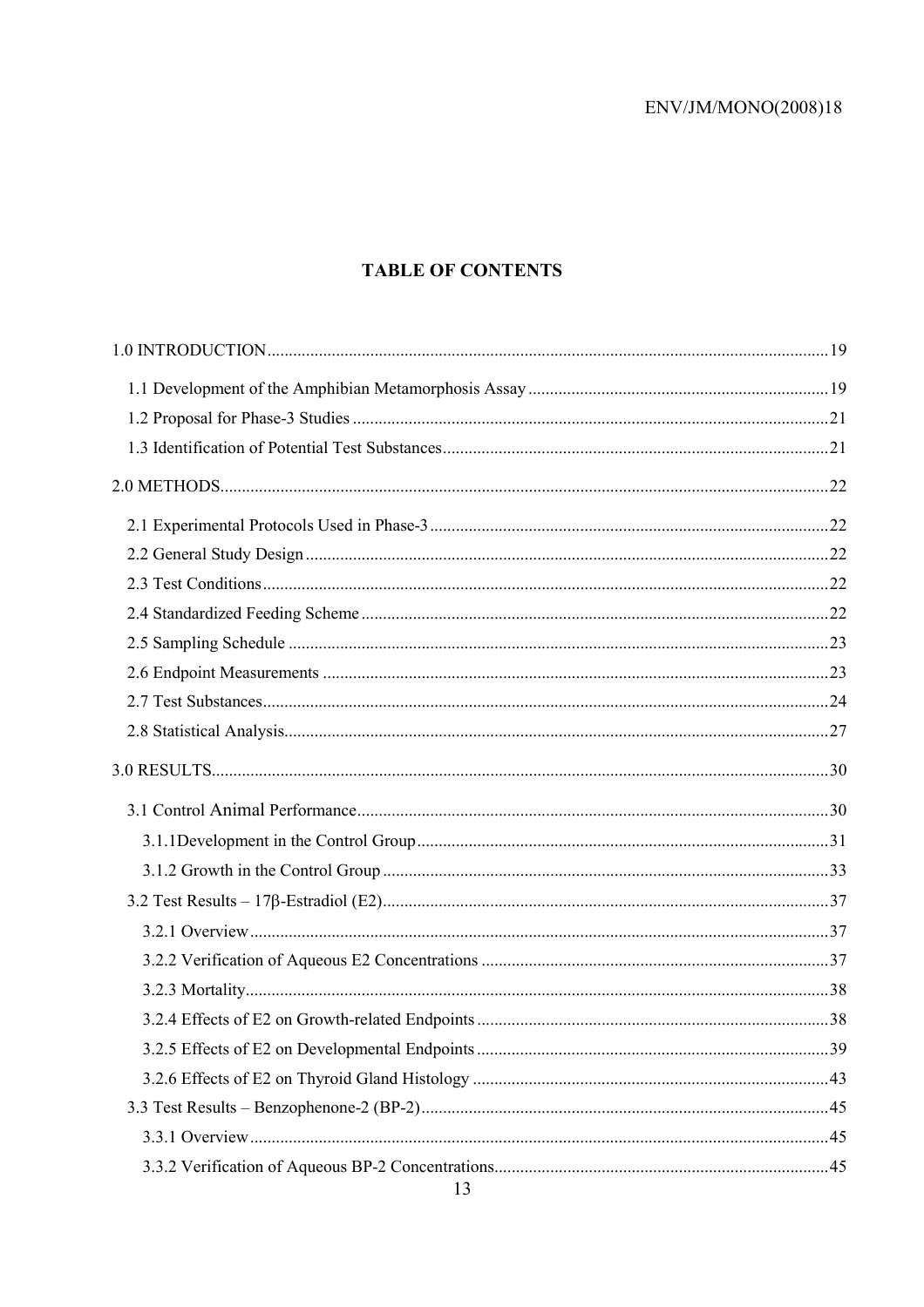# TABLE OF CONTENTS

- 1.0 INTRODUCTION ..... 19
  - 1.1 Development of the Amphibian Metamorphosis Assay ..... 19
  - 1.2 Proposal for Phase-3 Studies ..... 21
  - 1.3 Identification of Potential Test Substances ..... 21
- 2.0 METHODS ..... 22
  - 2.1 Experimental Protocols Used in Phase-3 ..... 22
  - 2.2 General Study Design ..... 22
  - 2.3 Test Conditions ..... 22
  - 2.4 Standardized Feeding Scheme ..... 22
  - 2.5 Sampling Schedule ..... 23
  - 2.6 Endpoint Measurements ..... 23
  - 2.7 Test Substances ..... 24
  - 2.8 Statistical Analysis ..... 27
- 3.0 RESULTS ..... 30
  - 3.1 Control Animal Performance ..... 30
    - 3.1.1Development in the Control Group ..... 31
    - 3.1.2 Growth in the Control Group ..... 33
  - 3.2 Test Results – 17β-Estradiol (E2) ..... 37
    - 3.2.1 Overview ..... 37
    - 3.2.2 Verification of Aqueous E2 Concentrations ..... 37
    - 3.2.3 Mortality ..... 38
    - 3.2.4 Effects of E2 on Growth-related Endpoints ..... 38
    - 3.2.5 Effects of E2 on Developmental Endpoints ..... 39
    - 3.2.6 Effects of E2 on Thyroid Gland Histology ..... 43
  - 3.3 Test Results – Benzophenone-2 (BP-2) ..... 45
    - 3.3.1 Overview ..... 45
    - 3.3.2 Verification of Aqueous BP-2 Concentrations ..... 45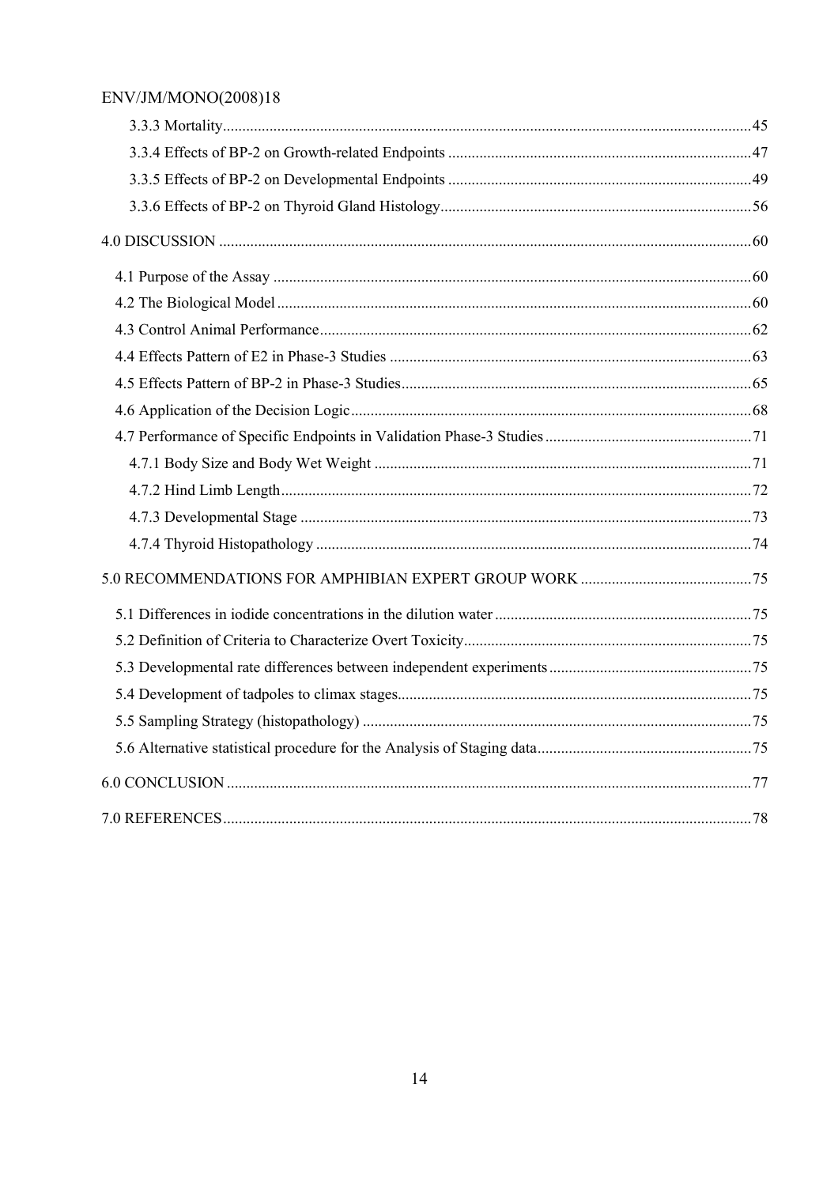3.3.3 Mortality....................................................................................................................................45

3.3.4 Effects of BP-2 on Growth-related Endpoints ..........................................................................47

3.3.5 Effects of BP-2 on Developmental Endpoints ..........................................................................49

3.3.6 Effects of BP-2 on Thyroid Gland Histology............................................................................56

4.0 DISCUSSION .....................................................................................................................................60

4.1 Purpose of the Assay .......................................................................................................................60

4.2 The Biological Model .......................................................................................................................60

4.3 Control Animal Performance............................................................................................................62

4.4 Effects Pattern of E2 in Phase-3 Studies ..........................................................................................63

4.5 Effects Pattern of BP-2 in Phase-3 Studies.......................................................................................65

4.6 Application of the Decision Logic....................................................................................................68

4.7 Performance of Specific Endpoints in Validation Phase-3 Studies ...................................................71

4.7.1 Body Size and Body Wet Weight ..............................................................................................71

4.7.2 Hind Limb Length......................................................................................................................72

4.7.3 Developmental Stage .................................................................................................................73

4.7.4 Thyroid Histopathology .............................................................................................................74

5.0 RECOMMENDATIONS FOR AMPHIBIAN EXPERT GROUP WORK ..........................................75

5.1 Differences in iodide concentrations in the dilution water ...............................................................75

5.2 Definition of Criteria to Characterize Overt Toxicity.......................................................................75

5.3 Developmental rate differences between independent experiments .................................................75

5.4 Development of tadpoles to climax stages........................................................................................75

5.5 Sampling Strategy (histopathology) .................................................................................................75

5.6 Alternative statistical procedure for the Analysis of Staging data.....................................................75

6.0 CONCLUSION ...................................................................................................................................77

7.0 REFERENCES.....................................................................................................................................78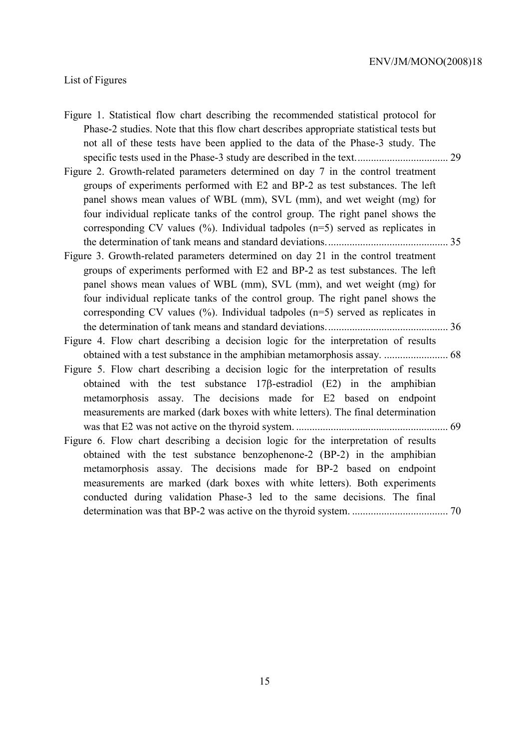List of Figures

Figure 1. Statistical flow chart describing the recommended statistical protocol for Phase-2 studies. Note that this flow chart describes appropriate statistical tests but not all of these tests have been applied to the data of the Phase-3 study. The specific tests used in the Phase-3 study are described in the text. .................................. 29

Figure 2. Growth-related parameters determined on day 7 in the control treatment groups of experiments performed with E2 and BP-2 as test substances. The left panel shows mean values of WBL (mm), SVL (mm), and wet weight (mg) for four individual replicate tanks of the control group. The right panel shows the corresponding CV values (%). Individual tadpoles (n=5) served as replicates in the determination of tank means and standard deviations. ............................................ 35

Figure 3. Growth-related parameters determined on day 21 in the control treatment groups of experiments performed with E2 and BP-2 as test substances. The left panel shows mean values of WBL (mm), SVL (mm), and wet weight (mg) for four individual replicate tanks of the control group. The right panel shows the corresponding CV values (%). Individual tadpoles (n=5) served as replicates in the determination of tank means and standard deviations. ............................................ 36

Figure 4. Flow chart describing a decision logic for the interpretation of results obtained with a test substance in the amphibian metamorphosis assay. ........................ 68

Figure 5. Flow chart describing a decision logic for the interpretation of results obtained with the test substance 17β-estradiol (E2) in the amphibian metamorphosis assay. The decisions made for E2 based on endpoint measurements are marked (dark boxes with white letters). The final determination was that E2 was not active on the thyroid system. ........................................................ 69

Figure 6. Flow chart describing a decision logic for the interpretation of results obtained with the test substance benzophenone-2 (BP-2) in the amphibian metamorphosis assay. The decisions made for BP-2 based on endpoint measurements are marked (dark boxes with white letters). Both experiments conducted during validation Phase-3 led to the same decisions. The final determination was that BP-2 was active on the thyroid system. ................................... 70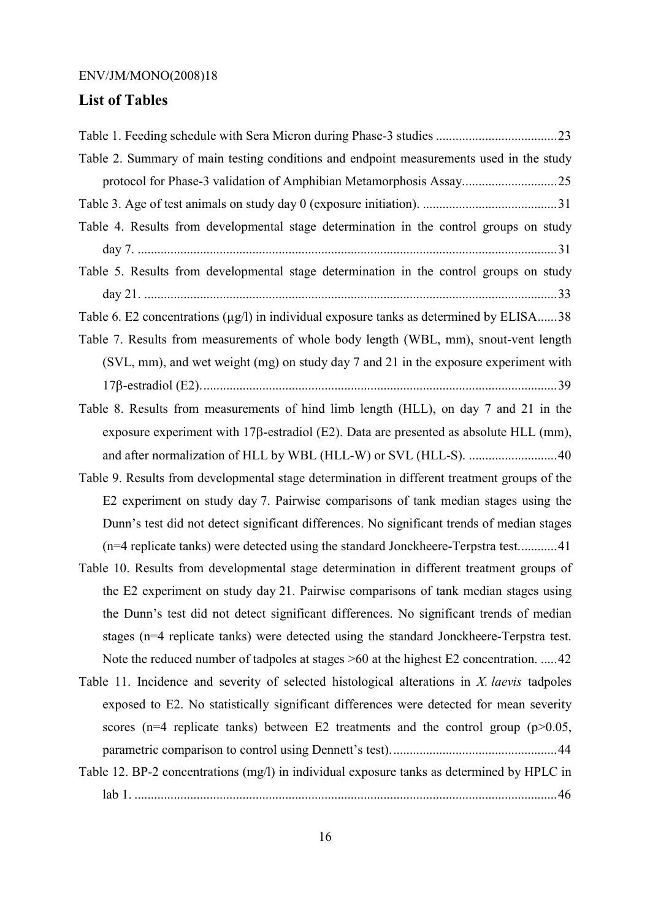## List of Tables

Table 1. Feeding schedule with Sera Micron during Phase-3 studies .....................................23

Table 2. Summary of main testing conditions and endpoint measurements used in the study protocol for Phase-3 validation of Amphibian Metamorphosis Assay.............................25

Table 3. Age of test animals on study day 0 (exposure initiation). .........................................31

Table 4. Results from developmental stage determination in the control groups on study day 7. ...............................................................................................................................31

Table 5. Results from developmental stage determination in the control groups on study day 21. .............................................................................................................................33

Table 6. E2 concentrations (μg/l) in individual exposure tanks as determined by ELISA......38

Table 7. Results from measurements of whole body length (WBL, mm), snout-vent length (SVL, mm), and wet weight (mg) on study day 7 and 21 in the exposure experiment with 17β-estradiol (E2)...........................................................................................................39

Table 8. Results from measurements of hind limb length (HLL), on day 7 and 21 in the exposure experiment with 17β-estradiol (E2). Data are presented as absolute HLL (mm), and after normalization of HLL by WBL (HLL-W) or SVL (HLL-S). ...........................40

Table 9. Results from developmental stage determination in different treatment groups of the E2 experiment on study day 7. Pairwise comparisons of tank median stages using the Dunn's test did not detect significant differences. No significant trends of median stages (n=4 replicate tanks) were detected using the standard Jonckheere-Terpstra test............41

Table 10. Results from developmental stage determination in different treatment groups of the E2 experiment on study day 21. Pairwise comparisons of tank median stages using the Dunn's test did not detect significant differences. No significant trends of median stages (n=4 replicate tanks) were detected using the standard Jonckheere-Terpstra test. Note the reduced number of tadpoles at stages >60 at the highest E2 concentration. .....42

Table 11. Incidence and severity of selected histological alterations in *X. laevis* tadpoles exposed to E2. No statistically significant differences were detected for mean severity scores (n=4 replicate tanks) between E2 treatments and the control group (p>0.05, parametric comparison to control using Dennett's test)..................................................44

Table 12. BP-2 concentrations (mg/l) in individual exposure tanks as determined by HPLC in lab 1. ...............................................................................................................................46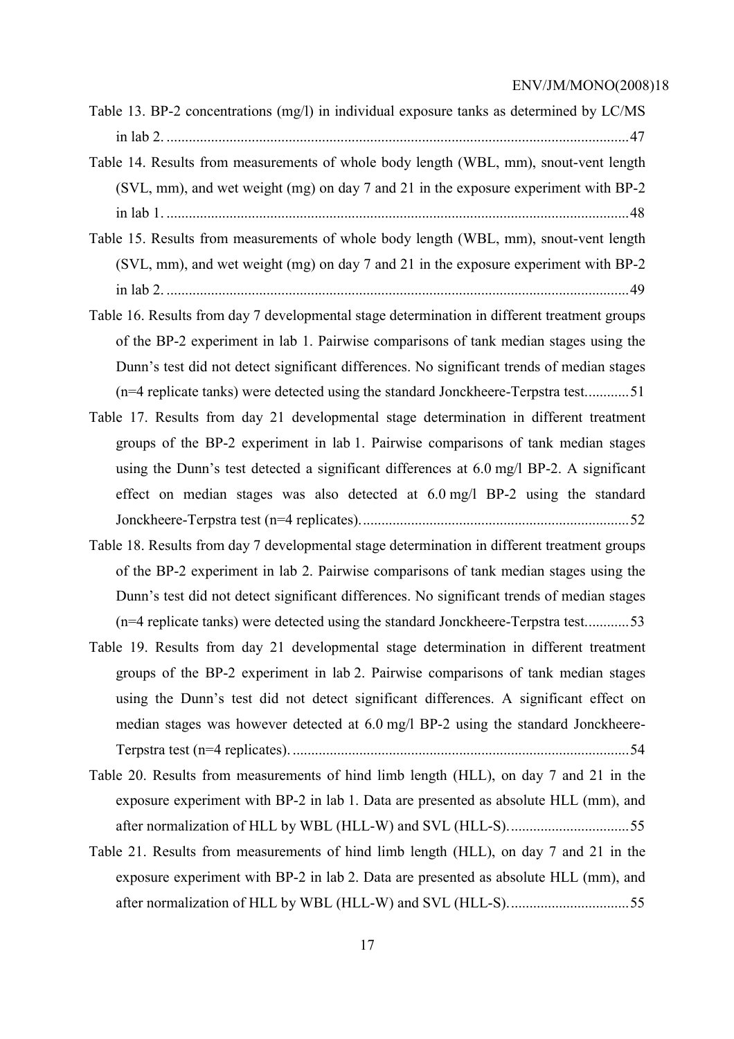Table 13. BP-2 concentrations (mg/l) in individual exposure tanks as determined by LC/MS in lab 2. ............................................................................................................................47

Table 14. Results from measurements of whole body length (WBL, mm), snout-vent length (SVL, mm), and wet weight (mg) on day 7 and 21 in the exposure experiment with BP-2 in lab 1. ............................................................................................................................48

Table 15. Results from measurements of whole body length (WBL, mm), snout-vent length (SVL, mm), and wet weight (mg) on day 7 and 21 in the exposure experiment with BP-2 in lab 2. ............................................................................................................................49

Table 16. Results from day 7 developmental stage determination in different treatment groups of the BP-2 experiment in lab 1. Pairwise comparisons of tank median stages using the Dunn's test did not detect significant differences. No significant trends of median stages (n=4 replicate tanks) were detected using the standard Jonckheere-Terpstra test............51

Table 17. Results from day 21 developmental stage determination in different treatment groups of the BP-2 experiment in lab 1. Pairwise comparisons of tank median stages using the Dunn's test detected a significant differences at 6.0 mg/l BP-2. A significant effect on median stages was also detected at 6.0 mg/l BP-2 using the standard Jonckheere-Terpstra test (n=4 replicates).........................................................................52

Table 18. Results from day 7 developmental stage determination in different treatment groups of the BP-2 experiment in lab 2. Pairwise comparisons of tank median stages using the Dunn's test did not detect significant differences. No significant trends of median stages (n=4 replicate tanks) were detected using the standard Jonckheere-Terpstra test............53

Table 19. Results from day 21 developmental stage determination in different treatment groups of the BP-2 experiment in lab 2. Pairwise comparisons of tank median stages using the Dunn's test did not detect significant differences. A significant effect on median stages was however detected at 6.0 mg/l BP-2 using the standard Jonckheere-Terpstra test (n=4 replicates). ..........................................................................................54

Table 20. Results from measurements of hind limb length (HLL), on day 7 and 21 in the exposure experiment with BP-2 in lab 1. Data are presented as absolute HLL (mm), and after normalization of HLL by WBL (HLL-W) and SVL (HLL-S). ................................55

Table 21. Results from measurements of hind limb length (HLL), on day 7 and 21 in the exposure experiment with BP-2 in lab 2. Data are presented as absolute HLL (mm), and after normalization of HLL by WBL (HLL-W) and SVL (HLL-S). ................................55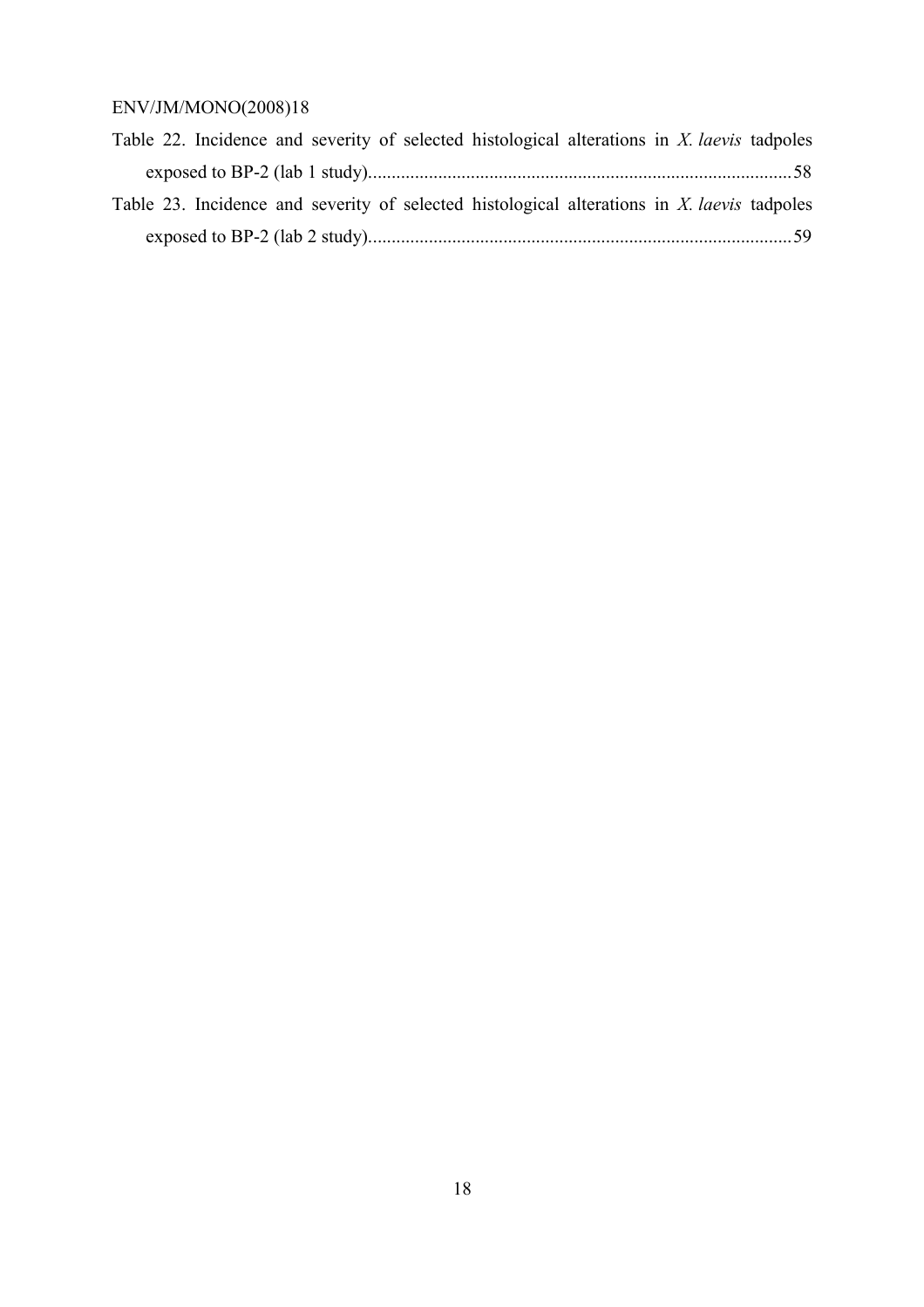Table 22. Incidence and severity of selected histological alterations in *X. laevis* tadpoles exposed to BP-2 (lab 1 study)........................................................................................58

Table 23. Incidence and severity of selected histological alterations in *X. laevis* tadpoles exposed to BP-2 (lab 2 study)........................................................................................59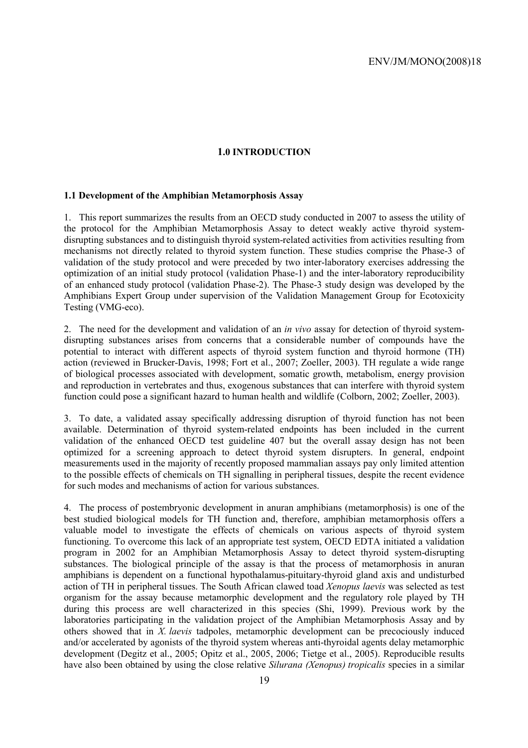# 1.0 INTRODUCTION

## 1.1 Development of the Amphibian Metamorphosis Assay

1. This report summarizes the results from an OECD study conducted in 2007 to assess the utility of the protocol for the Amphibian Metamorphosis Assay to detect weakly active thyroid system-disrupting substances and to distinguish thyroid system-related activities from activities resulting from mechanisms not directly related to thyroid system function. These studies comprise the Phase-3 of validation of the study protocol and were preceded by two inter-laboratory exercises addressing the optimization of an initial study protocol (validation Phase-1) and the inter-laboratory reproducibility of an enhanced study protocol (validation Phase-2). The Phase-3 study design was developed by the Amphibians Expert Group under supervision of the Validation Management Group for Ecotoxicity Testing (VMG-eco).

2. The need for the development and validation of an *in vivo* assay for detection of thyroid system-disrupting substances arises from concerns that a considerable number of compounds have the potential to interact with different aspects of thyroid system function and thyroid hormone (TH) action (reviewed in Brucker-Davis, 1998; Fort et al., 2007; Zoeller, 2003). TH regulate a wide range of biological processes associated with development, somatic growth, metabolism, energy provision and reproduction in vertebrates and thus, exogenous substances that can interfere with thyroid system function could pose a significant hazard to human health and wildlife (Colborn, 2002; Zoeller, 2003).

3. To date, a validated assay specifically addressing disruption of thyroid function has not been available. Determination of thyroid system-related endpoints has been included in the current validation of the enhanced OECD test guideline 407 but the overall assay design has not been optimized for a screening approach to detect thyroid system disrupters. In general, endpoint measurements used in the majority of recently proposed mammalian assays pay only limited attention to the possible effects of chemicals on TH signalling in peripheral tissues, despite the recent evidence for such modes and mechanisms of action for various substances.

4. The process of postembryonic development in anuran amphibians (metamorphosis) is one of the best studied biological models for TH function and, therefore, amphibian metamorphosis offers a valuable model to investigate the effects of chemicals on various aspects of thyroid system functioning. To overcome this lack of an appropriate test system, OECD EDTA initiated a validation program in 2002 for an Amphibian Metamorphosis Assay to detect thyroid system-disrupting substances. The biological principle of the assay is that the process of metamorphosis in anuran amphibians is dependent on a functional hypothalamus-pituitary-thyroid gland axis and undisturbed action of TH in peripheral tissues. The South African clawed toad *Xenopus laevis* was selected as test organism for the assay because metamorphic development and the regulatory role played by TH during this process are well characterized in this species (Shi, 1999). Previous work by the laboratories participating in the validation project of the Amphibian Metamorphosis Assay and by others showed that in *X. laevis* tadpoles, metamorphic development can be precociously induced and/or accelerated by agonists of the thyroid system whereas anti-thyroidal agents delay metamorphic development (Degitz et al., 2005; Opitz et al., 2005, 2006; Tietge et al., 2005). Reproducible results have also been obtained by using the close relative *Silurana (Xenopus) tropicalis* species in a similar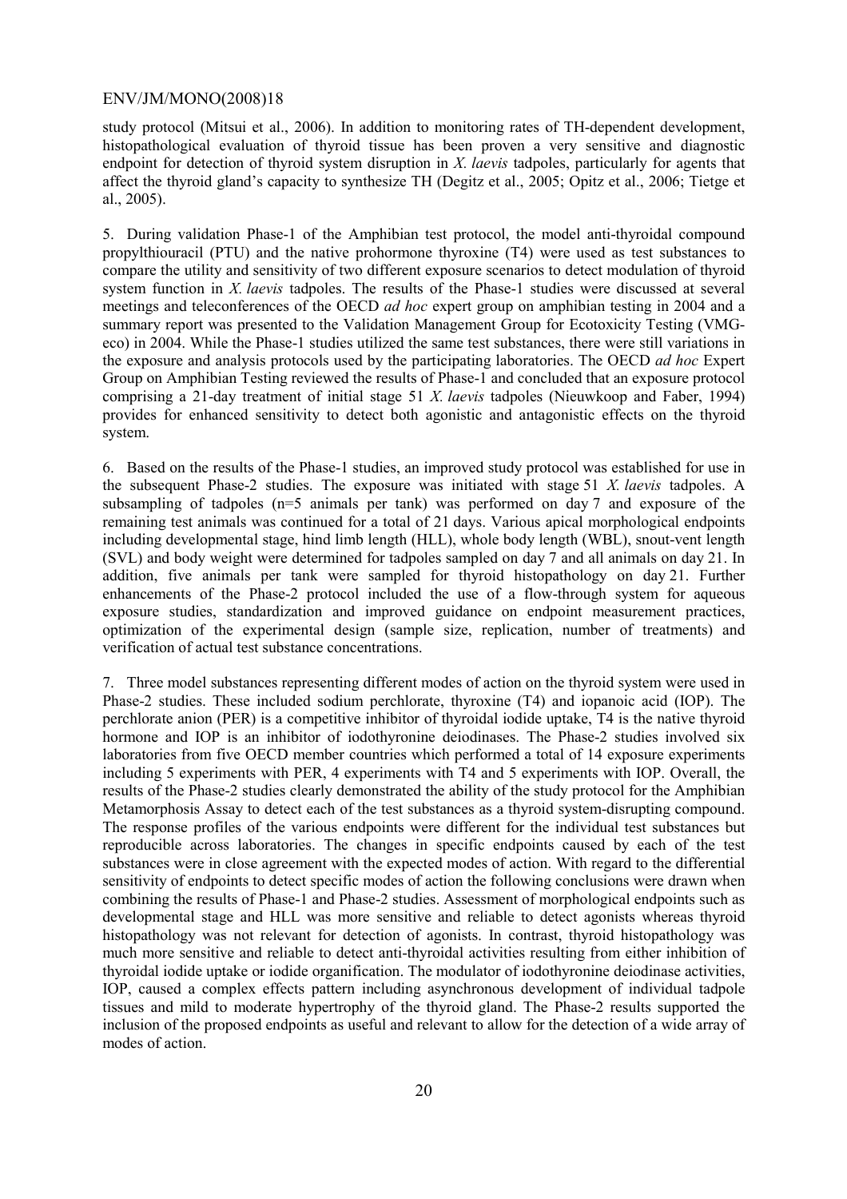study protocol (Mitsui et al., 2006). In addition to monitoring rates of TH-dependent development, histopathological evaluation of thyroid tissue has been proven a very sensitive and diagnostic endpoint for detection of thyroid system disruption in *X. laevis* tadpoles, particularly for agents that affect the thyroid gland's capacity to synthesize TH (Degitz et al., 2005; Opitz et al., 2006; Tietge et al., 2005).

5. During validation Phase-1 of the Amphibian test protocol, the model anti-thyroidal compound propylthiouracil (PTU) and the native prohormone thyroxine (T4) were used as test substances to compare the utility and sensitivity of two different exposure scenarios to detect modulation of thyroid system function in *X. laevis* tadpoles. The results of the Phase-1 studies were discussed at several meetings and teleconferences of the OECD *ad hoc* expert group on amphibian testing in 2004 and a summary report was presented to the Validation Management Group for Ecotoxicity Testing (VMG-eco) in 2004. While the Phase-1 studies utilized the same test substances, there were still variations in the exposure and analysis protocols used by the participating laboratories. The OECD *ad hoc* Expert Group on Amphibian Testing reviewed the results of Phase-1 and concluded that an exposure protocol comprising a 21-day treatment of initial stage 51 *X. laevis* tadpoles (Nieuwkoop and Faber, 1994) provides for enhanced sensitivity to detect both agonistic and antagonistic effects on the thyroid system.

6. Based on the results of the Phase-1 studies, an improved study protocol was established for use in the subsequent Phase-2 studies. The exposure was initiated with stage 51 *X. laevis* tadpoles. A subsampling of tadpoles (n=5 animals per tank) was performed on day 7 and exposure of the remaining test animals was continued for a total of 21 days. Various apical morphological endpoints including developmental stage, hind limb length (HLL), whole body length (WBL), snout-vent length (SVL) and body weight were determined for tadpoles sampled on day 7 and all animals on day 21. In addition, five animals per tank were sampled for thyroid histopathology on day 21. Further enhancements of the Phase-2 protocol included the use of a flow-through system for aqueous exposure studies, standardization and improved guidance on endpoint measurement practices, optimization of the experimental design (sample size, replication, number of treatments) and verification of actual test substance concentrations.

7. Three model substances representing different modes of action on the thyroid system were used in Phase-2 studies. These included sodium perchlorate, thyroxine (T4) and iopanoic acid (IOP). The perchlorate anion (PER) is a competitive inhibitor of thyroidal iodide uptake, T4 is the native thyroid hormone and IOP is an inhibitor of iodothyronine deiodinases. The Phase-2 studies involved six laboratories from five OECD member countries which performed a total of 14 exposure experiments including 5 experiments with PER, 4 experiments with T4 and 5 experiments with IOP. Overall, the results of the Phase-2 studies clearly demonstrated the ability of the study protocol for the Amphibian Metamorphosis Assay to detect each of the test substances as a thyroid system-disrupting compound. The response profiles of the various endpoints were different for the individual test substances but reproducible across laboratories. The changes in specific endpoints caused by each of the test substances were in close agreement with the expected modes of action. With regard to the differential sensitivity of endpoints to detect specific modes of action the following conclusions were drawn when combining the results of Phase-1 and Phase-2 studies. Assessment of morphological endpoints such as developmental stage and HLL was more sensitive and reliable to detect agonists whereas thyroid histopathology was not relevant for detection of agonists. In contrast, thyroid histopathology was much more sensitive and reliable to detect anti-thyroidal activities resulting from either inhibition of thyroidal iodide uptake or iodide organification. The modulator of iodothyronine deiodinase activities, IOP, caused a complex effects pattern including asynchronous development of individual tadpole tissues and mild to moderate hypertrophy of the thyroid gland. The Phase-2 results supported the inclusion of the proposed endpoints as useful and relevant to allow for the detection of a wide array of modes of action.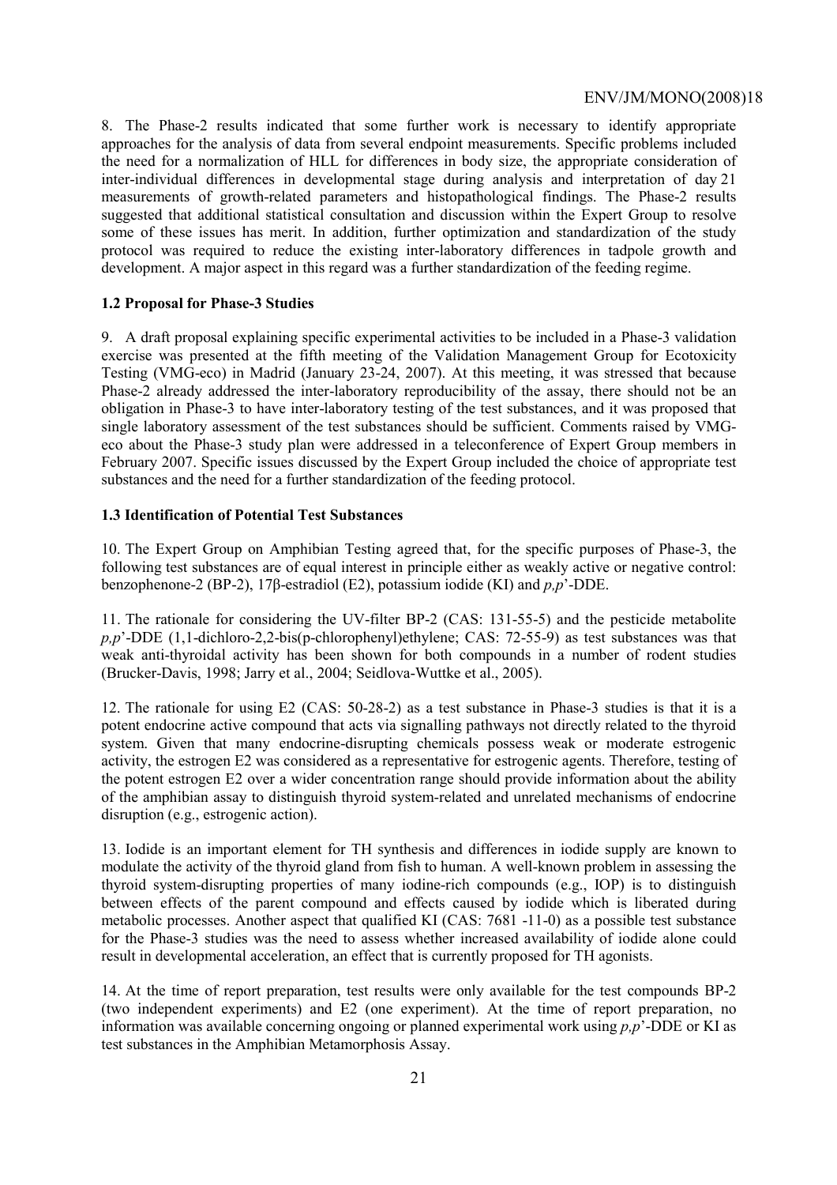8. The Phase-2 results indicated that some further work is necessary to identify appropriate approaches for the analysis of data from several endpoint measurements. Specific problems included the need for a normalization of HLL for differences in body size, the appropriate consideration of inter-individual differences in developmental stage during analysis and interpretation of day 21 measurements of growth-related parameters and histopathological findings. The Phase-2 results suggested that additional statistical consultation and discussion within the Expert Group to resolve some of these issues has merit. In addition, further optimization and standardization of the study protocol was required to reduce the existing inter-laboratory differences in tadpole growth and development. A major aspect in this regard was a further standardization of the feeding regime.

### 1.2 Proposal for Phase-3 Studies

9. A draft proposal explaining specific experimental activities to be included in a Phase-3 validation exercise was presented at the fifth meeting of the Validation Management Group for Ecotoxicity Testing (VMG-eco) in Madrid (January 23-24, 2007). At this meeting, it was stressed that because Phase-2 already addressed the inter-laboratory reproducibility of the assay, there should not be an obligation in Phase-3 to have inter-laboratory testing of the test substances, and it was proposed that single laboratory assessment of the test substances should be sufficient. Comments raised by VMG-eco about the Phase-3 study plan were addressed in a teleconference of Expert Group members in February 2007. Specific issues discussed by the Expert Group included the choice of appropriate test substances and the need for a further standardization of the feeding protocol.

### 1.3 Identification of Potential Test Substances

10. The Expert Group on Amphibian Testing agreed that, for the specific purposes of Phase-3, the following test substances are of equal interest in principle either as weakly active or negative control: benzophenone-2 (BP-2), 17β-estradiol (E2), potassium iodide (KI) and *p,p*'-DDE.

11. The rationale for considering the UV-filter BP-2 (CAS: 131-55-5) and the pesticide metabolite *p,p*'-DDE (1,1-dichloro-2,2-bis(p-chlorophenyl)ethylene; CAS: 72-55-9) as test substances was that weak anti-thyroidal activity has been shown for both compounds in a number of rodent studies (Brucker-Davis, 1998; Jarry et al., 2004; Seidlova-Wuttke et al., 2005).

12. The rationale for using E2 (CAS: 50-28-2) as a test substance in Phase-3 studies is that it is a potent endocrine active compound that acts via signalling pathways not directly related to the thyroid system. Given that many endocrine-disrupting chemicals possess weak or moderate estrogenic activity, the estrogen E2 was considered as a representative for estrogenic agents. Therefore, testing of the potent estrogen E2 over a wider concentration range should provide information about the ability of the amphibian assay to distinguish thyroid system-related and unrelated mechanisms of endocrine disruption (e.g., estrogenic action).

13. Iodide is an important element for TH synthesis and differences in iodide supply are known to modulate the activity of the thyroid gland from fish to human. A well-known problem in assessing the thyroid system-disrupting properties of many iodine-rich compounds (e.g., IOP) is to distinguish between effects of the parent compound and effects caused by iodide which is liberated during metabolic processes. Another aspect that qualified KI (CAS: 7681 -11-0) as a possible test substance for the Phase-3 studies was the need to assess whether increased availability of iodide alone could result in developmental acceleration, an effect that is currently proposed for TH agonists.

14. At the time of report preparation, test results were only available for the test compounds BP-2 (two independent experiments) and E2 (one experiment). At the time of report preparation, no information was available concerning ongoing or planned experimental work using *p,p*'-DDE or KI as test substances in the Amphibian Metamorphosis Assay.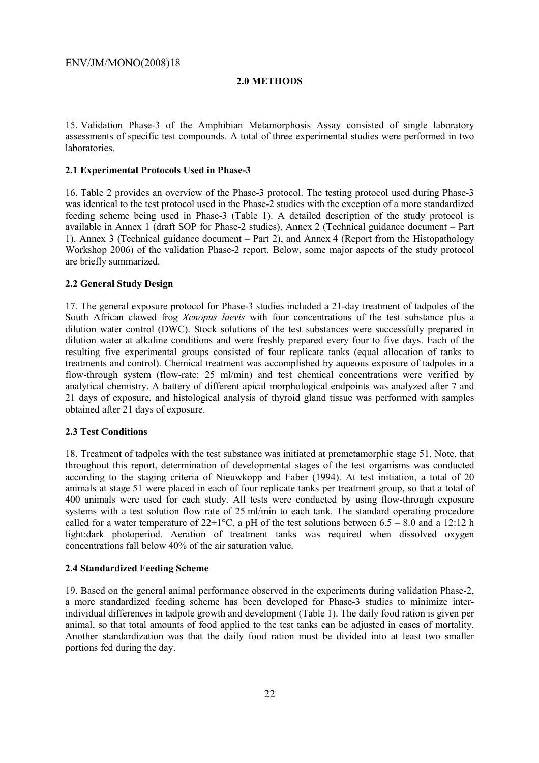## 2.0 METHODS

15. Validation Phase-3 of the Amphibian Metamorphosis Assay consisted of single laboratory assessments of specific test compounds. A total of three experimental studies were performed in two laboratories.

### 2.1 Experimental Protocols Used in Phase-3

16. Table 2 provides an overview of the Phase-3 protocol. The testing protocol used during Phase-3 was identical to the test protocol used in the Phase-2 studies with the exception of a more standardized feeding scheme being used in Phase-3 (Table 1). A detailed description of the study protocol is available in Annex 1 (draft SOP for Phase-2 studies), Annex 2 (Technical guidance document – Part 1), Annex 3 (Technical guidance document – Part 2), and Annex 4 (Report from the Histopathology Workshop 2006) of the validation Phase-2 report. Below, some major aspects of the study protocol are briefly summarized.

### 2.2 General Study Design

17. The general exposure protocol for Phase-3 studies included a 21-day treatment of tadpoles of the South African clawed frog *Xenopus laevis* with four concentrations of the test substance plus a dilution water control (DWC). Stock solutions of the test substances were successfully prepared in dilution water at alkaline conditions and were freshly prepared every four to five days. Each of the resulting five experimental groups consisted of four replicate tanks (equal allocation of tanks to treatments and control). Chemical treatment was accomplished by aqueous exposure of tadpoles in a flow-through system (flow-rate: 25 ml/min) and test chemical concentrations were verified by analytical chemistry. A battery of different apical morphological endpoints was analyzed after 7 and 21 days of exposure, and histological analysis of thyroid gland tissue was performed with samples obtained after 21 days of exposure.

### 2.3 Test Conditions

18. Treatment of tadpoles with the test substance was initiated at premetamorphic stage 51. Note, that throughout this report, determination of developmental stages of the test organisms was conducted according to the staging criteria of Nieuwkopp and Faber (1994). At test initiation, a total of 20 animals at stage 51 were placed in each of four replicate tanks per treatment group, so that a total of 400 animals were used for each study. All tests were conducted by using flow-through exposure systems with a test solution flow rate of 25 ml/min to each tank. The standard operating procedure called for a water temperature of 22±1°C, a pH of the test solutions between 6.5 – 8.0 and a 12:12 h light:dark photoperiod. Aeration of treatment tanks was required when dissolved oxygen concentrations fall below 40% of the air saturation value.

### 2.4 Standardized Feeding Scheme

19. Based on the general animal performance observed in the experiments during validation Phase-2, a more standardized feeding scheme has been developed for Phase-3 studies to minimize inter-individual differences in tadpole growth and development (Table 1). The daily food ration is given per animal, so that total amounts of food applied to the test tanks can be adjusted in cases of mortality. Another standardization was that the daily food ration must be divided into at least two smaller portions fed during the day.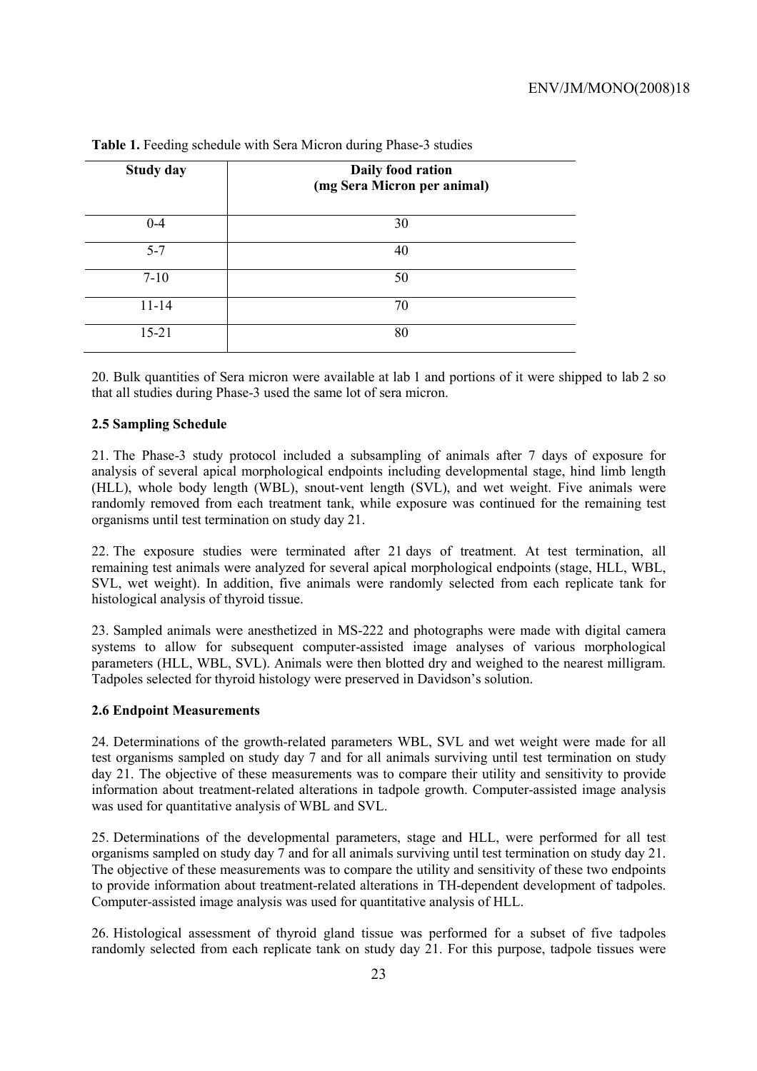**Table 1.** Feeding schedule with Sera Micron during Phase-3 studies

| Study day | Daily food ration (mg Sera Micron per animal) |
|---|---|
| 0-4 | 30 |
| 5-7 | 40 |
| 7-10 | 50 |
| 11-14 | 70 |
| 15-21 | 80 |

20. Bulk quantities of Sera micron were available at lab 1 and portions of it were shipped to lab 2 so that all studies during Phase-3 used the same lot of sera micron.

### 2.5 Sampling Schedule

21. The Phase-3 study protocol included a subsampling of animals after 7 days of exposure for analysis of several apical morphological endpoints including developmental stage, hind limb length (HLL), whole body length (WBL), snout-vent length (SVL), and wet weight. Five animals were randomly removed from each treatment tank, while exposure was continued for the remaining test organisms until test termination on study day 21.

22. The exposure studies were terminated after 21 days of treatment. At test termination, all remaining test animals were analyzed for several apical morphological endpoints (stage, HLL, WBL, SVL, wet weight). In addition, five animals were randomly selected from each replicate tank for histological analysis of thyroid tissue.

23. Sampled animals were anesthetized in MS-222 and photographs were made with digital camera systems to allow for subsequent computer-assisted image analyses of various morphological parameters (HLL, WBL, SVL). Animals were then blotted dry and weighed to the nearest milligram. Tadpoles selected for thyroid histology were preserved in Davidson's solution.

### 2.6 Endpoint Measurements

24. Determinations of the growth-related parameters WBL, SVL and wet weight were made for all test organisms sampled on study day 7 and for all animals surviving until test termination on study day 21. The objective of these measurements was to compare their utility and sensitivity to provide information about treatment-related alterations in tadpole growth. Computer-assisted image analysis was used for quantitative analysis of WBL and SVL.

25. Determinations of the developmental parameters, stage and HLL, were performed for all test organisms sampled on study day 7 and for all animals surviving until test termination on study day 21. The objective of these measurements was to compare the utility and sensitivity of these two endpoints to provide information about treatment-related alterations in TH-dependent development of tadpoles. Computer-assisted image analysis was used for quantitative analysis of HLL.

26. Histological assessment of thyroid gland tissue was performed for a subset of five tadpoles randomly selected from each replicate tank on study day 21. For this purpose, tadpole tissues were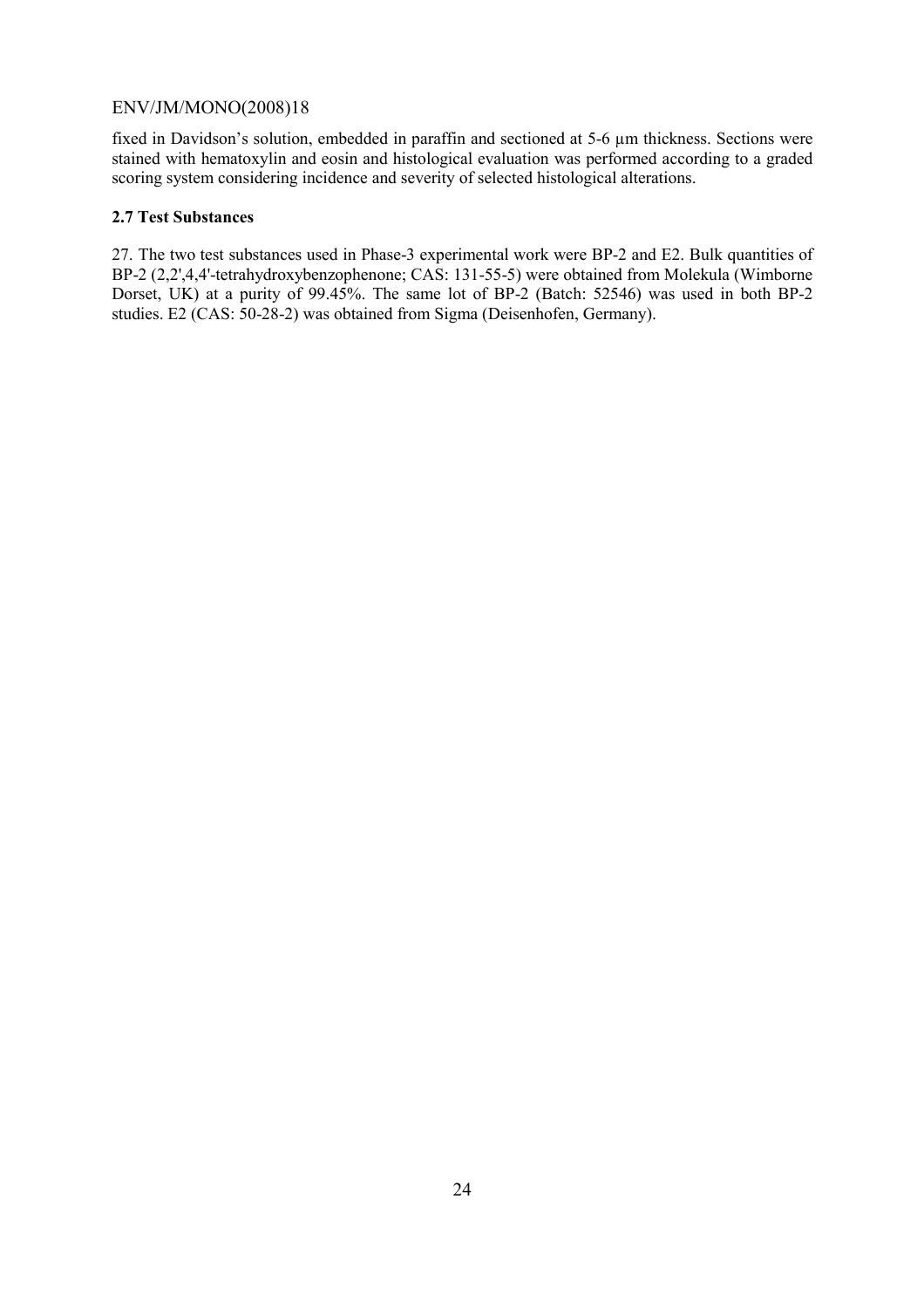fixed in Davidson's solution, embedded in paraffin and sectioned at 5-6 µm thickness. Sections were stained with hematoxylin and eosin and histological evaluation was performed according to a graded scoring system considering incidence and severity of selected histological alterations.

### 2.7 Test Substances

27. The two test substances used in Phase-3 experimental work were BP-2 and E2. Bulk quantities of BP-2 (2,2',4,4'-tetrahydroxybenzophenone; CAS: 131-55-5) were obtained from Molekula (Wimborne Dorset, UK) at a purity of 99.45%. The same lot of BP-2 (Batch: 52546) was used in both BP-2 studies. E2 (CAS: 50-28-2) was obtained from Sigma (Deisenhofen, Germany).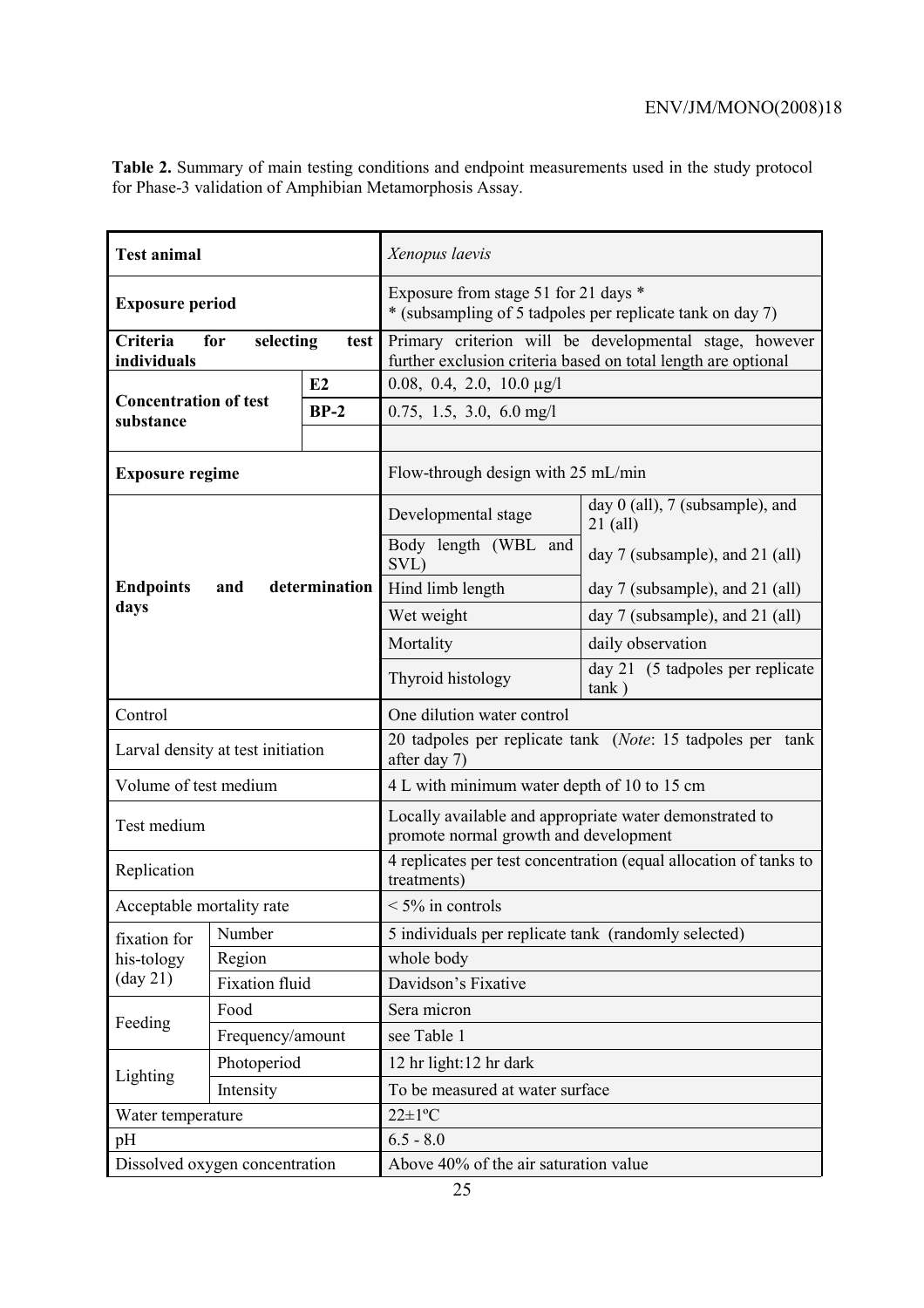**Table 2.** Summary of main testing conditions and endpoint measurements used in the study protocol for Phase-3 validation of Amphibian Metamorphosis Assay.

| | | | |
|---|---|---|---|
| **Test animal** | | *Xenopus laevis* | |
| **Exposure period** | | Exposure from stage 51 for 21 days * <br> * (subsampling of 5 tadpoles per replicate tank on day 7) | |
| **Criteria for selecting test individuals** | | Primary criterion will be developmental stage, however further exclusion criteria based on total length are optional | |
| **Concentration of test substance** | **E2** | 0.08, 0.4, 2.0, 10.0 µg/l | |
| | **BP-2** | 0.75, 1.5, 3.0, 6.0 mg/l | |
| | | | |
| **Exposure regime** | | Flow-through design with 25 mL/min | |
| **Endpoints and determination days** | | Developmental stage | day 0 (all), 7 (subsample), and 21 (all) |
| | | Body length (WBL and SVL) | day 7 (subsample), and 21 (all) |
| | | Hind limb length | day 7 (subsample), and 21 (all) |
| | | Wet weight | day 7 (subsample), and 21 (all) |
| | | Mortality | daily observation |
| | | Thyroid histology | day 21 (5 tadpoles per replicate tank ) |
| Control | | One dilution water control | |
| Larval density at test initiation | | 20 tadpoles per replicate tank (*Note*: 15 tadpoles per tank after day 7) | |
| Volume of test medium | | 4 L with minimum water depth of 10 to 15 cm | |
| Test medium | | Locally available and appropriate water demonstrated to promote normal growth and development | |
| Replication | | 4 replicates per test concentration (equal allocation of tanks to treatments) | |
| Acceptable mortality rate | | < 5% in controls | |
| fixation for his-tology (day 21) | Number | 5 individuals per replicate tank (randomly selected) | |
| | Region | whole body | |
| | Fixation fluid | Davidson's Fixative | |
| Feeding | Food | Sera micron | |
| | Frequency/amount | see Table 1 | |
| Lighting | Photoperiod | 12 hr light:12 hr dark | |
| | Intensity | To be measured at water surface | |
| Water temperature | | 22±1ºC | |
| pH | | 6.5 - 8.0 | |
| Dissolved oxygen concentration | | Above 40% of the air saturation value | |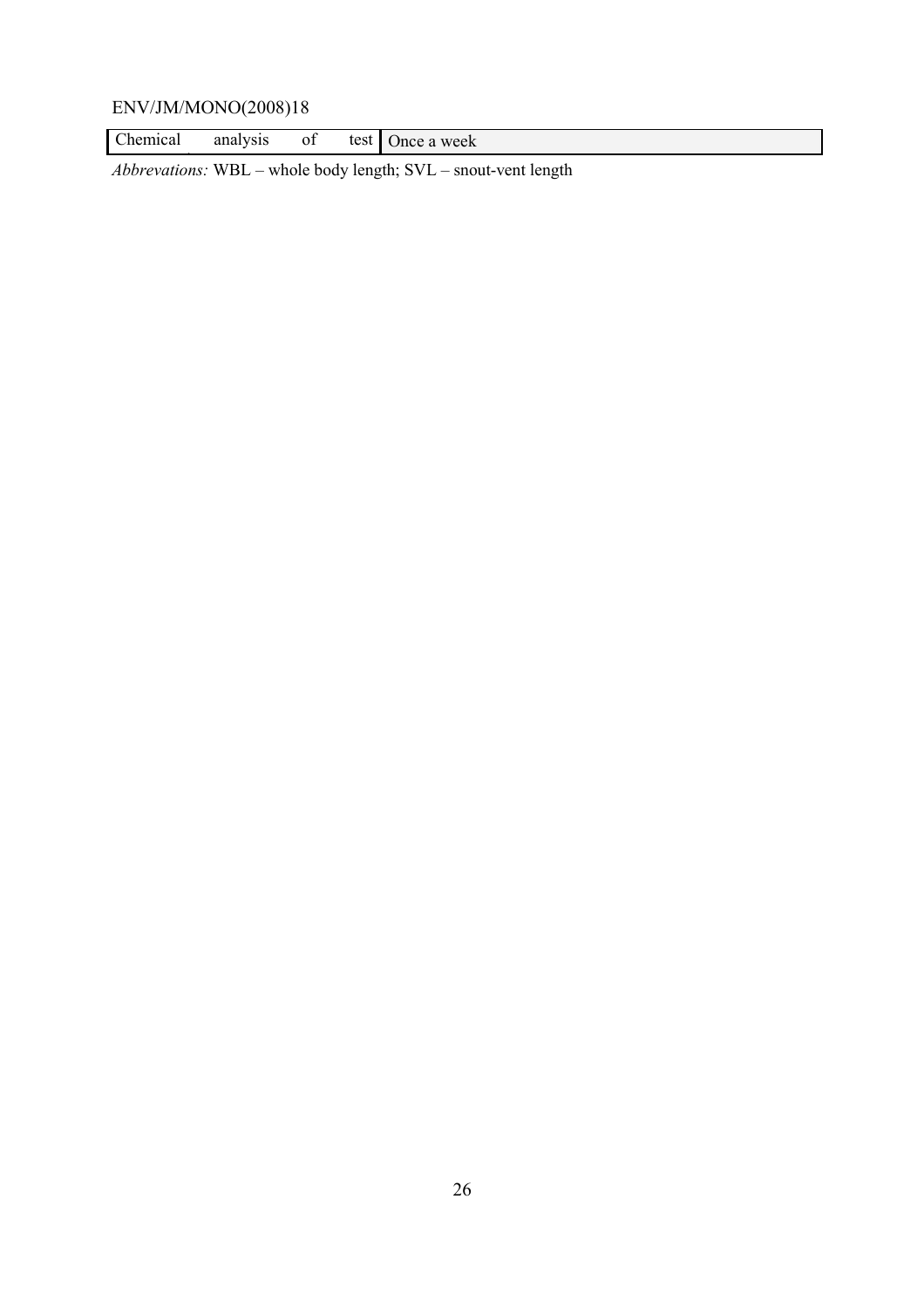| | |
|---|---|
| Chemical analysis of test | Once a week |

*Abbrevations:* WBL – whole body length; SVL – snout-vent length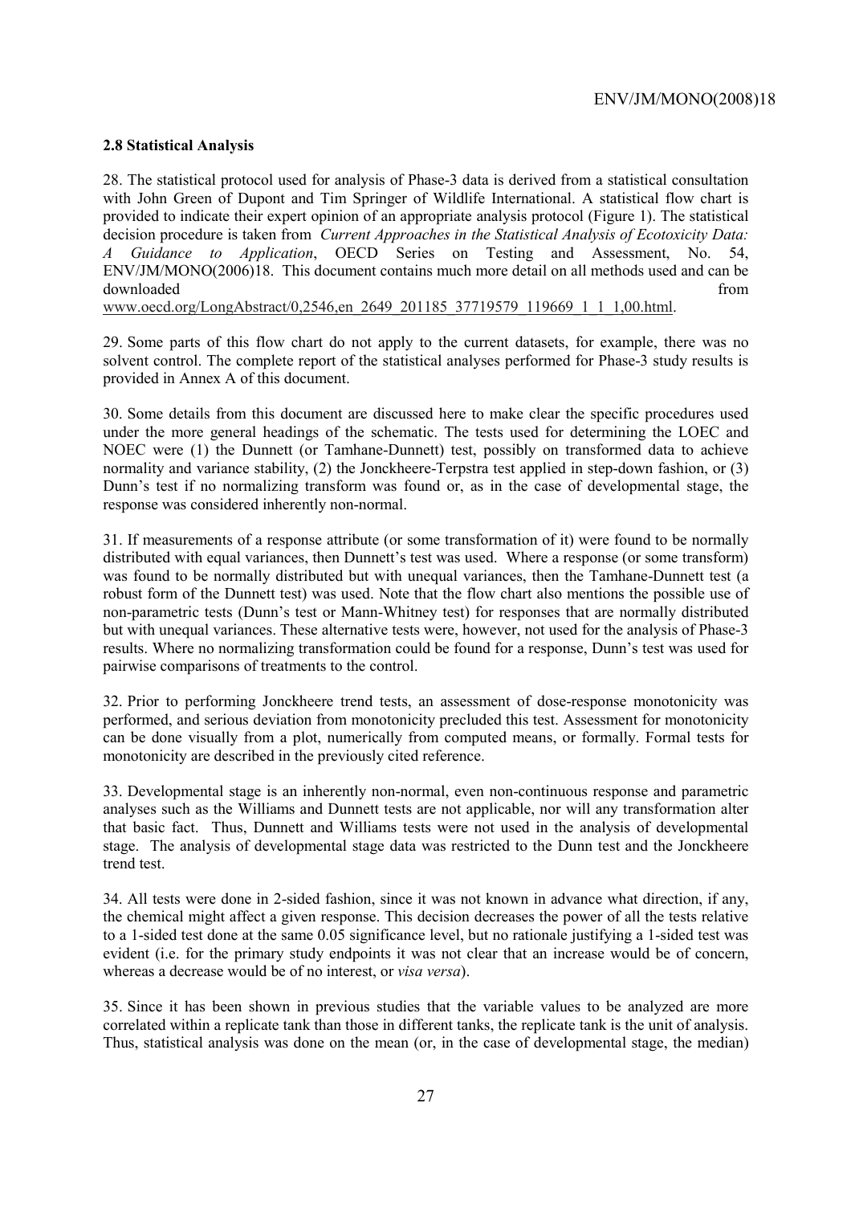**2.8 Statistical Analysis**

28. The statistical protocol used for analysis of Phase-3 data is derived from a statistical consultation with John Green of Dupont and Tim Springer of Wildlife International. A statistical flow chart is provided to indicate their expert opinion of an appropriate analysis protocol (Figure 1). The statistical decision procedure is taken from *Current Approaches in the Statistical Analysis of Ecotoxicity Data: A Guidance to Application*, OECD Series on Testing and Assessment, No. 54, ENV/JM/MONO(2006)18. This document contains much more detail on all methods used and can be downloaded from www.oecd.org/LongAbstract/0,2546,en_2649_201185_37719579_119669_1_1_1,00.html.

29. Some parts of this flow chart do not apply to the current datasets, for example, there was no solvent control. The complete report of the statistical analyses performed for Phase-3 study results is provided in Annex A of this document.

30. Some details from this document are discussed here to make clear the specific procedures used under the more general headings of the schematic. The tests used for determining the LOEC and NOEC were (1) the Dunnett (or Tamhane-Dunnett) test, possibly on transformed data to achieve normality and variance stability, (2) the Jonckheere-Terpstra test applied in step-down fashion, or (3) Dunn's test if no normalizing transform was found or, as in the case of developmental stage, the response was considered inherently non-normal.

31. If measurements of a response attribute (or some transformation of it) were found to be normally distributed with equal variances, then Dunnett's test was used. Where a response (or some transform) was found to be normally distributed but with unequal variances, then the Tamhane-Dunnett test (a robust form of the Dunnett test) was used. Note that the flow chart also mentions the possible use of non-parametric tests (Dunn's test or Mann-Whitney test) for responses that are normally distributed but with unequal variances. These alternative tests were, however, not used for the analysis of Phase-3 results. Where no normalizing transformation could be found for a response, Dunn's test was used for pairwise comparisons of treatments to the control.

32. Prior to performing Jonckheere trend tests, an assessment of dose-response monotonicity was performed, and serious deviation from monotonicity precluded this test. Assessment for monotonicity can be done visually from a plot, numerically from computed means, or formally. Formal tests for monotonicity are described in the previously cited reference.

33. Developmental stage is an inherently non-normal, even non-continuous response and parametric analyses such as the Williams and Dunnett tests are not applicable, nor will any transformation alter that basic fact. Thus, Dunnett and Williams tests were not used in the analysis of developmental stage. The analysis of developmental stage data was restricted to the Dunn test and the Jonckheere trend test.

34. All tests were done in 2-sided fashion, since it was not known in advance what direction, if any, the chemical might affect a given response. This decision decreases the power of all the tests relative to a 1-sided test done at the same 0.05 significance level, but no rationale justifying a 1-sided test was evident (i.e. for the primary study endpoints it was not clear that an increase would be of concern, whereas a decrease would be of no interest, or *visa versa*).

35. Since it has been shown in previous studies that the variable values to be analyzed are more correlated within a replicate tank than those in different tanks, the replicate tank is the unit of analysis. Thus, statistical analysis was done on the mean (or, in the case of developmental stage, the median)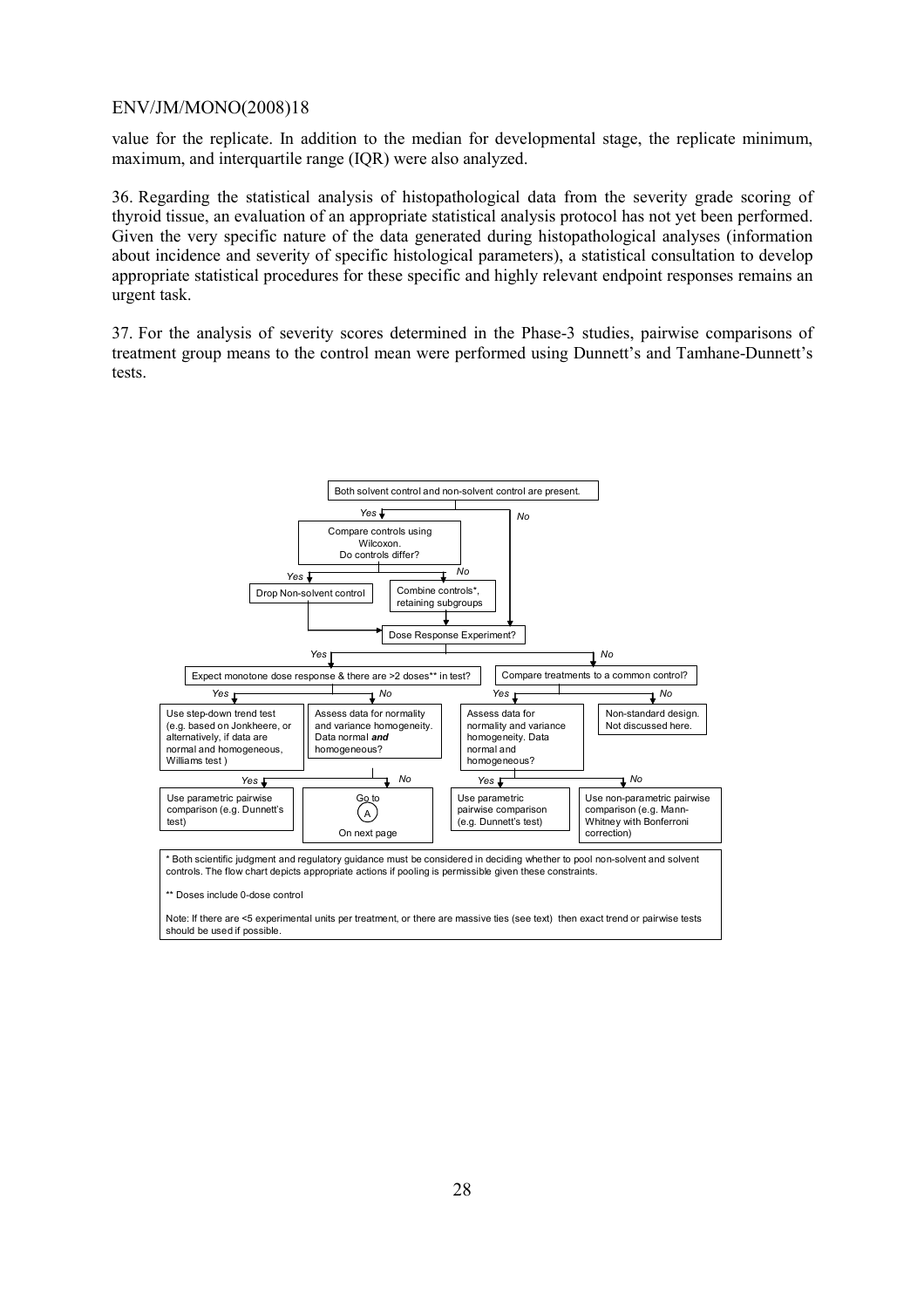value for the replicate. In addition to the median for developmental stage, the replicate minimum, maximum, and interquartile range (IQR) were also analyzed.

36. Regarding the statistical analysis of histopathological data from the severity grade scoring of thyroid tissue, an evaluation of an appropriate statistical analysis protocol has not yet been performed. Given the very specific nature of the data generated during histopathological analyses (information about incidence and severity of specific histological parameters), a statistical consultation to develop appropriate statistical procedures for these specific and highly relevant endpoint responses remains an urgent task.

37. For the analysis of severity scores determined in the Phase-3 studies, pairwise comparisons of treatment group means to the control mean were performed using Dunnett's and Tamhane-Dunnett's tests.

Both solvent control and non-solvent control are present.

- *Yes* → Compare controls using Wilcoxon. Do controls differ?
  - *Yes* → Drop Non-solvent control → Dose Response Experiment?
  - *No* → Combine controls*, retaining subgroups → Dose Response Experiment?
- *No* → Dose Response Experiment?

Dose Response Experiment?

- *Yes* → Expect monotone dose response & there are >2 doses** in test?
  - *Yes* → Use step-down trend test (e.g. based on Jonkheere, or alternatively, if data are normal and homogeneous, Williams test )
  - *No* → Assess data for normality and variance homogeneity. Data normal ***and*** homogeneous?
    - *Yes* → Use parametric pairwise comparison (e.g. Dunnett's test)
    - *No* → Go to (A) On next page
- *No* → Compare treatments to a common control?
  - *Yes* → Assess data for normality and variance homogeneity. Data normal and homogeneous?
    - *Yes* → Use parametric pairwise comparison (e.g. Dunnett's test)
    - *No* → Use non-parametric pairwise comparison (e.g. Mann-Whitney with Bonferroni correction)
  - *No* → Non-standard design. Not discussed here.

\* Both scientific judgment and regulatory guidance must be considered in deciding whether to pool non-solvent and solvent controls. The flow chart depicts appropriate actions if pooling is permissible given these constraints.

\*\* Doses include 0-dose control

Note: If there are <5 experimental units per treatment, or there are massive ties (see text) then exact trend or pairwise tests should be used if possible.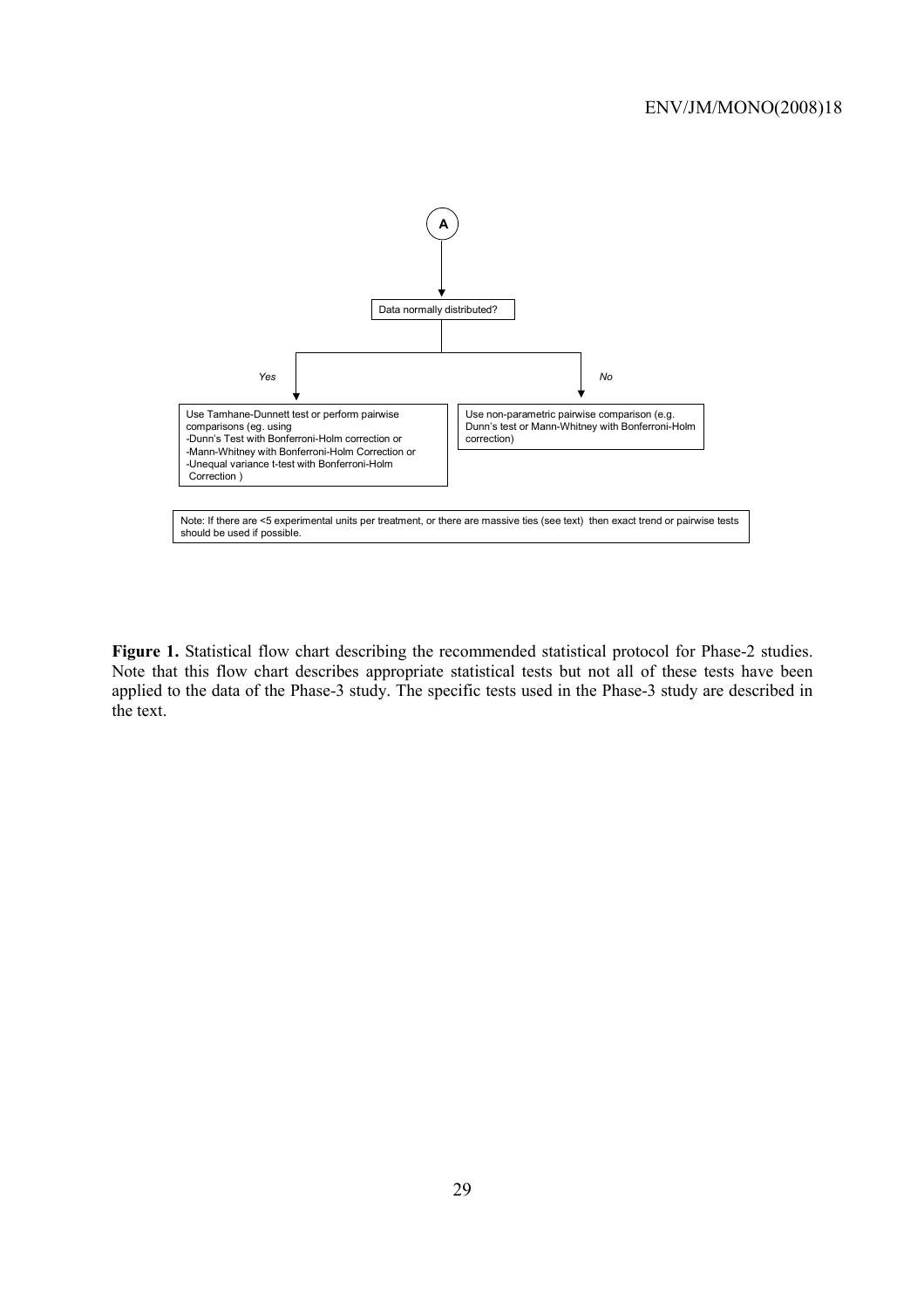A

Data normally distributed?

*Yes*

Use Tamhane-Dunnett test or perform pairwise comparisons (eg. using
-Dunn's Test with Bonferroni-Holm correction or
-Mann-Whitney with Bonferroni-Holm Correction or
-Unequal variance t-test with Bonferroni-Holm Correction )

*No*

Use non-parametric pairwise comparison (e.g. Dunn's test or Mann-Whitney with Bonferroni-Holm correction)

Note: If there are <5 experimental units per treatment, or there are massive ties (see text) then exact trend or pairwise tests should be used if possible.

**Figure 1.** Statistical flow chart describing the recommended statistical protocol for Phase-2 studies. Note that this flow chart describes appropriate statistical tests but not all of these tests have been applied to the data of the Phase-3 study. The specific tests used in the Phase-3 study are described in the text.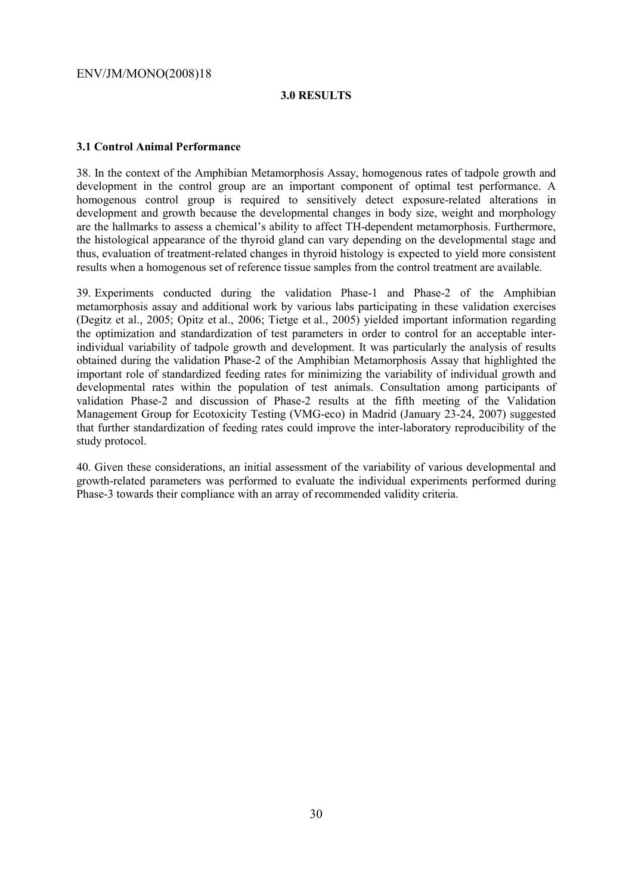## 3.0 RESULTS

### 3.1 Control Animal Performance

38. In the context of the Amphibian Metamorphosis Assay, homogenous rates of tadpole growth and development in the control group are an important component of optimal test performance. A homogenous control group is required to sensitively detect exposure-related alterations in development and growth because the developmental changes in body size, weight and morphology are the hallmarks to assess a chemical's ability to affect TH-dependent metamorphosis. Furthermore, the histological appearance of the thyroid gland can vary depending on the developmental stage and thus, evaluation of treatment-related changes in thyroid histology is expected to yield more consistent results when a homogenous set of reference tissue samples from the control treatment are available.

39. Experiments conducted during the validation Phase-1 and Phase-2 of the Amphibian metamorphosis assay and additional work by various labs participating in these validation exercises (Degitz et al., 2005; Opitz et al., 2006; Tietge et al., 2005) yielded important information regarding the optimization and standardization of test parameters in order to control for an acceptable inter-individual variability of tadpole growth and development. It was particularly the analysis of results obtained during the validation Phase-2 of the Amphibian Metamorphosis Assay that highlighted the important role of standardized feeding rates for minimizing the variability of individual growth and developmental rates within the population of test animals. Consultation among participants of validation Phase-2 and discussion of Phase-2 results at the fifth meeting of the Validation Management Group for Ecotoxicity Testing (VMG-eco) in Madrid (January 23-24, 2007) suggested that further standardization of feeding rates could improve the inter-laboratory reproducibility of the study protocol.

40. Given these considerations, an initial assessment of the variability of various developmental and growth-related parameters was performed to evaluate the individual experiments performed during Phase-3 towards their compliance with an array of recommended validity criteria.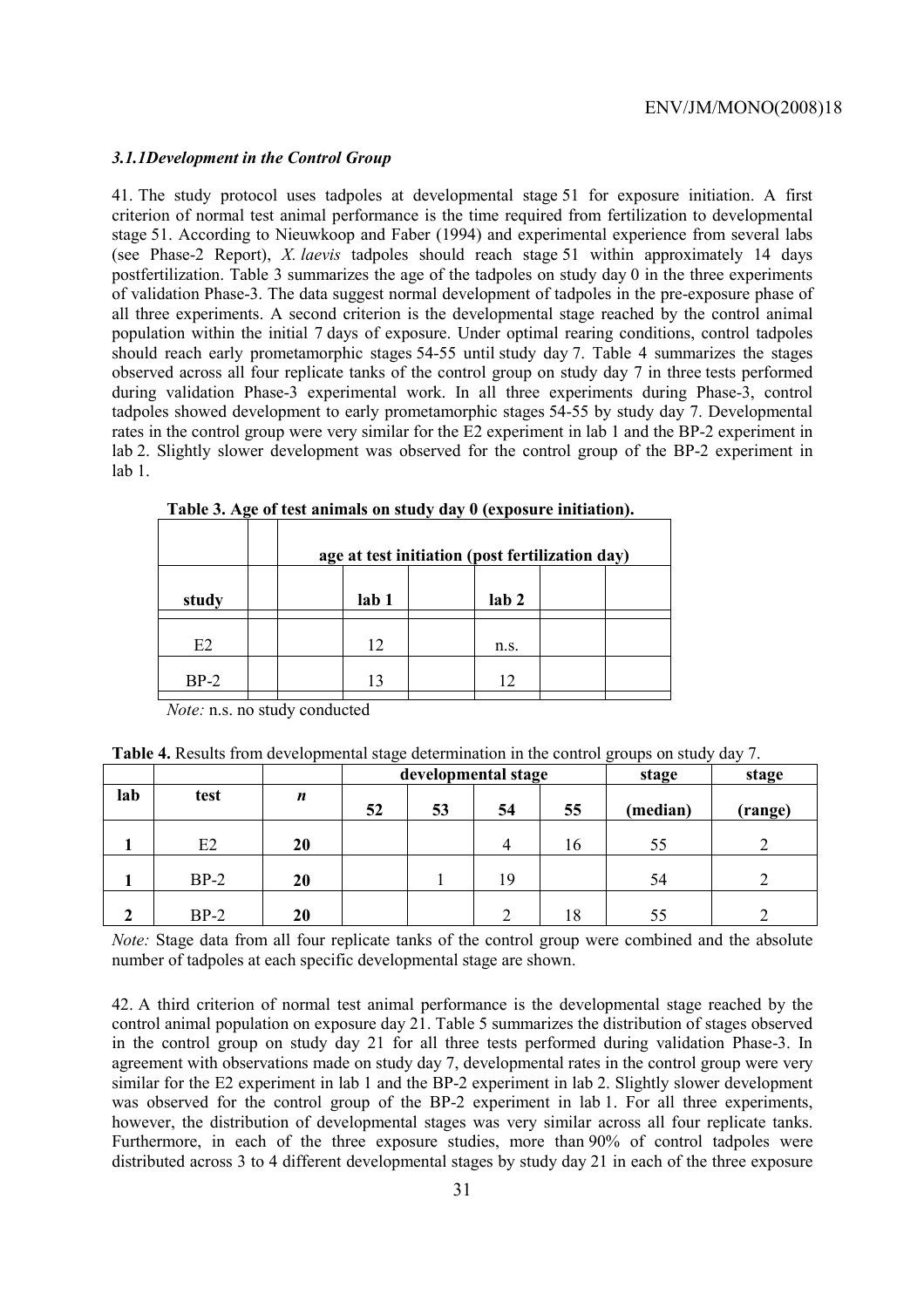### *3.1.1Development in the Control Group*

41. The study protocol uses tadpoles at developmental stage 51 for exposure initiation. A first criterion of normal test animal performance is the time required from fertilization to developmental stage 51. According to Nieuwkoop and Faber (1994) and experimental experience from several labs (see Phase-2 Report), *X. laevis* tadpoles should reach stage 51 within approximately 14 days postfertilization. Table 3 summarizes the age of the tadpoles on study day 0 in the three experiments of validation Phase-3. The data suggest normal development of tadpoles in the pre-exposure phase of all three experiments. A second criterion is the developmental stage reached by the control animal population within the initial 7 days of exposure. Under optimal rearing conditions, control tadpoles should reach early prometamorphic stages 54-55 until study day 7. Table 4 summarizes the stages observed across all four replicate tanks of the control group on study day 7 in three tests performed during validation Phase-3 experimental work. In all three experiments during Phase-3, control tadpoles showed development to early prometamorphic stages 54-55 by study day 7. Developmental rates in the control group were very similar for the E2 experiment in lab 1 and the BP-2 experiment in lab 2. Slightly slower development was observed for the control group of the BP-2 experiment in lab 1.

**Table 3. Age of test animals on study day 0 (exposure initiation).**

| | age at test initiation (post fertilization day) | |
|---|---|---|
| **study** | **lab 1** | **lab 2** |
| E2 | 12 | n.s. |
| BP-2 | 13 | 12 |

*Note:* n.s. no study conducted

**Table 4.** Results from developmental stage determination in the control groups on study day 7.

| lab | test | *n* | developmental stage | | | | stage | stage |
|---|---|---|---|---|---|---|---|---|
| | | | 52 | 53 | 54 | 55 | (median) | (range) |
| **1** | E2 | **20** | | | 4 | 16 | 55 | 2 |
| **1** | BP-2 | **20** | | 1 | 19 | | 54 | 2 |
| **2** | BP-2 | **20** | | | 2 | 18 | 55 | 2 |

*Note:* Stage data from all four replicate tanks of the control group were combined and the absolute number of tadpoles at each specific developmental stage are shown.

42. A third criterion of normal test animal performance is the developmental stage reached by the control animal population on exposure day 21. Table 5 summarizes the distribution of stages observed in the control group on study day 21 for all three tests performed during validation Phase-3. In agreement with observations made on study day 7, developmental rates in the control group were very similar for the E2 experiment in lab 1 and the BP-2 experiment in lab 2. Slightly slower development was observed for the control group of the BP-2 experiment in lab 1. For all three experiments, however, the distribution of developmental stages was very similar across all four replicate tanks. Furthermore, in each of the three exposure studies, more than 90% of control tadpoles were distributed across 3 to 4 different developmental stages by study day 21 in each of the three exposure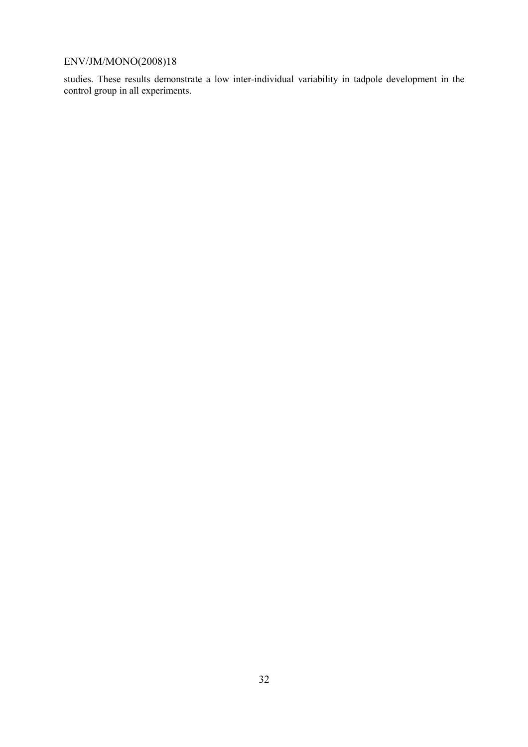studies. These results demonstrate a low inter-individual variability in tadpole development in the control group in all experiments.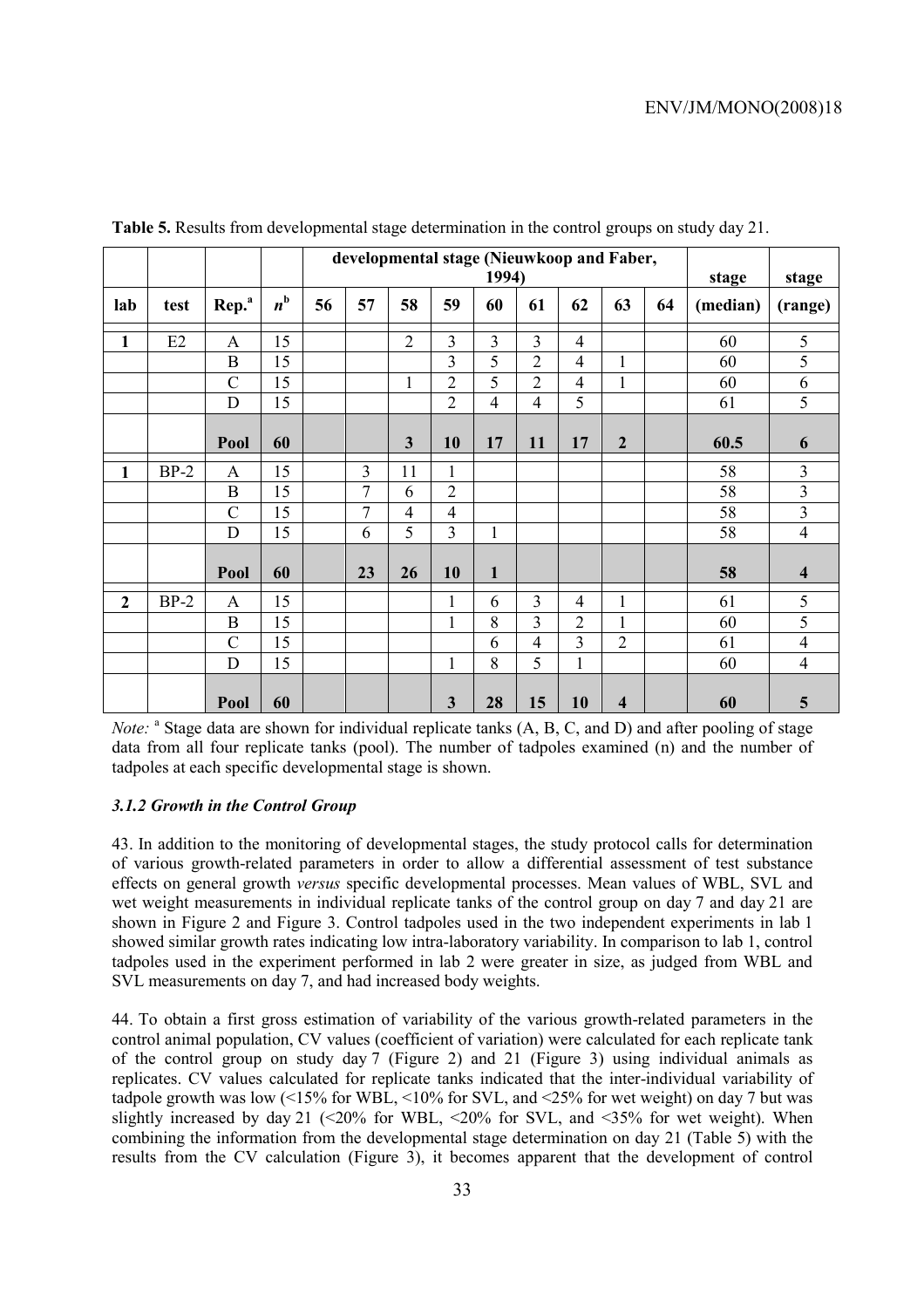**Table 5.** Results from developmental stage determination in the control groups on study day 21.

| | | | | developmental stage (Nieuwkoop and Faber, 1994) | | | | | | | | | stage | stage |
|---|---|---|---|---|---|---|---|---|---|---|---|---|---|---|
| lab | test | Rep.[a] | $n$[b] | 56 | 57 | 58 | 59 | 60 | 61 | 62 | 63 | 64 | (median) | (range) |
| **1** | E2 | A | 15 | | | 2 | 3 | 3 | 3 | 4 | | | 60 | 5 |
| | | B | 15 | | | | 3 | 5 | 2 | 4 | 1 | | 60 | 5 |
| | | C | 15 | | | 1 | 2 | 5 | 2 | 4 | 1 | | 60 | 6 |
| | | D | 15 | | | | 2 | 4 | 4 | 5 | | | 61 | 5 |
| | | **Pool** | **60** | | | **3** | **10** | **17** | **11** | **17** | **2** | | **60.5** | **6** |
| **1** | BP-2 | A | 15 | | 3 | 11 | 1 | | | | | | 58 | 3 |
| | | B | 15 | | 7 | 6 | 2 | | | | | | 58 | 3 |
| | | C | 15 | | 7 | 4 | 4 | | | | | | 58 | 3 |
| | | D | 15 | | 6 | 5 | 3 | 1 | | | | | 58 | 4 |
| | | **Pool** | **60** | | **23** | **26** | **10** | **1** | | | | | **58** | **4** |
| **2** | BP-2 | A | 15 | | | | 1 | 6 | 3 | 4 | 1 | | 61 | 5 |
| | | B | 15 | | | | 1 | 8 | 3 | 2 | 1 | | 60 | 5 |
| | | C | 15 | | | | | 6 | 4 | 3 | 2 | | 61 | 4 |
| | | D | 15 | | | | 1 | 8 | 5 | 1 | | | 60 | 4 |
| | | **Pool** | **60** | | | | **3** | **28** | **15** | **10** | **4** | | **60** | **5** |

*Note:* [a] Stage data are shown for individual replicate tanks (A, B, C, and D) and after pooling of stage data from all four replicate tanks (pool). The number of tadpoles examined (n) and the number of tadpoles at each specific developmental stage is shown.

### *3.1.2 Growth in the Control Group*

43. In addition to the monitoring of developmental stages, the study protocol calls for determination of various growth-related parameters in order to allow a differential assessment of test substance effects on general growth *versus* specific developmental processes. Mean values of WBL, SVL and wet weight measurements in individual replicate tanks of the control group on day 7 and day 21 are shown in Figure 2 and Figure 3. Control tadpoles used in the two independent experiments in lab 1 showed similar growth rates indicating low intra-laboratory variability. In comparison to lab 1, control tadpoles used in the experiment performed in lab 2 were greater in size, as judged from WBL and SVL measurements on day 7, and had increased body weights.

44. To obtain a first gross estimation of variability of the various growth-related parameters in the control animal population, CV values (coefficient of variation) were calculated for each replicate tank of the control group on study day 7 (Figure 2) and 21 (Figure 3) using individual animals as replicates. CV values calculated for replicate tanks indicated that the inter-individual variability of tadpole growth was low (<15% for WBL, <10% for SVL, and <25% for wet weight) on day 7 but was slightly increased by day 21 (<20% for WBL, <20% for SVL, and <35% for wet weight). When combining the information from the developmental stage determination on day 21 (Table 5) with the results from the CV calculation (Figure 3), it becomes apparent that the development of control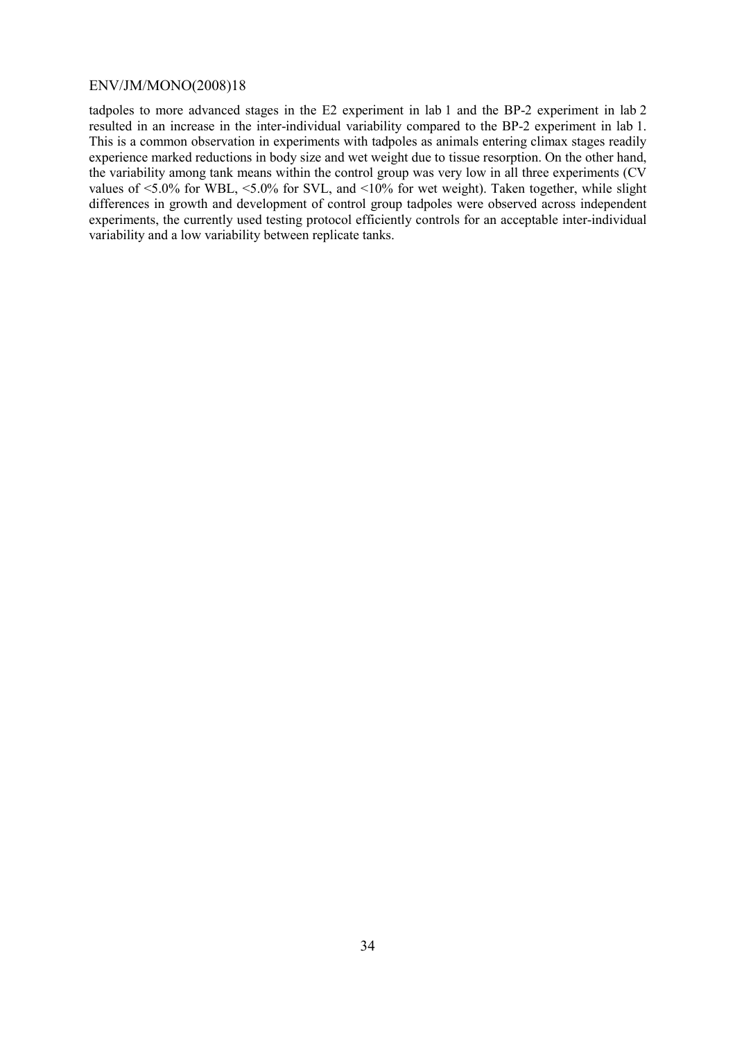tadpoles to more advanced stages in the E2 experiment in lab 1 and the BP-2 experiment in lab 2 resulted in an increase in the inter-individual variability compared to the BP-2 experiment in lab 1. This is a common observation in experiments with tadpoles as animals entering climax stages readily experience marked reductions in body size and wet weight due to tissue resorption. On the other hand, the variability among tank means within the control group was very low in all three experiments (CV values of <5.0% for WBL, <5.0% for SVL, and <10% for wet weight). Taken together, while slight differences in growth and development of control group tadpoles were observed across independent experiments, the currently used testing protocol efficiently controls for an acceptable inter-individual variability and a low variability between replicate tanks.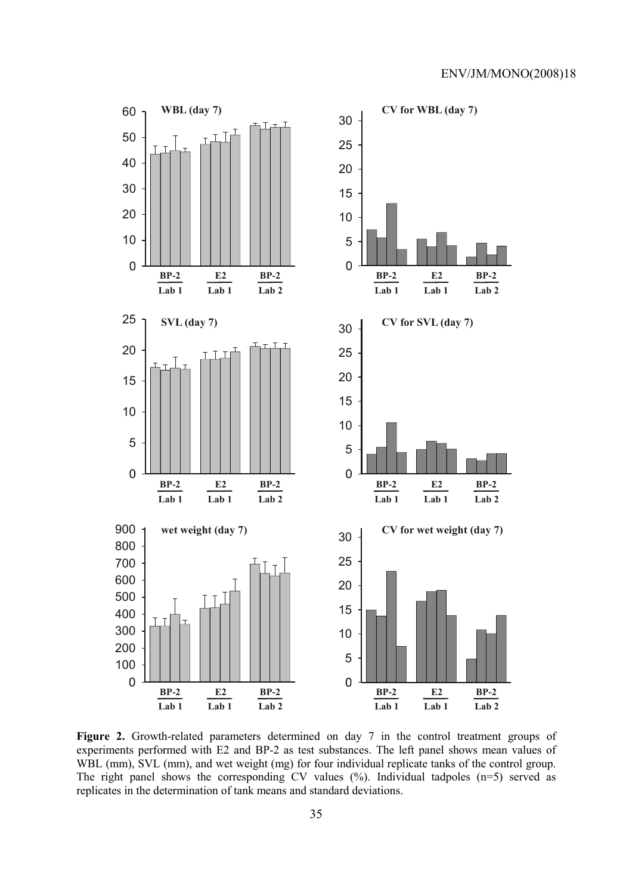**Figure 2.** Growth-related parameters determined on day 7 in the control treatment groups of experiments performed with E2 and BP-2 as test substances. The left panel shows mean values of WBL (mm), SVL (mm), and wet weight (mg) for four individual replicate tanks of the control group. The right panel shows the corresponding CV values (%). Individual tadpoles (n=5) served as replicates in the determination of tank means and standard deviations.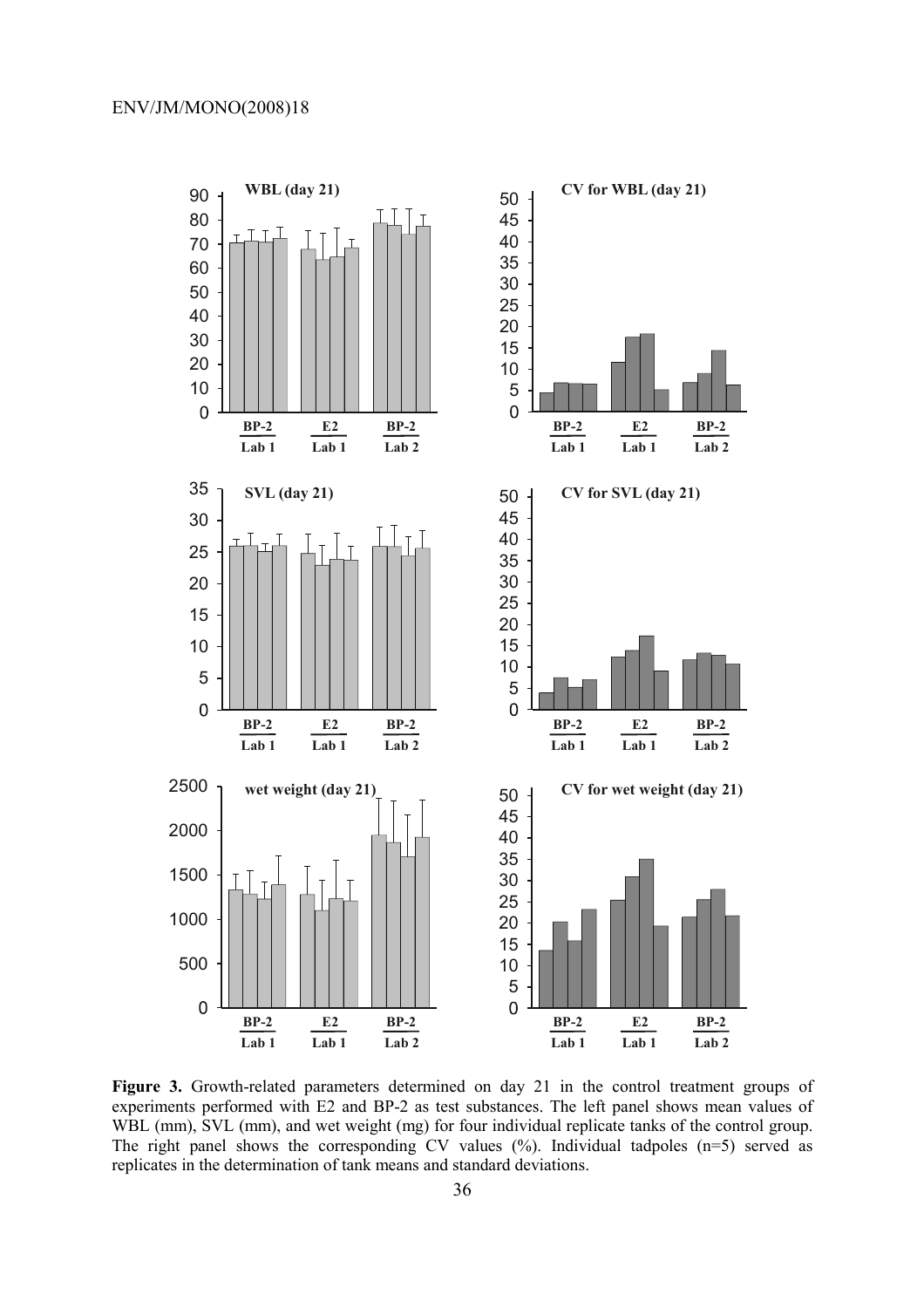**Figure 3.** Growth-related parameters determined on day 21 in the control treatment groups of experiments performed with E2 and BP-2 as test substances. The left panel shows mean values of WBL (mm), SVL (mm), and wet weight (mg) for four individual replicate tanks of the control group. The right panel shows the corresponding CV values (%). Individual tadpoles (n=5) served as replicates in the determination of tank means and standard deviations.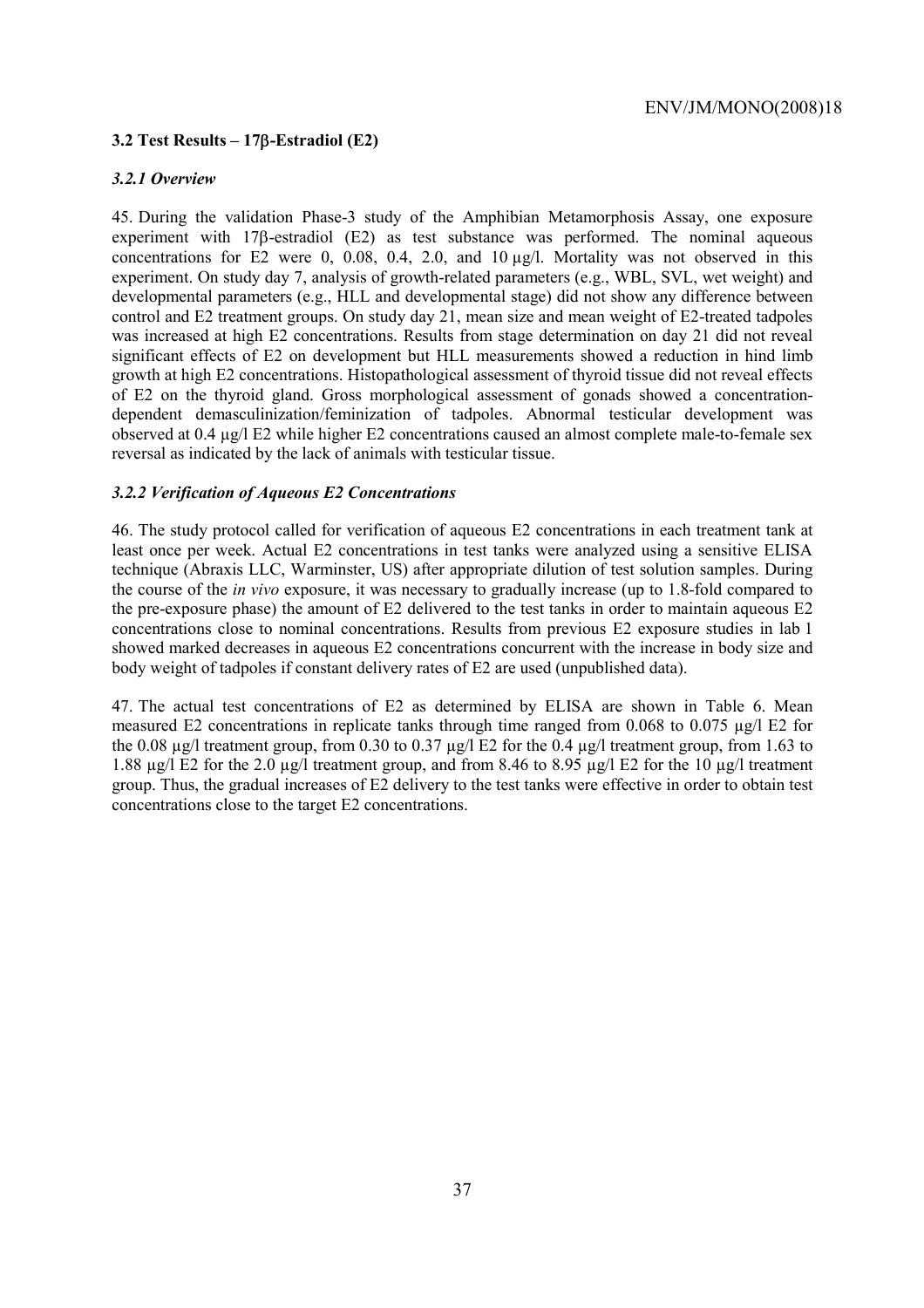### 3.2 Test Results – 17β-Estradiol (E2)

#### *3.2.1 Overview*

45. During the validation Phase-3 study of the Amphibian Metamorphosis Assay, one exposure experiment with 17β-estradiol (E2) as test substance was performed. The nominal aqueous concentrations for E2 were 0, 0.08, 0.4, 2.0, and 10 µg/l. Mortality was not observed in this experiment. On study day 7, analysis of growth-related parameters (e.g., WBL, SVL, wet weight) and developmental parameters (e.g., HLL and developmental stage) did not show any difference between control and E2 treatment groups. On study day 21, mean size and mean weight of E2-treated tadpoles was increased at high E2 concentrations. Results from stage determination on day 21 did not reveal significant effects of E2 on development but HLL measurements showed a reduction in hind limb growth at high E2 concentrations. Histopathological assessment of thyroid tissue did not reveal effects of E2 on the thyroid gland. Gross morphological assessment of gonads showed a concentration-dependent demasculinization/feminization of tadpoles. Abnormal testicular development was observed at 0.4 µg/l E2 while higher E2 concentrations caused an almost complete male-to-female sex reversal as indicated by the lack of animals with testicular tissue.

#### *3.2.2 Verification of Aqueous E2 Concentrations*

46. The study protocol called for verification of aqueous E2 concentrations in each treatment tank at least once per week. Actual E2 concentrations in test tanks were analyzed using a sensitive ELISA technique (Abraxis LLC, Warminster, US) after appropriate dilution of test solution samples. During the course of the *in vivo* exposure, it was necessary to gradually increase (up to 1.8-fold compared to the pre-exposure phase) the amount of E2 delivered to the test tanks in order to maintain aqueous E2 concentrations close to nominal concentrations. Results from previous E2 exposure studies in lab 1 showed marked decreases in aqueous E2 concentrations concurrent with the increase in body size and body weight of tadpoles if constant delivery rates of E2 are used (unpublished data).

47. The actual test concentrations of E2 as determined by ELISA are shown in Table 6. Mean measured E2 concentrations in replicate tanks through time ranged from 0.068 to 0.075 µg/l E2 for the 0.08 µg/l treatment group, from 0.30 to 0.37 µg/l E2 for the 0.4 µg/l treatment group, from 1.63 to 1.88 µg/l E2 for the 2.0 µg/l treatment group, and from 8.46 to 8.95 µg/l E2 for the 10 µg/l treatment group. Thus, the gradual increases of E2 delivery to the test tanks were effective in order to obtain test concentrations close to the target E2 concentrations.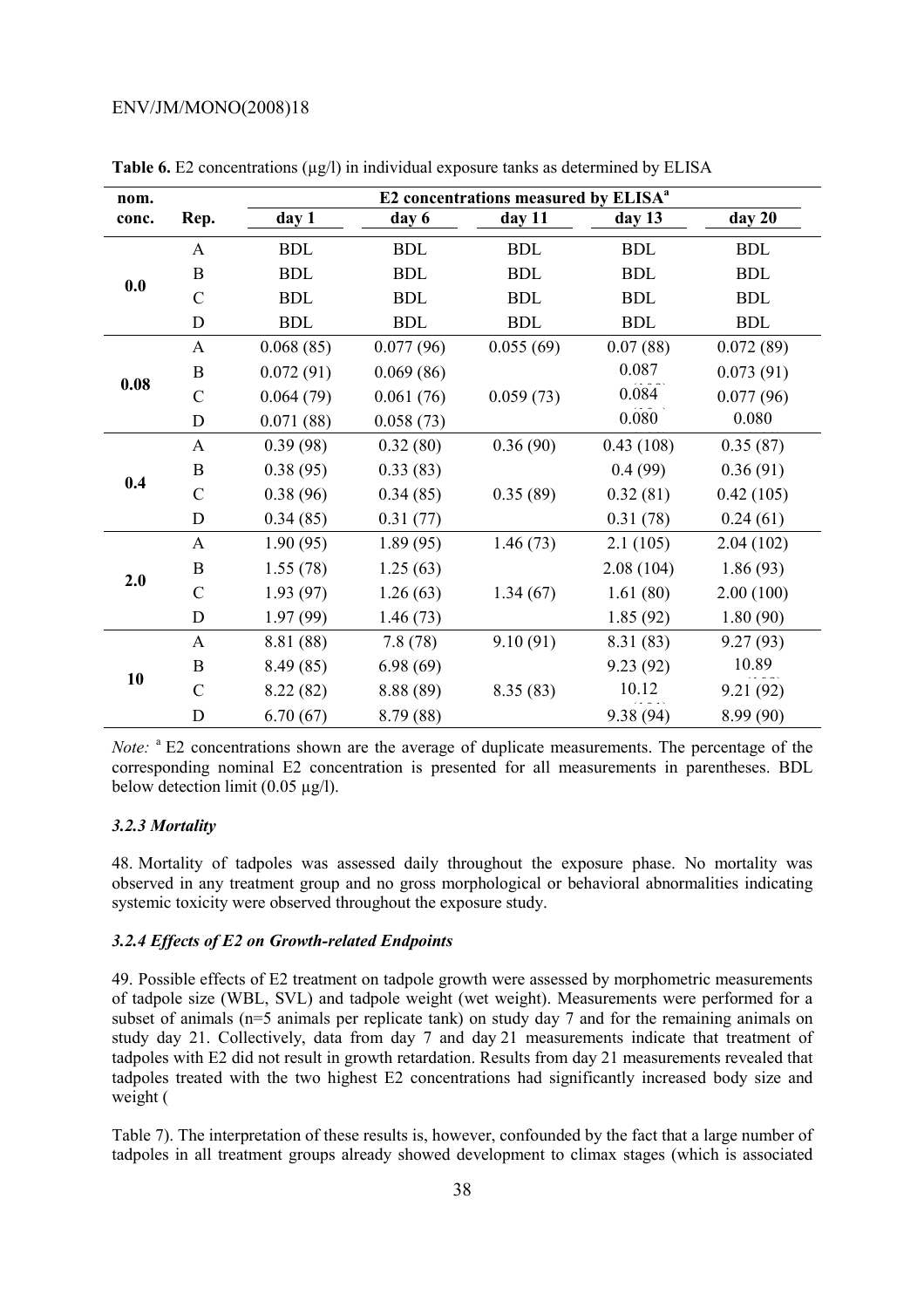**Table 6.** E2 concentrations (µg/l) in individual exposure tanks as determined by ELISA

| nom. conc. | Rep. | E2 concentrations measured by ELISA[a] | | | | |
|---|---|---|---|---|---|---|
| | | day 1 | day 6 | day 11 | day 13 | day 20 |
| 0.0 | A | BDL | BDL | BDL | BDL | BDL |
| | B | BDL | BDL | BDL | BDL | BDL |
| | C | BDL | BDL | BDL | BDL | BDL |
| | D | BDL | BDL | BDL | BDL | BDL |
| 0.08 | A | 0.068 (85) | 0.077 (96) | 0.055 (69) | 0.07 (88) | 0.072 (89) |
| | B | 0.072 (91) | 0.069 (86) | | 0.087 | 0.073 (91) |
| | C | 0.064 (79) | 0.061 (76) | 0.059 (73) | 0.084 | 0.077 (96) |
| | D | 0.071 (88) | 0.058 (73) | | 0.080 | 0.080 |
| 0.4 | A | 0.39 (98) | 0.32 (80) | 0.36 (90) | 0.43 (108) | 0.35 (87) |
| | B | 0.38 (95) | 0.33 (83) | | 0.4 (99) | 0.36 (91) |
| | C | 0.38 (96) | 0.34 (85) | 0.35 (89) | 0.32 (81) | 0.42 (105) |
| | D | 0.34 (85) | 0.31 (77) | | 0.31 (78) | 0.24 (61) |
| 2.0 | A | 1.90 (95) | 1.89 (95) | 1.46 (73) | 2.1 (105) | 2.04 (102) |
| | B | 1.55 (78) | 1.25 (63) | | 2.08 (104) | 1.86 (93) |
| | C | 1.93 (97) | 1.26 (63) | 1.34 (67) | 1.61 (80) | 2.00 (100) |
| | D | 1.97 (99) | 1.46 (73) | | 1.85 (92) | 1.80 (90) |
| 10 | A | 8.81 (88) | 7.8 (78) | 9.10 (91) | 8.31 (83) | 9.27 (93) |
| | B | 8.49 (85) | 6.98 (69) | | 9.23 (92) | 10.89 |
| | C | 8.22 (82) | 8.88 (89) | 8.35 (83) | 10.12 | 9.21 (92) |
| | D | 6.70 (67) | 8.79 (88) | | 9.38 (94) | 8.99 (90) |

*Note:* [a] E2 concentrations shown are the average of duplicate measurements. The percentage of the corresponding nominal E2 concentration is presented for all measurements in parentheses. BDL below detection limit (0.05 µg/l).

#### *3.2.3 Mortality*

48. Mortality of tadpoles was assessed daily throughout the exposure phase. No mortality was observed in any treatment group and no gross morphological or behavioral abnormalities indicating systemic toxicity were observed throughout the exposure study.

#### *3.2.4 Effects of E2 on Growth-related Endpoints*

49. Possible effects of E2 treatment on tadpole growth were assessed by morphometric measurements of tadpole size (WBL, SVL) and tadpole weight (wet weight). Measurements were performed for a subset of animals (n=5 animals per replicate tank) on study day 7 and for the remaining animals on study day 21. Collectively, data from day 7 and day 21 measurements indicate that treatment of tadpoles with E2 did not result in growth retardation. Results from day 21 measurements revealed that tadpoles treated with the two highest E2 concentrations had significantly increased body size and weight (

Table 7). The interpretation of these results is, however, confounded by the fact that a large number of tadpoles in all treatment groups already showed development to climax stages (which is associated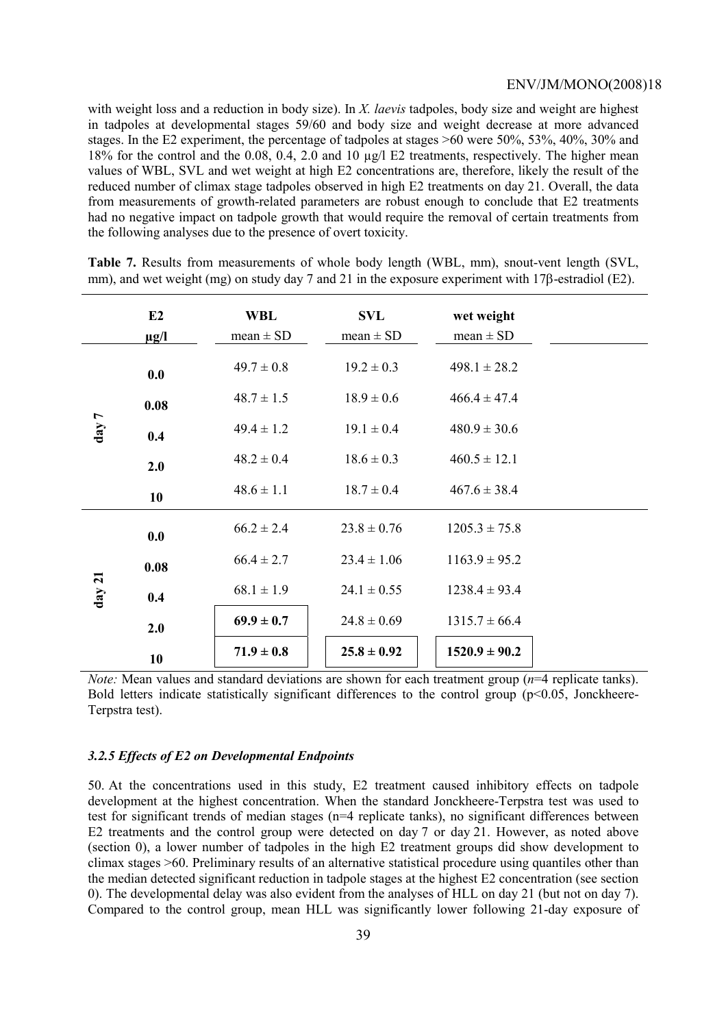with weight loss and a reduction in body size). In *X. laevis* tadpoles, body size and weight are highest in tadpoles at developmental stages 59/60 and body size and weight decrease at more advanced stages. In the E2 experiment, the percentage of tadpoles at stages >60 were 50%, 53%, 40%, 30% and 18% for the control and the 0.08, 0.4, 2.0 and 10 µg/l E2 treatments, respectively. The higher mean values of WBL, SVL and wet weight at high E2 concentrations are, therefore, likely the result of the reduced number of climax stage tadpoles observed in high E2 treatments on day 21. Overall, the data from measurements of growth-related parameters are robust enough to conclude that E2 treatments had no negative impact on tadpole growth that would require the removal of certain treatments from the following analyses due to the presence of overt toxicity.

**Table 7.** Results from measurements of whole body length (WBL, mm), snout-vent length (SVL, mm), and wet weight (mg) on study day 7 and 21 in the exposure experiment with 17β-estradiol (E2).

| | E2 µg/l | WBL mean ± SD | SVL mean ± SD | wet weight mean ± SD |
|---|---|---|---|---|
| day 7 | 0.0 | 49.7 ± 0.8 | 19.2 ± 0.3 | 498.1 ± 28.2 |
| | 0.08 | 48.7 ± 1.5 | 18.9 ± 0.6 | 466.4 ± 47.4 |
| | 0.4 | 49.4 ± 1.2 | 19.1 ± 0.4 | 480.9 ± 30.6 |
| | 2.0 | 48.2 ± 0.4 | 18.6 ± 0.3 | 460.5 ± 12.1 |
| | 10 | 48.6 ± 1.1 | 18.7 ± 0.4 | 467.6 ± 38.4 |
| day 21 | 0.0 | 66.2 ± 2.4 | 23.8 ± 0.76 | 1205.3 ± 75.8 |
| | 0.08 | 66.4 ± 2.7 | 23.4 ± 1.06 | 1163.9 ± 95.2 |
| | 0.4 | 68.1 ± 1.9 | 24.1 ± 0.55 | 1238.4 ± 93.4 |
| | 2.0 | **69.9 ± 0.7** | 24.8 ± 0.69 | 1315.7 ± 66.4 |
| | 10 | **71.9 ± 0.8** | **25.8 ± 0.92** | **1520.9 ± 90.2** |

*Note:* Mean values and standard deviations are shown for each treatment group (*n*=4 replicate tanks). Bold letters indicate statistically significant differences to the control group (p<0.05, Jonckheere-Terpstra test).

### *3.2.5 Effects of E2 on Developmental Endpoints*

50. At the concentrations used in this study, E2 treatment caused inhibitory effects on tadpole development at the highest concentration. When the standard Jonckheere-Terpstra test was used to test for significant trends of median stages (n=4 replicate tanks), no significant differences between E2 treatments and the control group were detected on day 7 or day 21. However, as noted above (section 0), a lower number of tadpoles in the high E2 treatment groups did show development to climax stages >60. Preliminary results of an alternative statistical procedure using quantiles other than the median detected significant reduction in tadpole stages at the highest E2 concentration (see section 0). The developmental delay was also evident from the analyses of HLL on day 21 (but not on day 7). Compared to the control group, mean HLL was significantly lower following 21-day exposure of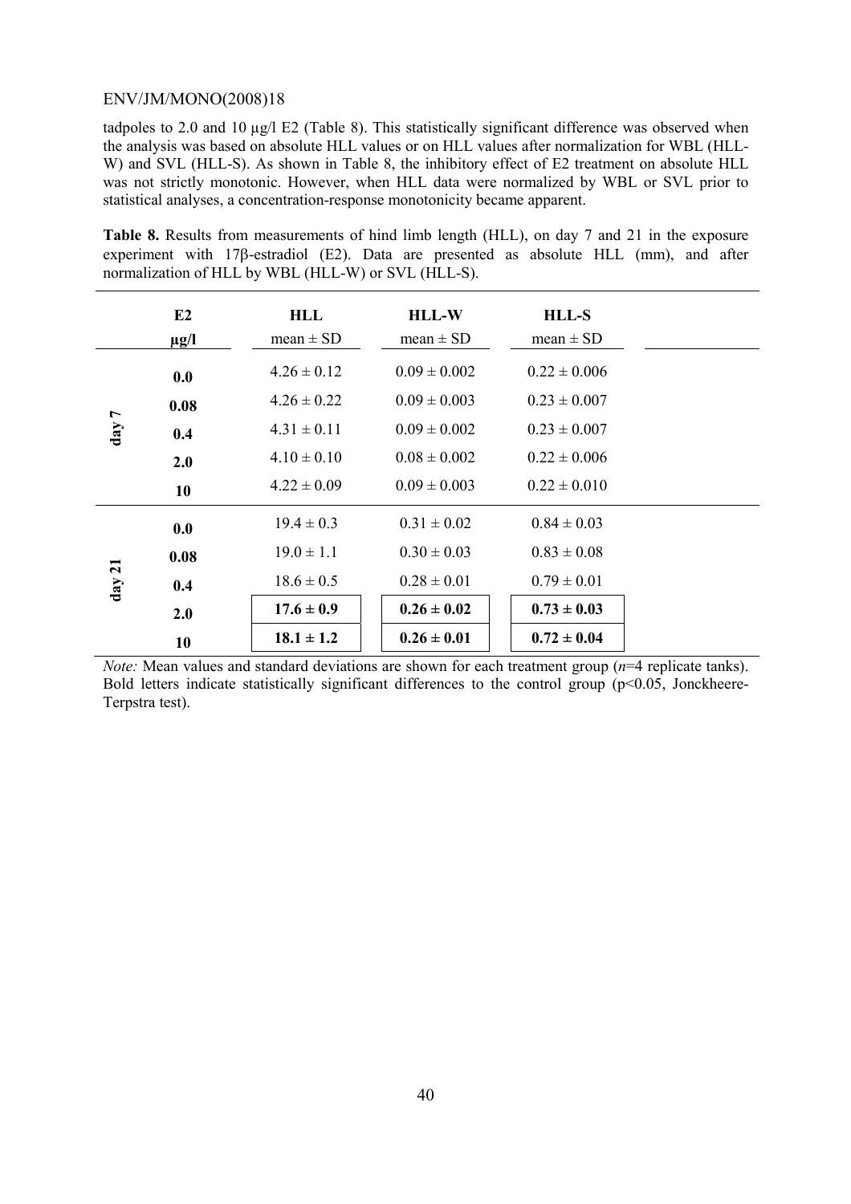tadpoles to 2.0 and 10 µg/l E2 (Table 8). This statistically significant difference was observed when the analysis was based on absolute HLL values or on HLL values after normalization for WBL (HLL-W) and SVL (HLL-S). As shown in Table 8, the inhibitory effect of E2 treatment on absolute HLL was not strictly monotonic. However, when HLL data were normalized by WBL or SVL prior to statistical analyses, a concentration-response monotonicity became apparent.

**Table 8.** Results from measurements of hind limb length (HLL), on day 7 and 21 in the exposure experiment with 17β-estradiol (E2). Data are presented as absolute HLL (mm), and after normalization of HLL by WBL (HLL-W) or SVL (HLL-S).

| | E2 µg/l | HLL mean ± SD | HLL-W mean ± SD | HLL-S mean ± SD |
|---|---|---|---|---|
| day 7 | **0.0** | 4.26 ± 0.12 | 0.09 ± 0.002 | 0.22 ± 0.006 |
| | **0.08** | 4.26 ± 0.22 | 0.09 ± 0.003 | 0.23 ± 0.007 |
| | **0.4** | 4.31 ± 0.11 | 0.09 ± 0.002 | 0.23 ± 0.007 |
| | **2.0** | 4.10 ± 0.10 | 0.08 ± 0.002 | 0.22 ± 0.006 |
| | **10** | 4.22 ± 0.09 | 0.09 ± 0.003 | 0.22 ± 0.010 |
| day 21 | **0.0** | 19.4 ± 0.3 | 0.31 ± 0.02 | 0.84 ± 0.03 |
| | **0.08** | 19.0 ± 1.1 | 0.30 ± 0.03 | 0.83 ± 0.08 |
| | **0.4** | 18.6 ± 0.5 | 0.28 ± 0.01 | 0.79 ± 0.01 |
| | **2.0** | **17.6 ± 0.9** | **0.26 ± 0.02** | **0.73 ± 0.03** |
| | **10** | **18.1 ± 1.2** | **0.26 ± 0.01** | **0.72 ± 0.04** |

*Note:* Mean values and standard deviations are shown for each treatment group ($n$=4 replicate tanks). Bold letters indicate statistically significant differences to the control group ($p<0.05$, Jonckheere-Terpstra test).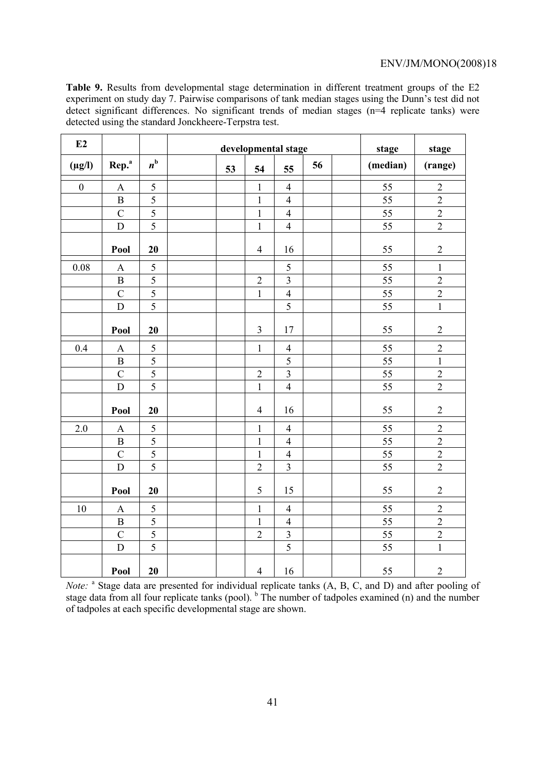**Table 9.** Results from developmental stage determination in different treatment groups of the E2 experiment on study day 7. Pairwise comparisons of tank median stages using the Dunn's test did not detect significant differences. No significant trends of median stages (n=4 replicate tanks) were detected using the standard Jonckheere-Terpstra test.

| E2 | | | | developmental stage | | | | | stage | stage |
|---|---|---|---|---|---|---|---|---|---|---|
| (µg/l) | Rep.[a] | $n$[b] | | 53 | 54 | 55 | 56 | | (median) | (range) |
| 0 | A | 5 | | | 1 | 4 | | | 55 | 2 |
| | B | 5 | | | 1 | 4 | | | 55 | 2 |
| | C | 5 | | | 1 | 4 | | | 55 | 2 |
| | D | 5 | | | 1 | 4 | | | 55 | 2 |
| | **Pool** | **20** | | | 4 | 16 | | | 55 | 2 |
| 0.08 | A | 5 | | | | 5 | | | 55 | 1 |
| | B | 5 | | | 2 | 3 | | | 55 | 2 |
| | C | 5 | | | 1 | 4 | | | 55 | 2 |
| | D | 5 | | | | 5 | | | 55 | 1 |
| | **Pool** | **20** | | | 3 | 17 | | | 55 | 2 |
| 0.4 | A | 5 | | | 1 | 4 | | | 55 | 2 |
| | B | 5 | | | | 5 | | | 55 | 1 |
| | C | 5 | | | 2 | 3 | | | 55 | 2 |
| | D | 5 | | | 1 | 4 | | | 55 | 2 |
| | **Pool** | **20** | | | 4 | 16 | | | 55 | 2 |
| 2.0 | A | 5 | | | 1 | 4 | | | 55 | 2 |
| | B | 5 | | | 1 | 4 | | | 55 | 2 |
| | C | 5 | | | 1 | 4 | | | 55 | 2 |
| | D | 5 | | | 2 | 3 | | | 55 | 2 |
| | **Pool** | **20** | | | 5 | 15 | | | 55 | 2 |
| 10 | A | 5 | | | 1 | 4 | | | 55 | 2 |
| | B | 5 | | | 1 | 4 | | | 55 | 2 |
| | C | 5 | | | 2 | 3 | | | 55 | 2 |
| | D | 5 | | | | 5 | | | 55 | 1 |
| | **Pool** | **20** | | | 4 | 16 | | | 55 | 2 |

*Note:* [a] Stage data are presented for individual replicate tanks (A, B, C, and D) and after pooling of stage data from all four replicate tanks (pool). [b] The number of tadpoles examined (n) and the number of tadpoles at each specific developmental stage are shown.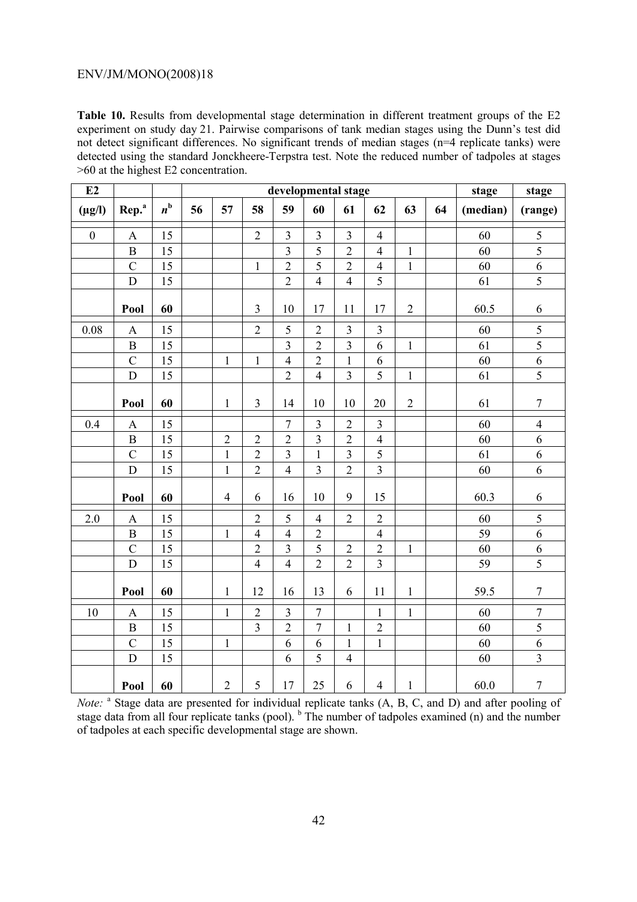**Table 10.** Results from developmental stage determination in different treatment groups of the E2 experiment on study day 21. Pairwise comparisons of tank median stages using the Dunn's test did not detect significant differences. No significant trends of median stages (n=4 replicate tanks) were detected using the standard Jonckheere-Terpstra test. Note the reduced number of tadpoles at stages >60 at the highest E2 concentration.

| E2 | | | developmental stage | | | | | | | | | stage | stage |
|---|---|---|---|---|---|---|---|---|---|---|---|---|---|
| (µg/l) | Rep.[a] | *n*[b] | 56 | 57 | 58 | 59 | 60 | 61 | 62 | 63 | 64 | (median) | (range) |
| 0 | A | 15 | | | 2 | 3 | 3 | 3 | 4 | | | 60 | 5 |
| | B | 15 | | | | 3 | 5 | 2 | 4 | 1 | | 60 | 5 |
| | C | 15 | | | 1 | 2 | 5 | 2 | 4 | 1 | | 60 | 6 |
| | D | 15 | | | | 2 | 4 | 4 | 5 | | | 61 | 5 |
| | **Pool** | **60** | | | 3 | 10 | 17 | 11 | 17 | 2 | | 60.5 | 6 |
| 0.08 | A | 15 | | | 2 | 5 | 2 | 3 | 3 | | | 60 | 5 |
| | B | 15 | | | | 3 | 2 | 3 | 6 | 1 | | 61 | 5 |
| | C | 15 | | 1 | 1 | 4 | 2 | 1 | 6 | | | 60 | 6 |
| | D | 15 | | | | 2 | 4 | 3 | 5 | 1 | | 61 | 5 |
| | **Pool** | **60** | | 1 | 3 | 14 | 10 | 10 | 20 | 2 | | 61 | 7 |
| 0.4 | A | 15 | | | | 7 | 3 | 2 | 3 | | | 60 | 4 |
| | B | 15 | | 2 | 2 | 2 | 3 | 2 | 4 | | | 60 | 6 |
| | C | 15 | | 1 | 2 | 3 | 1 | 3 | 5 | | | 61 | 6 |
| | D | 15 | | 1 | 2 | 4 | 3 | 2 | 3 | | | 60 | 6 |
| | **Pool** | **60** | | 4 | 6 | 16 | 10 | 9 | 15 | | | 60.3 | 6 |
| 2.0 | A | 15 | | | 2 | 5 | 4 | 2 | 2 | | | 60 | 5 |
| | B | 15 | | 1 | 4 | 4 | 2 | | 4 | | | 59 | 6 |
| | C | 15 | | | 2 | 3 | 5 | 2 | 2 | 1 | | 60 | 6 |
| | D | 15 | | | 4 | 4 | 2 | 2 | 3 | | | 59 | 5 |
| | **Pool** | **60** | | 1 | 12 | 16 | 13 | 6 | 11 | 1 | | 59.5 | 7 |
| 10 | A | 15 | | 1 | 2 | 3 | 7 | | 1 | 1 | | 60 | 7 |
| | B | 15 | | | 3 | 2 | 7 | 1 | 2 | | | 60 | 5 |
| | C | 15 | | 1 | | 6 | 6 | 1 | 1 | | | 60 | 6 |
| | D | 15 | | | | 6 | 5 | 4 | | | | 60 | 3 |
| | **Pool** | **60** | | 2 | 5 | 17 | 25 | 6 | 4 | 1 | | 60.0 | 7 |

*Note:* [a] Stage data are presented for individual replicate tanks (A, B, C, and D) and after pooling of stage data from all four replicate tanks (pool). [b] The number of tadpoles examined (n) and the number of tadpoles at each specific developmental stage are shown.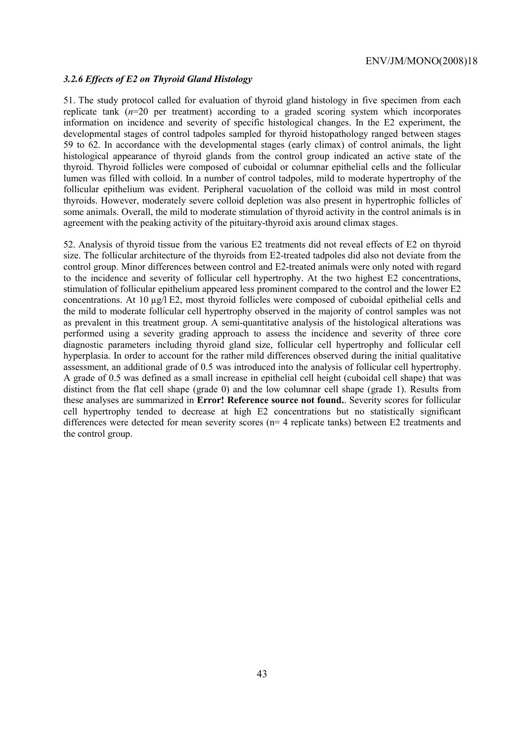### *3.2.6 Effects of E2 on Thyroid Gland Histology*

51. The study protocol called for evaluation of thyroid gland histology in five specimen from each replicate tank (*n*=20 per treatment) according to a graded scoring system which incorporates information on incidence and severity of specific histological changes. In the E2 experiment, the developmental stages of control tadpoles sampled for thyroid histopathology ranged between stages 59 to 62. In accordance with the developmental stages (early climax) of control animals, the light histological appearance of thyroid glands from the control group indicated an active state of the thyroid. Thyroid follicles were composed of cuboidal or columnar epithelial cells and the follicular lumen was filled with colloid. In a number of control tadpoles, mild to moderate hypertrophy of the follicular epithelium was evident. Peripheral vacuolation of the colloid was mild in most control thyroids. However, moderately severe colloid depletion was also present in hypertrophic follicles of some animals. Overall, the mild to moderate stimulation of thyroid activity in the control animals is in agreement with the peaking activity of the pituitary-thyroid axis around climax stages.

52. Analysis of thyroid tissue from the various E2 treatments did not reveal effects of E2 on thyroid size. The follicular architecture of the thyroids from E2-treated tadpoles did also not deviate from the control group. Minor differences between control and E2-treated animals were only noted with regard to the incidence and severity of follicular cell hypertrophy. At the two highest E2 concentrations, stimulation of follicular epithelium appeared less prominent compared to the control and the lower E2 concentrations. At 10 µg/l E2, most thyroid follicles were composed of cuboidal epithelial cells and the mild to moderate follicular cell hypertrophy observed in the majority of control samples was not as prevalent in this treatment group. A semi-quantitative analysis of the histological alterations was performed using a severity grading approach to assess the incidence and severity of three core diagnostic parameters including thyroid gland size, follicular cell hypertrophy and follicular cell hyperplasia. In order to account for the rather mild differences observed during the initial qualitative assessment, an additional grade of 0.5 was introduced into the analysis of follicular cell hypertrophy. A grade of 0.5 was defined as a small increase in epithelial cell height (cuboidal cell shape) that was distinct from the flat cell shape (grade 0) and the low columnar cell shape (grade 1). Results from these analyses are summarized in **Error! Reference source not found.**. Severity scores for follicular cell hypertrophy tended to decrease at high E2 concentrations but no statistically significant differences were detected for mean severity scores (n= 4 replicate tanks) between E2 treatments and the control group.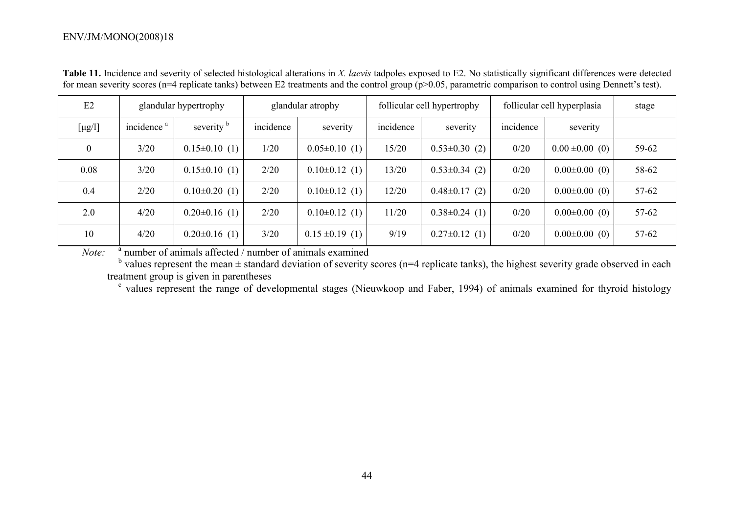**Table 11.** Incidence and severity of selected histological alterations in *X. laevis* tadpoles exposed to E2. No statistically significant differences were detected for mean severity scores (n=4 replicate tanks) between E2 treatments and the control group (p>0.05, parametric comparison to control using Dennett's test).

| E2 | glandular hypertrophy | | glandular atrophy | | follicular cell hypertrophy | | follicular cell hyperplasia | | stage |
|---|---|---|---|---|---|---|---|---|---|
| [µg/l] | incidence [a] | severity [b] | incidence | severity | incidence | severity | incidence | severity | |
| 0 | 3/20 | 0.15±0.10 (1) | 1/20 | 0.05±0.10 (1) | 15/20 | 0.53±0.30 (2) | 0/20 | 0.00 ±0.00 (0) | 59-62 |
| 0.08 | 3/20 | 0.15±0.10 (1) | 2/20 | 0.10±0.12 (1) | 13/20 | 0.53±0.34 (2) | 0/20 | 0.00±0.00 (0) | 58-62 |
| 0.4 | 2/20 | 0.10±0.20 (1) | 2/20 | 0.10±0.12 (1) | 12/20 | 0.48±0.17 (2) | 0/20 | 0.00±0.00 (0) | 57-62 |
| 2.0 | 4/20 | 0.20±0.16 (1) | 2/20 | 0.10±0.12 (1) | 11/20 | 0.38±0.24 (1) | 0/20 | 0.00±0.00 (0) | 57-62 |
| 10 | 4/20 | 0.20±0.16 (1) | 3/20 | 0.15 ±0.19 (1) | 9/19 | 0.27±0.12 (1) | 0/20 | 0.00±0.00 (0) | 57-62 |

*Note:* [a] number of animals affected / number of animals examined

[b] values represent the mean ± standard deviation of severity scores (n=4 replicate tanks), the highest severity grade observed in each treatment group is given in parentheses

[c] values represent the range of developmental stages (Nieuwkoop and Faber, 1994) of animals examined for thyroid histology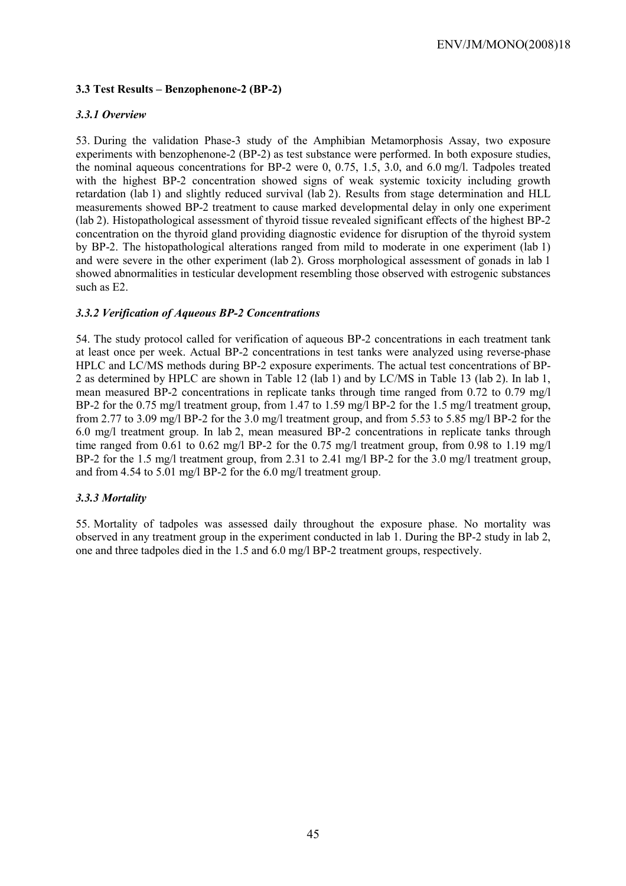### 3.3 Test Results – Benzophenone-2 (BP-2)

#### *3.3.1 Overview*

53. During the validation Phase-3 study of the Amphibian Metamorphosis Assay, two exposure experiments with benzophenone-2 (BP-2) as test substance were performed. In both exposure studies, the nominal aqueous concentrations for BP-2 were 0, 0.75, 1.5, 3.0, and 6.0 mg/l. Tadpoles treated with the highest BP-2 concentration showed signs of weak systemic toxicity including growth retardation (lab 1) and slightly reduced survival (lab 2). Results from stage determination and HLL measurements showed BP-2 treatment to cause marked developmental delay in only one experiment (lab 2). Histopathological assessment of thyroid tissue revealed significant effects of the highest BP-2 concentration on the thyroid gland providing diagnostic evidence for disruption of the thyroid system by BP-2. The histopathological alterations ranged from mild to moderate in one experiment (lab 1) and were severe in the other experiment (lab 2). Gross morphological assessment of gonads in lab 1 showed abnormalities in testicular development resembling those observed with estrogenic substances such as E2.

#### *3.3.2 Verification of Aqueous BP-2 Concentrations*

54. The study protocol called for verification of aqueous BP-2 concentrations in each treatment tank at least once per week. Actual BP-2 concentrations in test tanks were analyzed using reverse-phase HPLC and LC/MS methods during BP-2 exposure experiments. The actual test concentrations of BP-2 as determined by HPLC are shown in Table 12 (lab 1) and by LC/MS in Table 13 (lab 2). In lab 1, mean measured BP-2 concentrations in replicate tanks through time ranged from 0.72 to 0.79 mg/l BP-2 for the 0.75 mg/l treatment group, from 1.47 to 1.59 mg/l BP-2 for the 1.5 mg/l treatment group, from 2.77 to 3.09 mg/l BP-2 for the 3.0 mg/l treatment group, and from 5.53 to 5.85 mg/l BP-2 for the 6.0 mg/l treatment group. In lab 2, mean measured BP-2 concentrations in replicate tanks through time ranged from 0.61 to 0.62 mg/l BP-2 for the 0.75 mg/l treatment group, from 0.98 to 1.19 mg/l BP-2 for the 1.5 mg/l treatment group, from 2.31 to 2.41 mg/l BP-2 for the 3.0 mg/l treatment group, and from 4.54 to 5.01 mg/l BP-2 for the 6.0 mg/l treatment group.

#### *3.3.3 Mortality*

55. Mortality of tadpoles was assessed daily throughout the exposure phase. No mortality was observed in any treatment group in the experiment conducted in lab 1. During the BP-2 study in lab 2, one and three tadpoles died in the 1.5 and 6.0 mg/l BP-2 treatment groups, respectively.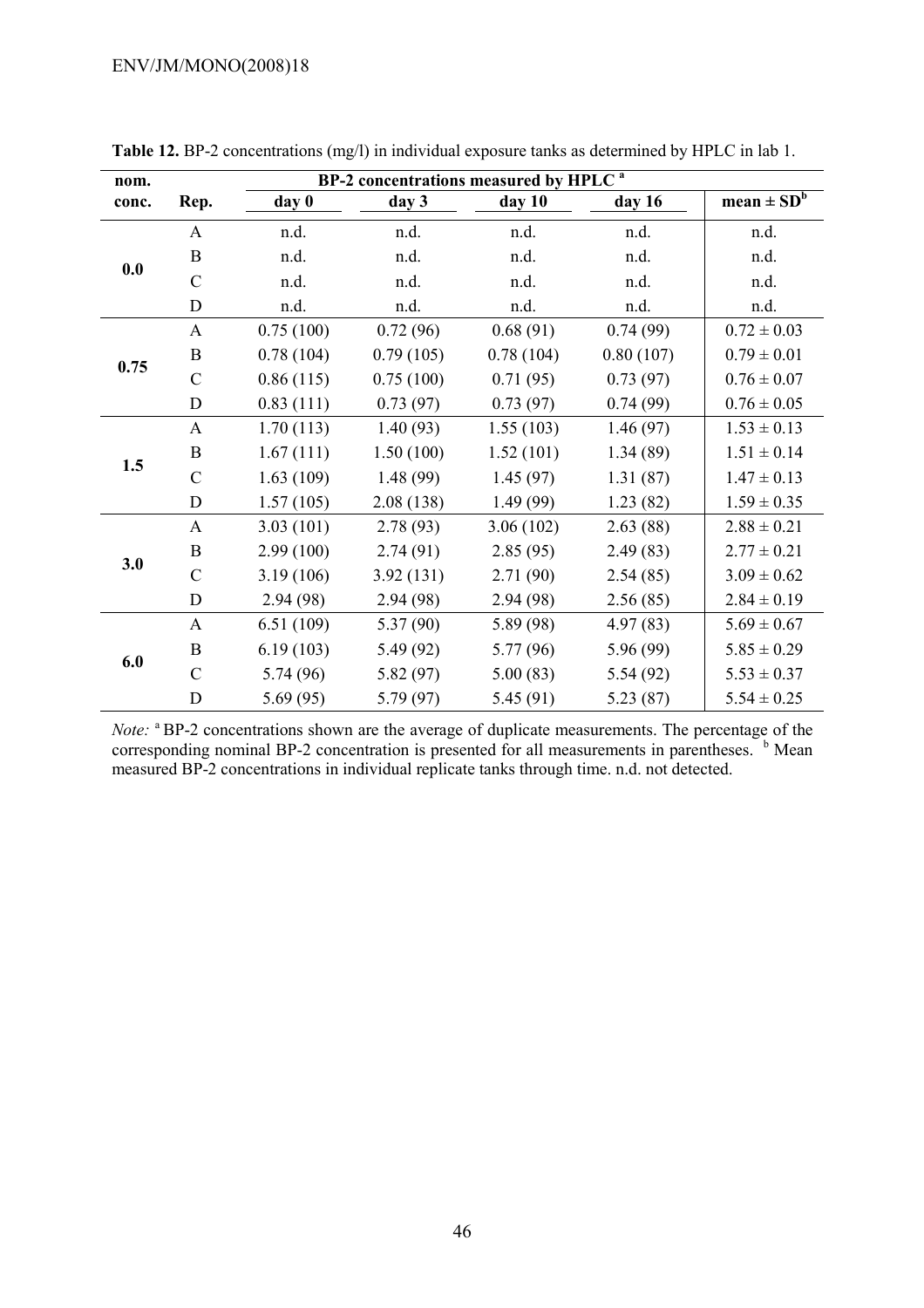**Table 12.** BP-2 concentrations (mg/l) in individual exposure tanks as determined by HPLC in lab 1.

| nom. conc. | Rep. | BP-2 concentrations measured by HPLC [a] day 0 | day 3 | day 10 | day 16 | mean ± SD[b] |
|---|---|---|---|---|---|---|
| **0.0** | A | n.d. | n.d. | n.d. | n.d. | n.d. |
| | B | n.d. | n.d. | n.d. | n.d. | n.d. |
| | C | n.d. | n.d. | n.d. | n.d. | n.d. |
| | D | n.d. | n.d. | n.d. | n.d. | n.d. |
| **0.75** | A | 0.75 (100) | 0.72 (96) | 0.68 (91) | 0.74 (99) | 0.72 ± 0.03 |
| | B | 0.78 (104) | 0.79 (105) | 0.78 (104) | 0.80 (107) | 0.79 ± 0.01 |
| | C | 0.86 (115) | 0.75 (100) | 0.71 (95) | 0.73 (97) | 0.76 ± 0.07 |
| | D | 0.83 (111) | 0.73 (97) | 0.73 (97) | 0.74 (99) | 0.76 ± 0.05 |
| **1.5** | A | 1.70 (113) | 1.40 (93) | 1.55 (103) | 1.46 (97) | 1.53 ± 0.13 |
| | B | 1.67 (111) | 1.50 (100) | 1.52 (101) | 1.34 (89) | 1.51 ± 0.14 |
| | C | 1.63 (109) | 1.48 (99) | 1.45 (97) | 1.31 (87) | 1.47 ± 0.13 |
| | D | 1.57 (105) | 2.08 (138) | 1.49 (99) | 1.23 (82) | 1.59 ± 0.35 |
| **3.0** | A | 3.03 (101) | 2.78 (93) | 3.06 (102) | 2.63 (88) | 2.88 ± 0.21 |
| | B | 2.99 (100) | 2.74 (91) | 2.85 (95) | 2.49 (83) | 2.77 ± 0.21 |
| | C | 3.19 (106) | 3.92 (131) | 2.71 (90) | 2.54 (85) | 3.09 ± 0.62 |
| | D | 2.94 (98) | 2.94 (98) | 2.94 (98) | 2.56 (85) | 2.84 ± 0.19 |
| **6.0** | A | 6.51 (109) | 5.37 (90) | 5.89 (98) | 4.97 (83) | 5.69 ± 0.67 |
| | B | 6.19 (103) | 5.49 (92) | 5.77 (96) | 5.96 (99) | 5.85 ± 0.29 |
| | C | 5.74 (96) | 5.82 (97) | 5.00 (83) | 5.54 (92) | 5.53 ± 0.37 |
| | D | 5.69 (95) | 5.79 (97) | 5.45 (91) | 5.23 (87) | 5.54 ± 0.25 |

*Note:* [a] BP-2 concentrations shown are the average of duplicate measurements. The percentage of the corresponding nominal BP-2 concentration is presented for all measurements in parentheses. [b] Mean measured BP-2 concentrations in individual replicate tanks through time. n.d. not detected.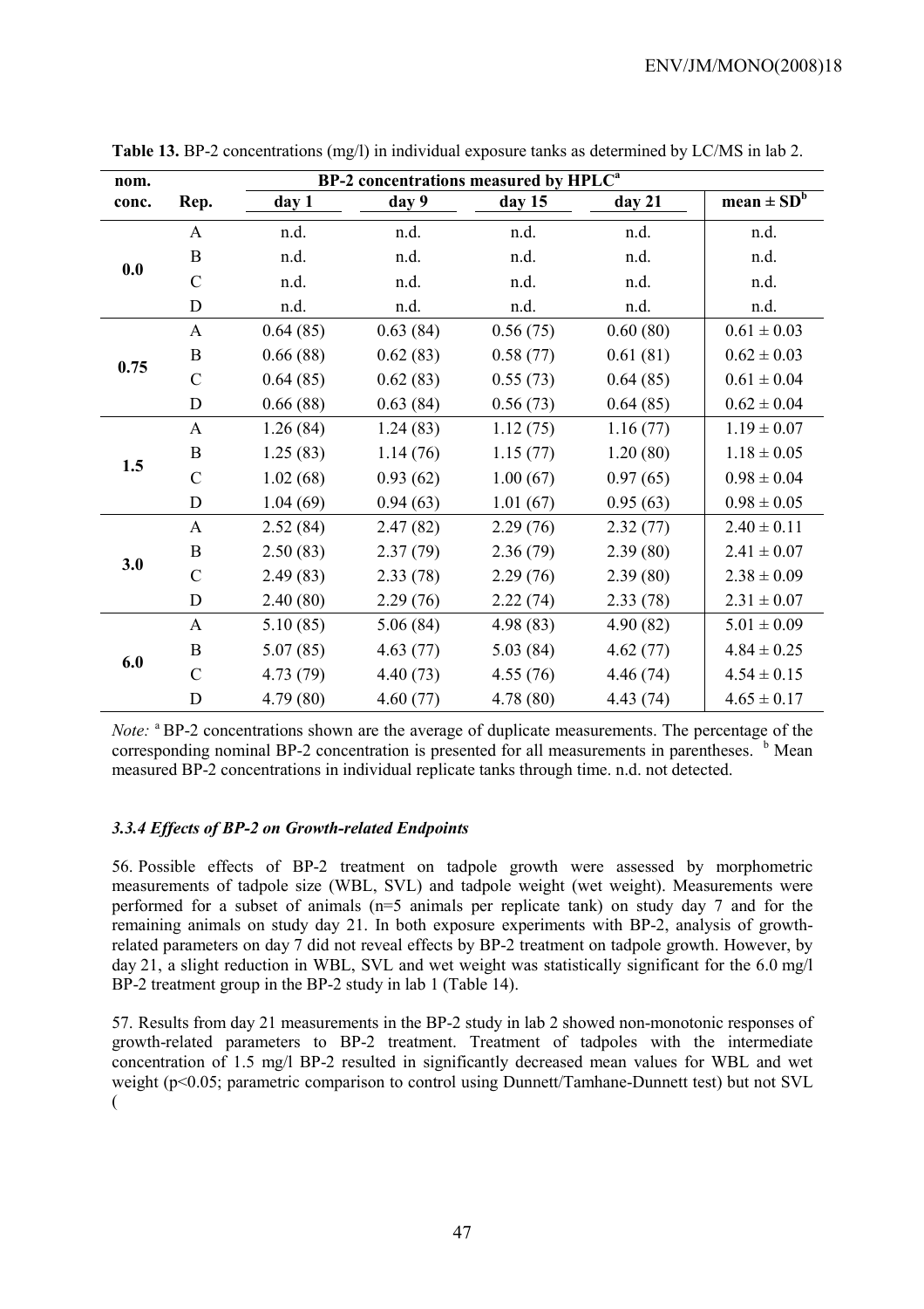**Table 13.** BP-2 concentrations (mg/l) in individual exposure tanks as determined by LC/MS in lab 2.

| nom. conc. | Rep. | BP-2 concentrations measured by HPLC[a] day 1 | day 9 | day 15 | day 21 | mean ± SD[b] |
|---|---|---|---|---|---|---|
| **0.0** | A | n.d. | n.d. | n.d. | n.d. | n.d. |
| | B | n.d. | n.d. | n.d. | n.d. | n.d. |
| | C | n.d. | n.d. | n.d. | n.d. | n.d. |
| | D | n.d. | n.d. | n.d. | n.d. | n.d. |
| **0.75** | A | 0.64 (85) | 0.63 (84) | 0.56 (75) | 0.60 (80) | 0.61 ± 0.03 |
| | B | 0.66 (88) | 0.62 (83) | 0.58 (77) | 0.61 (81) | 0.62 ± 0.03 |
| | C | 0.64 (85) | 0.62 (83) | 0.55 (73) | 0.64 (85) | 0.61 ± 0.04 |
| | D | 0.66 (88) | 0.63 (84) | 0.56 (73) | 0.64 (85) | 0.62 ± 0.04 |
| **1.5** | A | 1.26 (84) | 1.24 (83) | 1.12 (75) | 1.16 (77) | 1.19 ± 0.07 |
| | B | 1.25 (83) | 1.14 (76) | 1.15 (77) | 1.20 (80) | 1.18 ± 0.05 |
| | C | 1.02 (68) | 0.93 (62) | 1.00 (67) | 0.97 (65) | 0.98 ± 0.04 |
| | D | 1.04 (69) | 0.94 (63) | 1.01 (67) | 0.95 (63) | 0.98 ± 0.05 |
| **3.0** | A | 2.52 (84) | 2.47 (82) | 2.29 (76) | 2.32 (77) | 2.40 ± 0.11 |
| | B | 2.50 (83) | 2.37 (79) | 2.36 (79) | 2.39 (80) | 2.41 ± 0.07 |
| | C | 2.49 (83) | 2.33 (78) | 2.29 (76) | 2.39 (80) | 2.38 ± 0.09 |
| | D | 2.40 (80) | 2.29 (76) | 2.22 (74) | 2.33 (78) | 2.31 ± 0.07 |
| **6.0** | A | 5.10 (85) | 5.06 (84) | 4.98 (83) | 4.90 (82) | 5.01 ± 0.09 |
| | B | 5.07 (85) | 4.63 (77) | 5.03 (84) | 4.62 (77) | 4.84 ± 0.25 |
| | C | 4.73 (79) | 4.40 (73) | 4.55 (76) | 4.46 (74) | 4.54 ± 0.15 |
| | D | 4.79 (80) | 4.60 (77) | 4.78 (80) | 4.43 (74) | 4.65 ± 0.17 |

*Note:* [a] BP-2 concentrations shown are the average of duplicate measurements. The percentage of the corresponding nominal BP-2 concentration is presented for all measurements in parentheses. [b] Mean measured BP-2 concentrations in individual replicate tanks through time. n.d. not detected.

### *3.3.4 Effects of BP-2 on Growth-related Endpoints*

56. Possible effects of BP-2 treatment on tadpole growth were assessed by morphometric measurements of tadpole size (WBL, SVL) and tadpole weight (wet weight). Measurements were performed for a subset of animals (n=5 animals per replicate tank) on study day 7 and for the remaining animals on study day 21. In both exposure experiments with BP-2, analysis of growth-related parameters on day 7 did not reveal effects by BP-2 treatment on tadpole growth. However, by day 21, a slight reduction in WBL, SVL and wet weight was statistically significant for the 6.0 mg/l BP-2 treatment group in the BP-2 study in lab 1 (Table 14).

57. Results from day 21 measurements in the BP-2 study in lab 2 showed non-monotonic responses of growth-related parameters to BP-2 treatment. Treatment of tadpoles with the intermediate concentration of 1.5 mg/l BP-2 resulted in significantly decreased mean values for WBL and wet weight ($p<0.05$; parametric comparison to control using Dunnett/Tamhane-Dunnett test) but not SVL (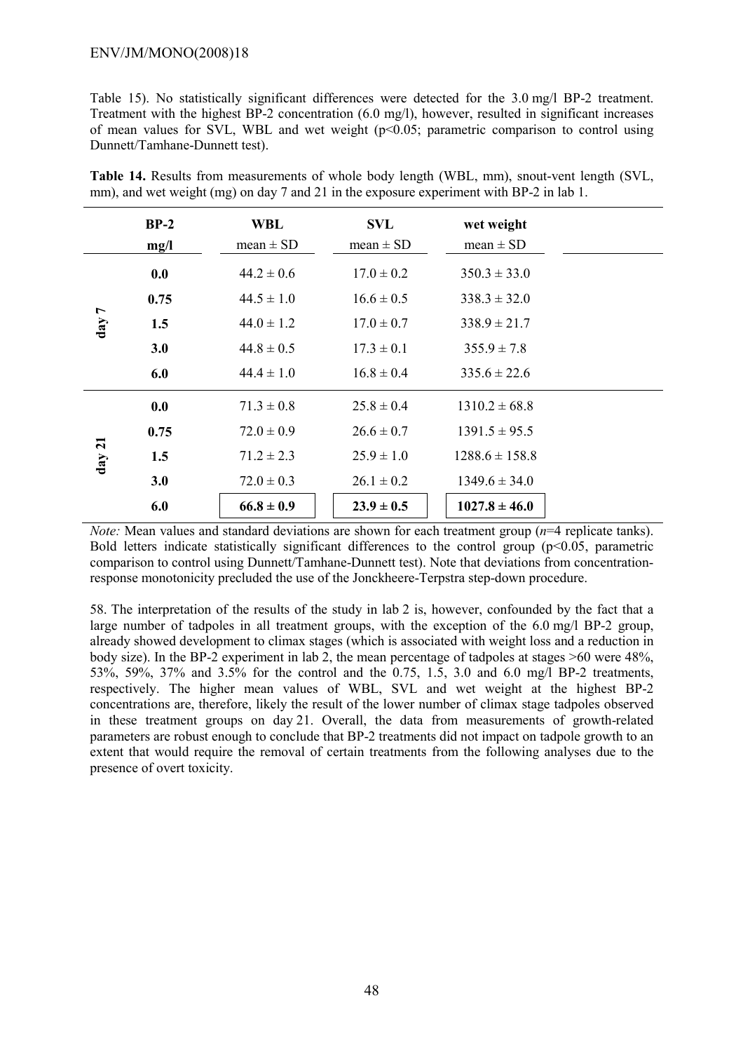Table 15). No statistically significant differences were detected for the 3.0 mg/l BP-2 treatment. Treatment with the highest BP-2 concentration (6.0 mg/l), however, resulted in significant increases of mean values for SVL, WBL and wet weight ($p<0.05$; parametric comparison to control using Dunnett/Tamhane-Dunnett test).

**Table 14.** Results from measurements of whole body length (WBL, mm), snout-vent length (SVL, mm), and wet weight (mg) on day 7 and 21 in the exposure experiment with BP-2 in lab 1.

| | BP-2 mg/l | WBL mean ± SD | SVL mean ± SD | wet weight mean ± SD |
|---|---|---|---|---|
| day 7 | **0.0** | 44.2 ± 0.6 | 17.0 ± 0.2 | 350.3 ± 33.0 |
| | **0.75** | 44.5 ± 1.0 | 16.6 ± 0.5 | 338.3 ± 32.0 |
| | **1.5** | 44.0 ± 1.2 | 17.0 ± 0.7 | 338.9 ± 21.7 |
| | **3.0** | 44.8 ± 0.5 | 17.3 ± 0.1 | 355.9 ± 7.8 |
| | **6.0** | 44.4 ± 1.0 | 16.8 ± 0.4 | 335.6 ± 22.6 |
| day 21 | **0.0** | 71.3 ± 0.8 | 25.8 ± 0.4 | 1310.2 ± 68.8 |
| | **0.75** | 72.0 ± 0.9 | 26.6 ± 0.7 | 1391.5 ± 95.5 |
| | **1.5** | 71.2 ± 2.3 | 25.9 ± 1.0 | 1288.6 ± 158.8 |
| | **3.0** | 72.0 ± 0.3 | 26.1 ± 0.2 | 1349.6 ± 34.0 |
| | **6.0** | **66.8 ± 0.9** | **23.9 ± 0.5** | **1027.8 ± 46.0** |

*Note:* Mean values and standard deviations are shown for each treatment group (*n*=4 replicate tanks). Bold letters indicate statistically significant differences to the control group ($p<0.05$, parametric comparison to control using Dunnett/Tamhane-Dunnett test). Note that deviations from concentration-response monotonicity precluded the use of the Jonckheere-Terpstra step-down procedure.

58. The interpretation of the results of the study in lab 2 is, however, confounded by the fact that a large number of tadpoles in all treatment groups, with the exception of the 6.0 mg/l BP-2 group, already showed development to climax stages (which is associated with weight loss and a reduction in body size). In the BP-2 experiment in lab 2, the mean percentage of tadpoles at stages >60 were 48%, 53%, 59%, 37% and 3.5% for the control and the 0.75, 1.5, 3.0 and 6.0 mg/l BP-2 treatments, respectively. The higher mean values of WBL, SVL and wet weight at the highest BP-2 concentrations are, therefore, likely the result of the lower number of climax stage tadpoles observed in these treatment groups on day 21. Overall, the data from measurements of growth-related parameters are robust enough to conclude that BP-2 treatments did not impact on tadpole growth to an extent that would require the removal of certain treatments from the following analyses due to the presence of overt toxicity.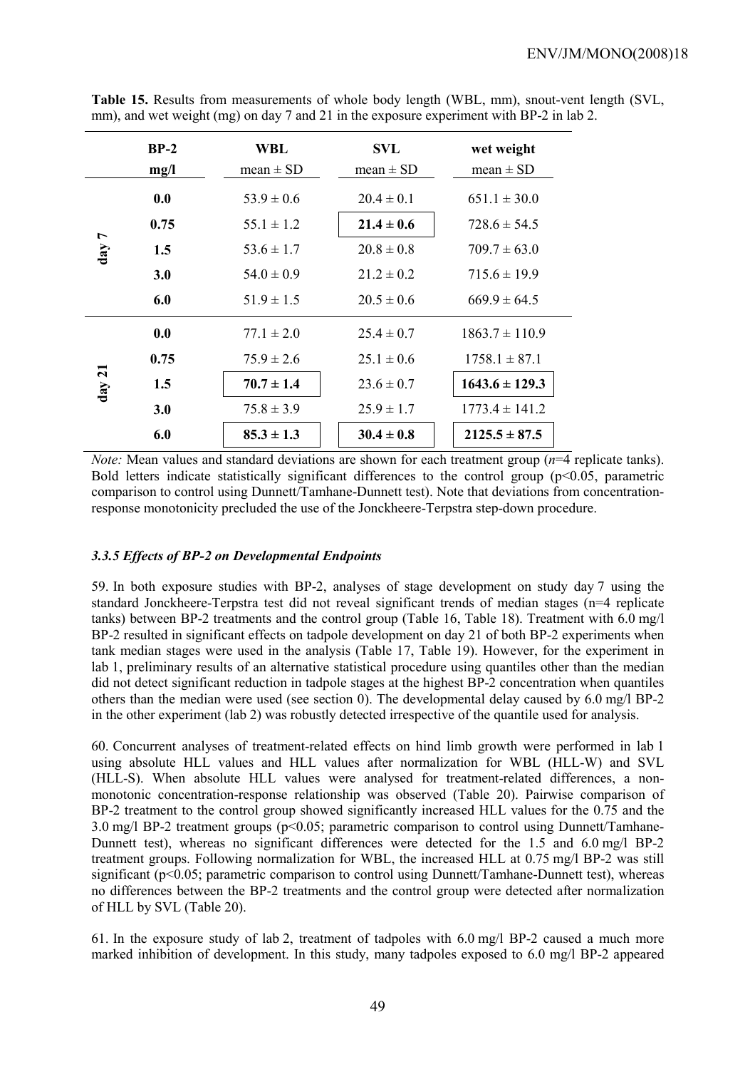**Table 15.** Results from measurements of whole body length (WBL, mm), snout-vent length (SVL, mm), and wet weight (mg) on day 7 and 21 in the exposure experiment with BP-2 in lab 2.

| | BP-2 mg/l | WBL mean ± SD | SVL mean ± SD | wet weight mean ± SD |
|---|---|---|---|---|
| day 7 | **0.0** | 53.9 ± 0.6 | 20.4 ± 0.1 | 651.1 ± 30.0 |
| | **0.75** | 55.1 ± 1.2 | **21.4 ± 0.6** | 728.6 ± 54.5 |
| | **1.5** | 53.6 ± 1.7 | 20.8 ± 0.8 | 709.7 ± 63.0 |
| | **3.0** | 54.0 ± 0.9 | 21.2 ± 0.2 | 715.6 ± 19.9 |
| | **6.0** | 51.9 ± 1.5 | 20.5 ± 0.6 | 669.9 ± 64.5 |
| day 21 | **0.0** | 77.1 ± 2.0 | 25.4 ± 0.7 | 1863.7 ± 110.9 |
| | **0.75** | 75.9 ± 2.6 | 25.1 ± 0.6 | 1758.1 ± 87.1 |
| | **1.5** | **70.7 ± 1.4** | 23.6 ± 0.7 | **1643.6 ± 129.3** |
| | **3.0** | 75.8 ± 3.9 | 25.9 ± 1.7 | 1773.4 ± 141.2 |
| | **6.0** | **85.3 ± 1.3** | **30.4 ± 0.8** | **2125.5 ± 87.5** |

*Note:* Mean values and standard deviations are shown for each treatment group (*n*=4 replicate tanks). Bold letters indicate statistically significant differences to the control group ($p<0.05$, parametric comparison to control using Dunnett/Tamhane-Dunnett test). Note that deviations from concentration-response monotonicity precluded the use of the Jonckheere-Terpstra step-down procedure.

### *3.3.5 Effects of BP-2 on Developmental Endpoints*

59. In both exposure studies with BP-2, analyses of stage development on study day 7 using the standard Jonckheere-Terpstra test did not reveal significant trends of median stages (n=4 replicate tanks) between BP-2 treatments and the control group (Table 16, Table 18). Treatment with 6.0 mg/l BP-2 resulted in significant effects on tadpole development on day 21 of both BP-2 experiments when tank median stages were used in the analysis (Table 17, Table 19). However, for the experiment in lab 1, preliminary results of an alternative statistical procedure using quantiles other than the median did not detect significant reduction in tadpole stages at the highest BP-2 concentration when quantiles others than the median were used (see section 0). The developmental delay caused by 6.0 mg/l BP-2 in the other experiment (lab 2) was robustly detected irrespective of the quantile used for analysis.

60. Concurrent analyses of treatment-related effects on hind limb growth were performed in lab 1 using absolute HLL values and HLL values after normalization for WBL (HLL-W) and SVL (HLL-S). When absolute HLL values were analysed for treatment-related differences, a non-monotonic concentration-response relationship was observed (Table 20). Pairwise comparison of BP-2 treatment to the control group showed significantly increased HLL values for the 0.75 and the 3.0 mg/l BP-2 treatment groups ($p<0.05$; parametric comparison to control using Dunnett/Tamhane-Dunnett test), whereas no significant differences were detected for the 1.5 and 6.0 mg/l BP-2 treatment groups. Following normalization for WBL, the increased HLL at 0.75 mg/l BP-2 was still significant ($p<0.05$; parametric comparison to control using Dunnett/Tamhane-Dunnett test), whereas no differences between the BP-2 treatments and the control group were detected after normalization of HLL by SVL (Table 20).

61. In the exposure study of lab 2, treatment of tadpoles with 6.0 mg/l BP-2 caused a much more marked inhibition of development. In this study, many tadpoles exposed to 6.0 mg/l BP-2 appeared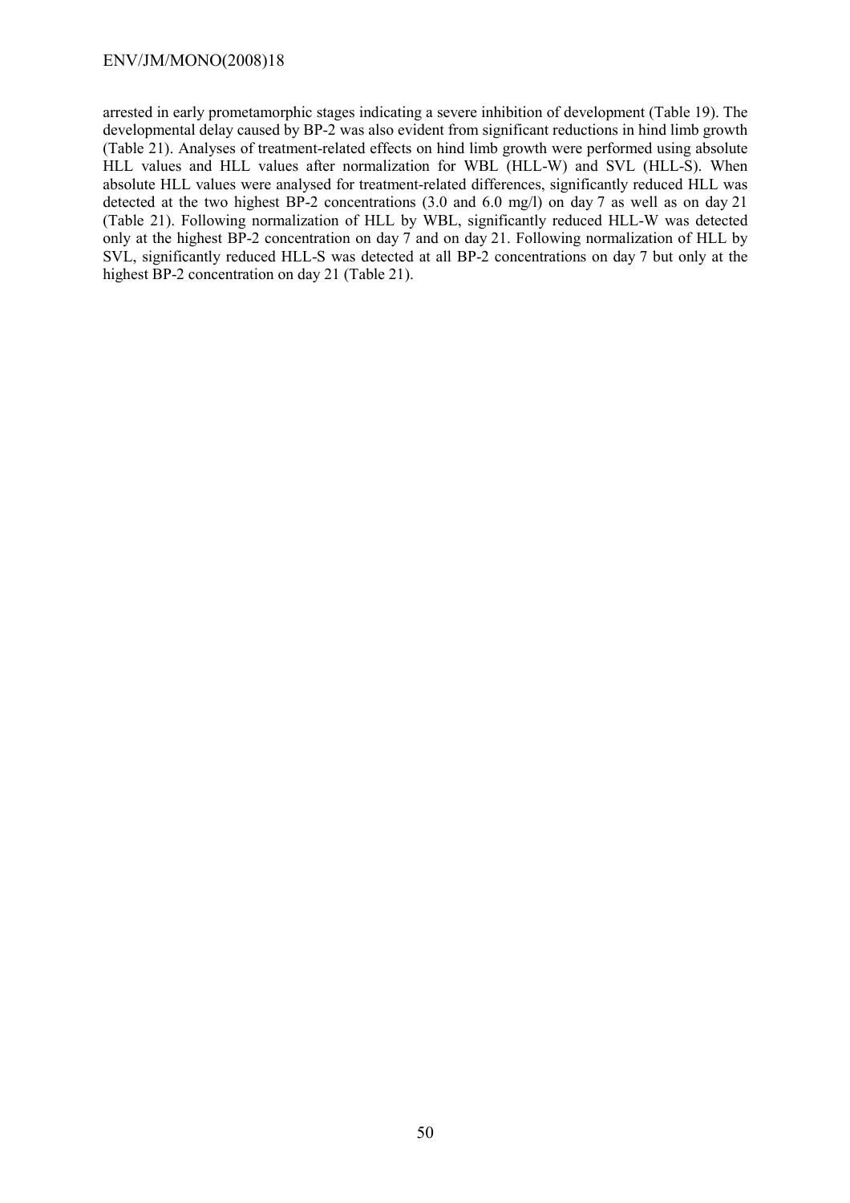arrested in early prometamorphic stages indicating a severe inhibition of development (Table 19). The developmental delay caused by BP-2 was also evident from significant reductions in hind limb growth (Table 21). Analyses of treatment-related effects on hind limb growth were performed using absolute HLL values and HLL values after normalization for WBL (HLL-W) and SVL (HLL-S). When absolute HLL values were analysed for treatment-related differences, significantly reduced HLL was detected at the two highest BP-2 concentrations (3.0 and 6.0 mg/l) on day 7 as well as on day 21 (Table 21). Following normalization of HLL by WBL, significantly reduced HLL-W was detected only at the highest BP-2 concentration on day 7 and on day 21. Following normalization of HLL by SVL, significantly reduced HLL-S was detected at all BP-2 concentrations on day 7 but only at the highest BP-2 concentration on day 21 (Table 21).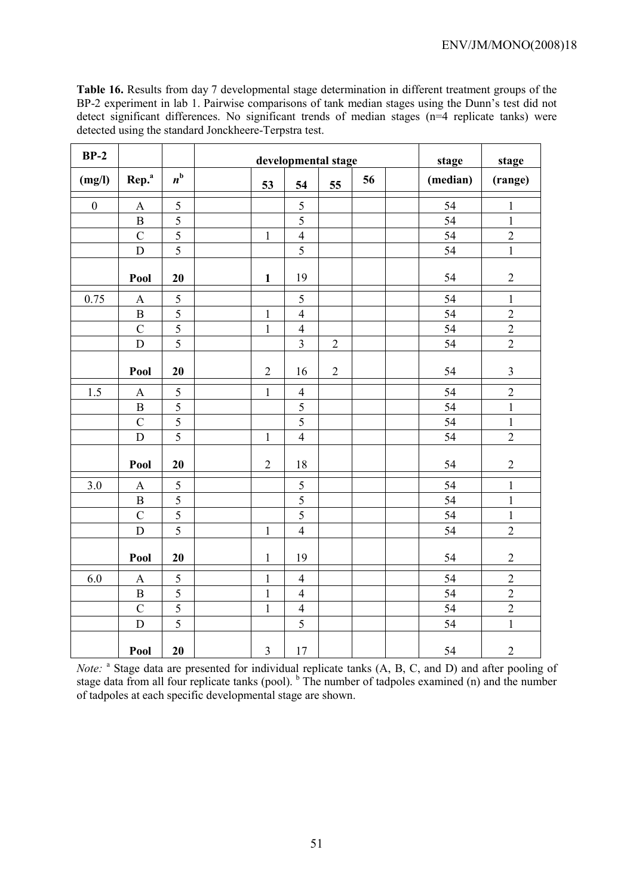**Table 16.** Results from day 7 developmental stage determination in different treatment groups of the BP-2 experiment in lab 1. Pairwise comparisons of tank median stages using the Dunn's test did not detect significant differences. No significant trends of median stages (n=4 replicate tanks) were detected using the standard Jonckheere-Terpstra test.

| BP-2 | | | | developmental stage | | | | | stage | stage |
|---|---|---|---|---|---|---|---|---|---|---|
| (mg/l) | Rep.[a] | $n$[b] | | 53 | 54 | 55 | 56 | | (median) | (range) |
| 0 | A | 5 | | | 5 | | | | 54 | 1 |
| | B | 5 | | | 5 | | | | 54 | 1 |
| | C | 5 | | 1 | 4 | | | | 54 | 2 |
| | D | 5 | | | 5 | | | | 54 | 1 |
| | **Pool** | **20** | | **1** | 19 | | | | 54 | 2 |
| 0.75 | A | 5 | | | 5 | | | | 54 | 1 |
| | B | 5 | | 1 | 4 | | | | 54 | 2 |
| | C | 5 | | 1 | 4 | | | | 54 | 2 |
| | D | 5 | | | 3 | 2 | | | 54 | 2 |
| | **Pool** | **20** | | 2 | 16 | 2 | | | 54 | 3 |
| 1.5 | A | 5 | | 1 | 4 | | | | 54 | 2 |
| | B | 5 | | | 5 | | | | 54 | 1 |
| | C | 5 | | | 5 | | | | 54 | 1 |
| | D | 5 | | 1 | 4 | | | | 54 | 2 |
| | **Pool** | **20** | | 2 | 18 | | | | 54 | 2 |
| 3.0 | A | 5 | | | 5 | | | | 54 | 1 |
| | B | 5 | | | 5 | | | | 54 | 1 |
| | C | 5 | | | 5 | | | | 54 | 1 |
| | D | 5 | | 1 | 4 | | | | 54 | 2 |
| | **Pool** | **20** | | 1 | 19 | | | | 54 | 2 |
| 6.0 | A | 5 | | 1 | 4 | | | | 54 | 2 |
| | B | 5 | | 1 | 4 | | | | 54 | 2 |
| | C | 5 | | 1 | 4 | | | | 54 | 2 |
| | D | 5 | | | 5 | | | | 54 | 1 |
| | **Pool** | **20** | | 3 | 17 | | | | 54 | 2 |

*Note:* [a] Stage data are presented for individual replicate tanks (A, B, C, and D) and after pooling of stage data from all four replicate tanks (pool). [b] The number of tadpoles examined (n) and the number of tadpoles at each specific developmental stage are shown.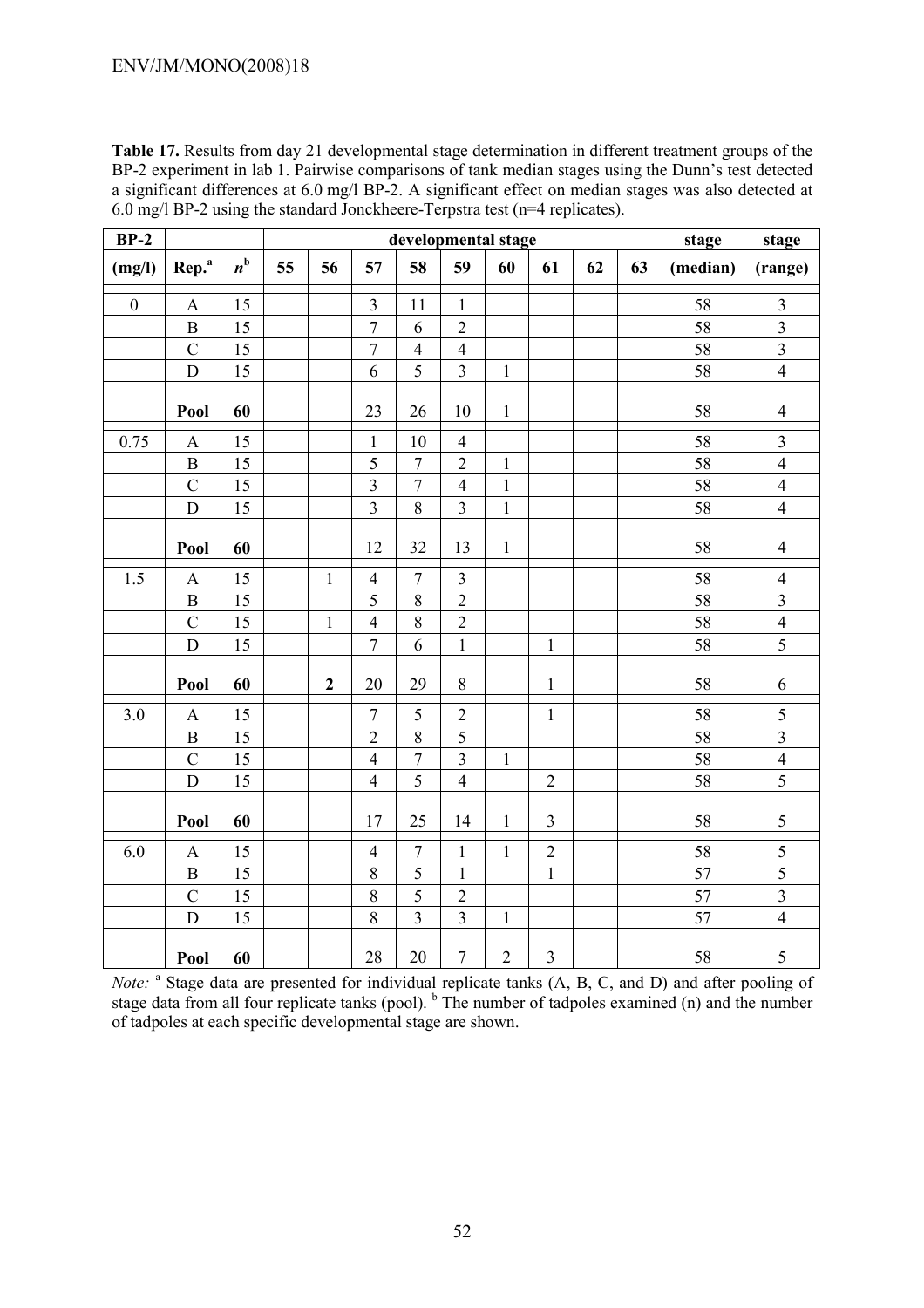**Table 17.** Results from day 21 developmental stage determination in different treatment groups of the BP-2 experiment in lab 1. Pairwise comparisons of tank median stages using the Dunn's test detected a significant differences at 6.0 mg/l BP-2. A significant effect on median stages was also detected at 6.0 mg/l BP-2 using the standard Jonckheere-Terpstra test (n=4 replicates).

| BP-2 | | | developmental stage | | | | | | | | | stage | stage |
|---|---|---|---|---|---|---|---|---|---|---|---|---|---|
| (mg/l) | Rep.[a] | $n$[b] | 55 | 56 | 57 | 58 | 59 | 60 | 61 | 62 | 63 | (median) | (range) |
| 0 | A | 15 | | | 3 | 11 | 1 | | | | | 58 | 3 |
| | B | 15 | | | 7 | 6 | 2 | | | | | 58 | 3 |
| | C | 15 | | | 7 | 4 | 4 | | | | | 58 | 3 |
| | D | 15 | | | 6 | 5 | 3 | 1 | | | | 58 | 4 |
| | **Pool** | **60** | | | 23 | 26 | 10 | 1 | | | | 58 | 4 |
| 0.75 | A | 15 | | | 1 | 10 | 4 | | | | | 58 | 3 |
| | B | 15 | | | 5 | 7 | 2 | 1 | | | | 58 | 4 |
| | C | 15 | | | 3 | 7 | 4 | 1 | | | | 58 | 4 |
| | D | 15 | | | 3 | 8 | 3 | 1 | | | | 58 | 4 |
| | **Pool** | **60** | | | 12 | 32 | 13 | 1 | | | | 58 | 4 |
| 1.5 | A | 15 | | 1 | 4 | 7 | 3 | | | | | 58 | 4 |
| | B | 15 | | | 5 | 8 | 2 | | | | | 58 | 3 |
| | C | 15 | | 1 | 4 | 8 | 2 | | | | | 58 | 4 |
| | D | 15 | | | 7 | 6 | 1 | | 1 | | | 58 | 5 |
| | **Pool** | **60** | | **2** | 20 | 29 | 8 | | 1 | | | 58 | 6 |
| 3.0 | A | 15 | | | 7 | 5 | 2 | | 1 | | | 58 | 5 |
| | B | 15 | | | 2 | 8 | 5 | | | | | 58 | 3 |
| | C | 15 | | | 4 | 7 | 3 | 1 | | | | 58 | 4 |
| | D | 15 | | | 4 | 5 | 4 | | 2 | | | 58 | 5 |
| | **Pool** | **60** | | | 17 | 25 | 14 | 1 | 3 | | | 58 | 5 |
| 6.0 | A | 15 | | | 4 | 7 | 1 | 1 | 2 | | | 58 | 5 |
| | B | 15 | | | 8 | 5 | 1 | | 1 | | | 57 | 5 |
| | C | 15 | | | 8 | 5 | 2 | | | | | 57 | 3 |
| | D | 15 | | | 8 | 3 | 3 | 1 | | | | 57 | 4 |
| | **Pool** | **60** | | | 28 | 20 | 7 | 2 | 3 | | | 58 | 5 |

*Note:* [a] Stage data are presented for individual replicate tanks (A, B, C, and D) and after pooling of stage data from all four replicate tanks (pool). [b] The number of tadpoles examined (n) and the number of tadpoles at each specific developmental stage are shown.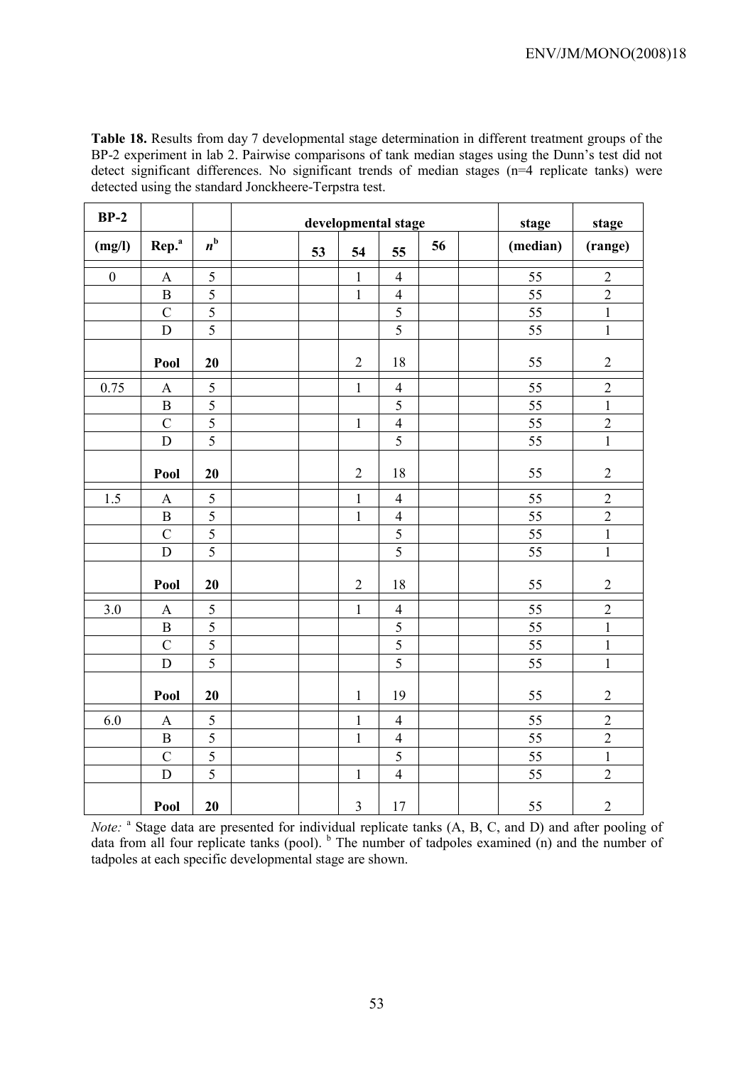**Table 18.** Results from day 7 developmental stage determination in different treatment groups of the BP-2 experiment in lab 2. Pairwise comparisons of tank median stages using the Dunn's test did not detect significant differences. No significant trends of median stages (n=4 replicate tanks) were detected using the standard Jonckheere-Terpstra test.

| BP-2 | | | developmental stage | | | | stage | stage |
|---|---|---|---|---|---|---|---|---|
| (mg/l) | Rep.[a] | $n$[b] | 53 | 54 | 55 | 56 | (median) | (range) |
| 0 | A | 5 | | 1 | 4 | | 55 | 2 |
| | B | 5 | | 1 | 4 | | 55 | 2 |
| | C | 5 | | | 5 | | 55 | 1 |
| | D | 5 | | | 5 | | 55 | 1 |
| | **Pool** | **20** | | 2 | 18 | | 55 | 2 |
| 0.75 | A | 5 | | 1 | 4 | | 55 | 2 |
| | B | 5 | | | 5 | | 55 | 1 |
| | C | 5 | | 1 | 4 | | 55 | 2 |
| | D | 5 | | | 5 | | 55 | 1 |
| | **Pool** | **20** | | 2 | 18 | | 55 | 2 |
| 1.5 | A | 5 | | 1 | 4 | | 55 | 2 |
| | B | 5 | | 1 | 4 | | 55 | 2 |
| | C | 5 | | | 5 | | 55 | 1 |
| | D | 5 | | | 5 | | 55 | 1 |
| | **Pool** | **20** | | 2 | 18 | | 55 | 2 |
| 3.0 | A | 5 | | 1 | 4 | | 55 | 2 |
| | B | 5 | | | 5 | | 55 | 1 |
| | C | 5 | | | 5 | | 55 | 1 |
| | D | 5 | | | 5 | | 55 | 1 |
| | **Pool** | **20** | | 1 | 19 | | 55 | 2 |
| 6.0 | A | 5 | | 1 | 4 | | 55 | 2 |
| | B | 5 | | 1 | 4 | | 55 | 2 |
| | C | 5 | | | 5 | | 55 | 1 |
| | D | 5 | | 1 | 4 | | 55 | 2 |
| | **Pool** | **20** | | 3 | 17 | | 55 | 2 |

*Note:* [a] Stage data are presented for individual replicate tanks (A, B, C, and D) and after pooling of data from all four replicate tanks (pool). [b] The number of tadpoles examined (n) and the number of tadpoles at each specific developmental stage are shown.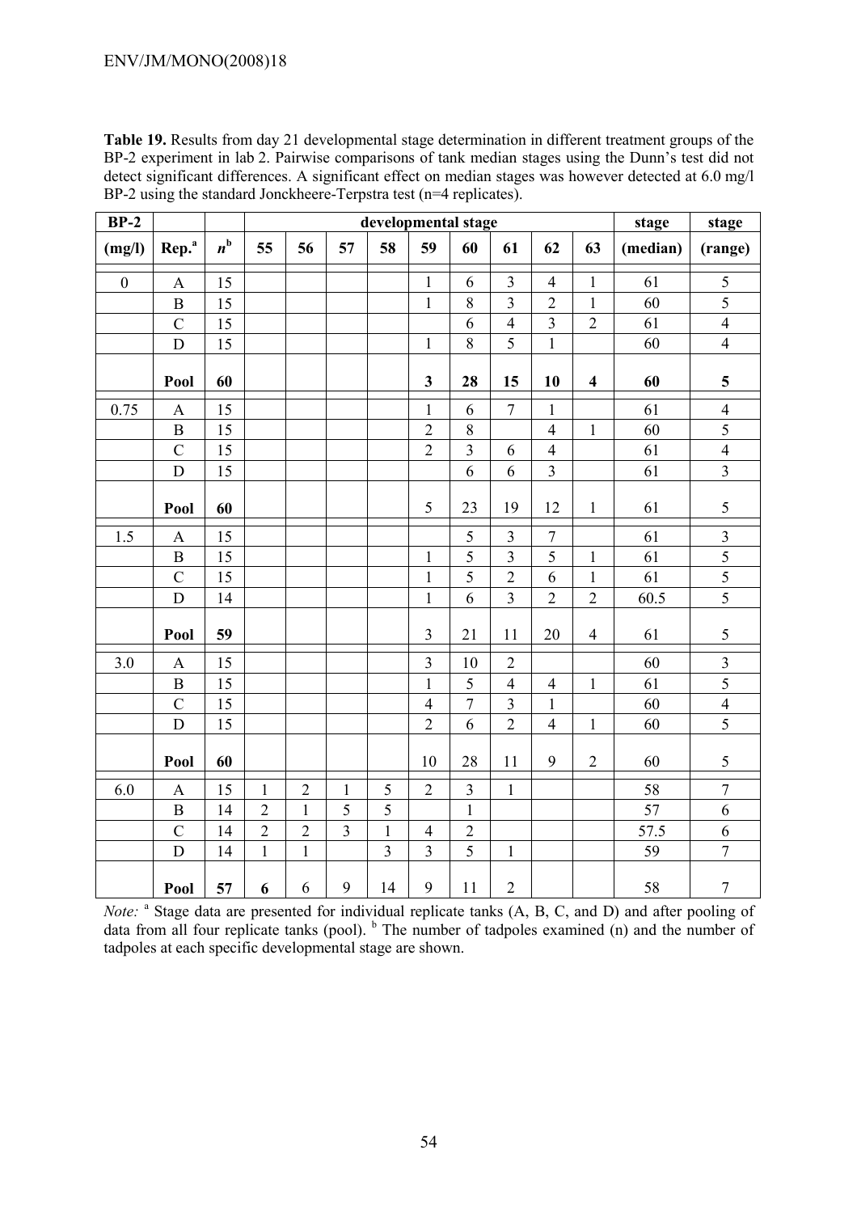**Table 19.** Results from day 21 developmental stage determination in different treatment groups of the BP-2 experiment in lab 2. Pairwise comparisons of tank median stages using the Dunn's test did not detect significant differences. A significant effect on median stages was however detected at 6.0 mg/l BP-2 using the standard Jonckheere-Terpstra test (n=4 replicates).

| BP-2 | | | developmental stage | | | | | | | | | stage | stage |
|---|---|---|---|---|---|---|---|---|---|---|---|---|---|
| (mg/l) | Rep.[a] | $n$[b] | 55 | 56 | 57 | 58 | 59 | 60 | 61 | 62 | 63 | (median) | (range) |
| 0 | A | 15 | | | | | 1 | 6 | 3 | 4 | 1 | 61 | 5 |
| | B | 15 | | | | | 1 | 8 | 3 | 2 | 1 | 60 | 5 |
| | C | 15 | | | | | | 6 | 4 | 3 | 2 | 61 | 4 |
| | D | 15 | | | | | 1 | 8 | 5 | 1 | | 60 | 4 |
| | **Pool** | **60** | | | | | **3** | **28** | **15** | **10** | **4** | **60** | **5** |
| 0.75 | A | 15 | | | | | 1 | 6 | 7 | 1 | | 61 | 4 |
| | B | 15 | | | | | 2 | 8 | | 4 | 1 | 60 | 5 |
| | C | 15 | | | | | 2 | 3 | 6 | 4 | | 61 | 4 |
| | D | 15 | | | | | | 6 | 6 | 3 | | 61 | 3 |
| | **Pool** | **60** | | | | | 5 | 23 | 19 | 12 | 1 | 61 | 5 |
| 1.5 | A | 15 | | | | | | 5 | 3 | 7 | | 61 | 3 |
| | B | 15 | | | | | 1 | 5 | 3 | 5 | 1 | 61 | 5 |
| | C | 15 | | | | | 1 | 5 | 2 | 6 | 1 | 61 | 5 |
| | D | 14 | | | | | 1 | 6 | 3 | 2 | 2 | 60.5 | 5 |
| | **Pool** | **59** | | | | | 3 | 21 | 11 | 20 | 4 | 61 | 5 |
| 3.0 | A | 15 | | | | | 3 | 10 | 2 | | | 60 | 3 |
| | B | 15 | | | | | 1 | 5 | 4 | 4 | 1 | 61 | 5 |
| | C | 15 | | | | | 4 | 7 | 3 | 1 | | 60 | 4 |
| | D | 15 | | | | | 2 | 6 | 2 | 4 | 1 | 60 | 5 |
| | **Pool** | **60** | | | | | 10 | 28 | 11 | 9 | 2 | 60 | 5 |
| 6.0 | A | 15 | 1 | 2 | 1 | 5 | 2 | 3 | 1 | | | 58 | 7 |
| | B | 14 | 2 | 1 | 5 | 5 | | 1 | | | | 57 | 6 |
| | C | 14 | 2 | 2 | 3 | 1 | 4 | 2 | | | | 57.5 | 6 |
| | D | 14 | 1 | 1 | | 3 | 3 | 5 | 1 | | | 59 | 7 |
| | **Pool** | **57** | **6** | 6 | 9 | 14 | 9 | 11 | 2 | | | 58 | 7 |

*Note:* [a] Stage data are presented for individual replicate tanks (A, B, C, and D) and after pooling of data from all four replicate tanks (pool). [b] The number of tadpoles examined (n) and the number of tadpoles at each specific developmental stage are shown.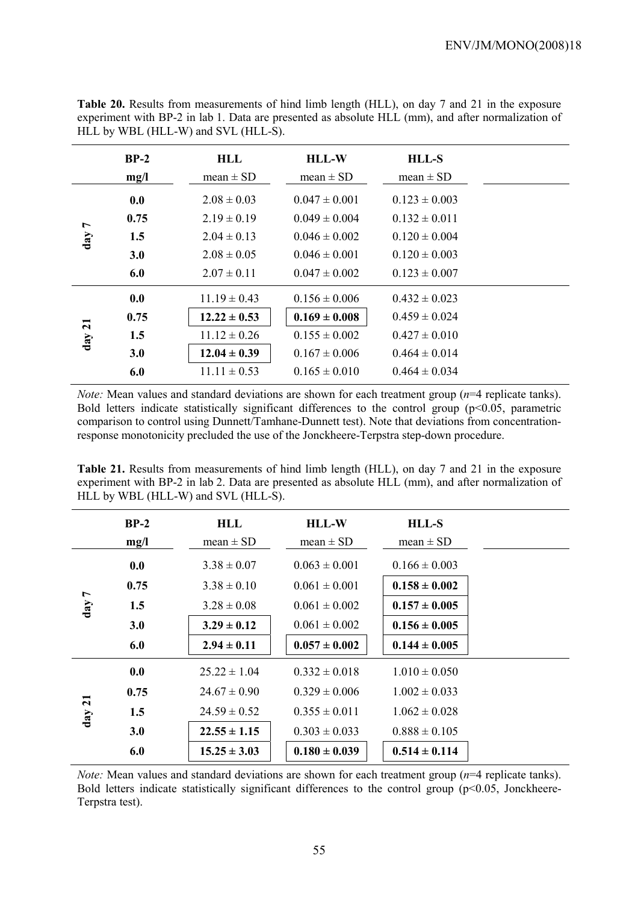**Table 20.** Results from measurements of hind limb length (HLL), on day 7 and 21 in the exposure experiment with BP-2 in lab 1. Data are presented as absolute HLL (mm), and after normalization of HLL by WBL (HLL-W) and SVL (HLL-S).

| | BP-2 mg/l | HLL mean ± SD | HLL-W mean ± SD | HLL-S mean ± SD |
|---|---|---|---|---|
| day 7 | **0.0** | 2.08 ± 0.03 | 0.047 ± 0.001 | 0.123 ± 0.003 |
| | **0.75** | 2.19 ± 0.19 | 0.049 ± 0.004 | 0.132 ± 0.011 |
| | **1.5** | 2.04 ± 0.13 | 0.046 ± 0.002 | 0.120 ± 0.004 |
| | **3.0** | 2.08 ± 0.05 | 0.046 ± 0.001 | 0.120 ± 0.003 |
| | **6.0** | 2.07 ± 0.11 | 0.047 ± 0.002 | 0.123 ± 0.007 |
| day 21 | **0.0** | 11.19 ± 0.43 | 0.156 ± 0.006 | 0.432 ± 0.023 |
| | **0.75** | **12.22 ± 0.53** | **0.169 ± 0.008** | 0.459 ± 0.024 |
| | **1.5** | 11.12 ± 0.26 | 0.155 ± 0.002 | 0.427 ± 0.010 |
| | **3.0** | **12.04 ± 0.39** | 0.167 ± 0.006 | 0.464 ± 0.014 |
| | **6.0** | 11.11 ± 0.53 | 0.165 ± 0.010 | 0.464 ± 0.034 |

*Note:* Mean values and standard deviations are shown for each treatment group (*n*=4 replicate tanks). Bold letters indicate statistically significant differences to the control group ($p<0.05$, parametric comparison to control using Dunnett/Tamhane-Dunnett test). Note that deviations from concentration-response monotonicity precluded the use of the Jonckheere-Terpstra step-down procedure.

**Table 21.** Results from measurements of hind limb length (HLL), on day 7 and 21 in the exposure experiment with BP-2 in lab 2. Data are presented as absolute HLL (mm), and after normalization of HLL by WBL (HLL-W) and SVL (HLL-S).

| | BP-2 mg/l | HLL mean ± SD | HLL-W mean ± SD | HLL-S mean ± SD |
|---|---|---|---|---|
| day 7 | **0.0** | 3.38 ± 0.07 | 0.063 ± 0.001 | 0.166 ± 0.003 |
| | **0.75** | 3.38 ± 0.10 | 0.061 ± 0.001 | **0.158 ± 0.002** |
| | **1.5** | 3.28 ± 0.08 | 0.061 ± 0.002 | **0.157 ± 0.005** |
| | **3.0** | **3.29 ± 0.12** | 0.061 ± 0.002 | **0.156 ± 0.005** |
| | **6.0** | **2.94 ± 0.11** | **0.057 ± 0.002** | **0.144 ± 0.005** |
| day 21 | **0.0** | 25.22 ± 1.04 | 0.332 ± 0.018 | 1.010 ± 0.050 |
| | **0.75** | 24.67 ± 0.90 | 0.329 ± 0.006 | 1.002 ± 0.033 |
| | **1.5** | 24.59 ± 0.52 | 0.355 ± 0.011 | 1.062 ± 0.028 |
| | **3.0** | **22.55 ± 1.15** | 0.303 ± 0.033 | 0.888 ± 0.105 |
| | **6.0** | **15.25 ± 3.03** | **0.180 ± 0.039** | **0.514 ± 0.114** |

*Note:* Mean values and standard deviations are shown for each treatment group (*n*=4 replicate tanks). Bold letters indicate statistically significant differences to the control group ($p<0.05$, Jonckheere-Terpstra test).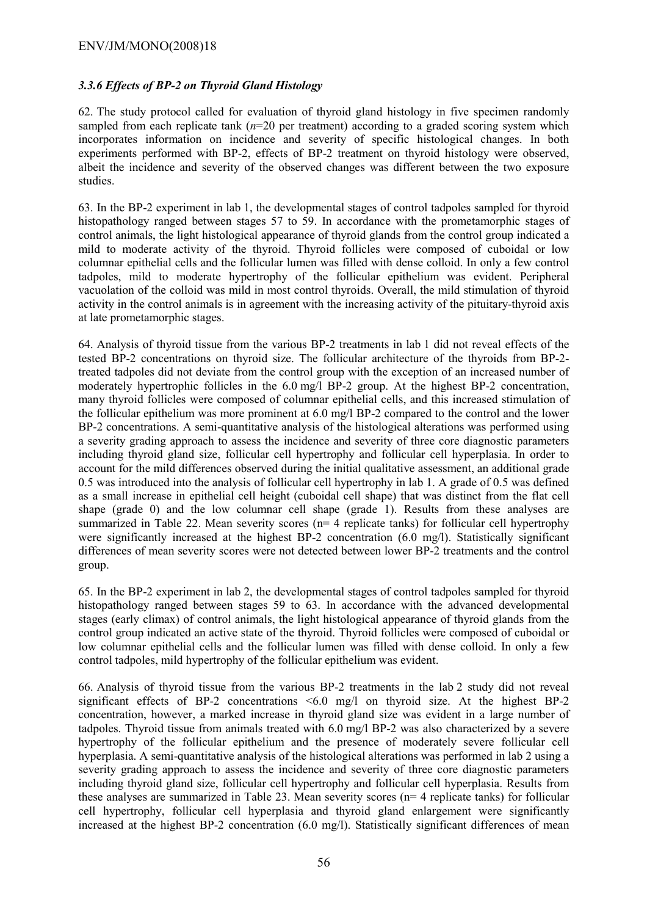### *3.3.6 Effects of BP-2 on Thyroid Gland Histology*

62. The study protocol called for evaluation of thyroid gland histology in five specimen randomly sampled from each replicate tank ($n$=20 per treatment) according to a graded scoring system which incorporates information on incidence and severity of specific histological changes. In both experiments performed with BP-2, effects of BP-2 treatment on thyroid histology were observed, albeit the incidence and severity of the observed changes was different between the two exposure studies.

63. In the BP-2 experiment in lab 1, the developmental stages of control tadpoles sampled for thyroid histopathology ranged between stages 57 to 59. In accordance with the prometamorphic stages of control animals, the light histological appearance of thyroid glands from the control group indicated a mild to moderate activity of the thyroid. Thyroid follicles were composed of cuboidal or low columnar epithelial cells and the follicular lumen was filled with dense colloid. In only a few control tadpoles, mild to moderate hypertrophy of the follicular epithelium was evident. Peripheral vacuolation of the colloid was mild in most control thyroids. Overall, the mild stimulation of thyroid activity in the control animals is in agreement with the increasing activity of the pituitary-thyroid axis at late prometamorphic stages.

64. Analysis of thyroid tissue from the various BP-2 treatments in lab 1 did not reveal effects of the tested BP-2 concentrations on thyroid size. The follicular architecture of the thyroids from BP-2-treated tadpoles did not deviate from the control group with the exception of an increased number of moderately hypertrophic follicles in the 6.0 mg/l BP-2 group. At the highest BP-2 concentration, many thyroid follicles were composed of columnar epithelial cells, and this increased stimulation of the follicular epithelium was more prominent at 6.0 mg/l BP-2 compared to the control and the lower BP-2 concentrations. A semi-quantitative analysis of the histological alterations was performed using a severity grading approach to assess the incidence and severity of three core diagnostic parameters including thyroid gland size, follicular cell hypertrophy and follicular cell hyperplasia. In order to account for the mild differences observed during the initial qualitative assessment, an additional grade 0.5 was introduced into the analysis of follicular cell hypertrophy in lab 1. A grade of 0.5 was defined as a small increase in epithelial cell height (cuboidal cell shape) that was distinct from the flat cell shape (grade 0) and the low columnar cell shape (grade 1). Results from these analyses are summarized in Table 22. Mean severity scores (n= 4 replicate tanks) for follicular cell hypertrophy were significantly increased at the highest BP-2 concentration (6.0 mg/l). Statistically significant differences of mean severity scores were not detected between lower BP-2 treatments and the control group.

65. In the BP-2 experiment in lab 2, the developmental stages of control tadpoles sampled for thyroid histopathology ranged between stages 59 to 63. In accordance with the advanced developmental stages (early climax) of control animals, the light histological appearance of thyroid glands from the control group indicated an active state of the thyroid. Thyroid follicles were composed of cuboidal or low columnar epithelial cells and the follicular lumen was filled with dense colloid. In only a few control tadpoles, mild hypertrophy of the follicular epithelium was evident.

66. Analysis of thyroid tissue from the various BP-2 treatments in the lab 2 study did not reveal significant effects of BP-2 concentrations <6.0 mg/l on thyroid size. At the highest BP-2 concentration, however, a marked increase in thyroid gland size was evident in a large number of tadpoles. Thyroid tissue from animals treated with 6.0 mg/l BP-2 was also characterized by a severe hypertrophy of the follicular epithelium and the presence of moderately severe follicular cell hyperplasia. A semi-quantitative analysis of the histological alterations was performed in lab 2 using a severity grading approach to assess the incidence and severity of three core diagnostic parameters including thyroid gland size, follicular cell hypertrophy and follicular cell hyperplasia. Results from these analyses are summarized in Table 23. Mean severity scores (n= 4 replicate tanks) for follicular cell hypertrophy, follicular cell hyperplasia and thyroid gland enlargement were significantly increased at the highest BP-2 concentration (6.0 mg/l). Statistically significant differences of mean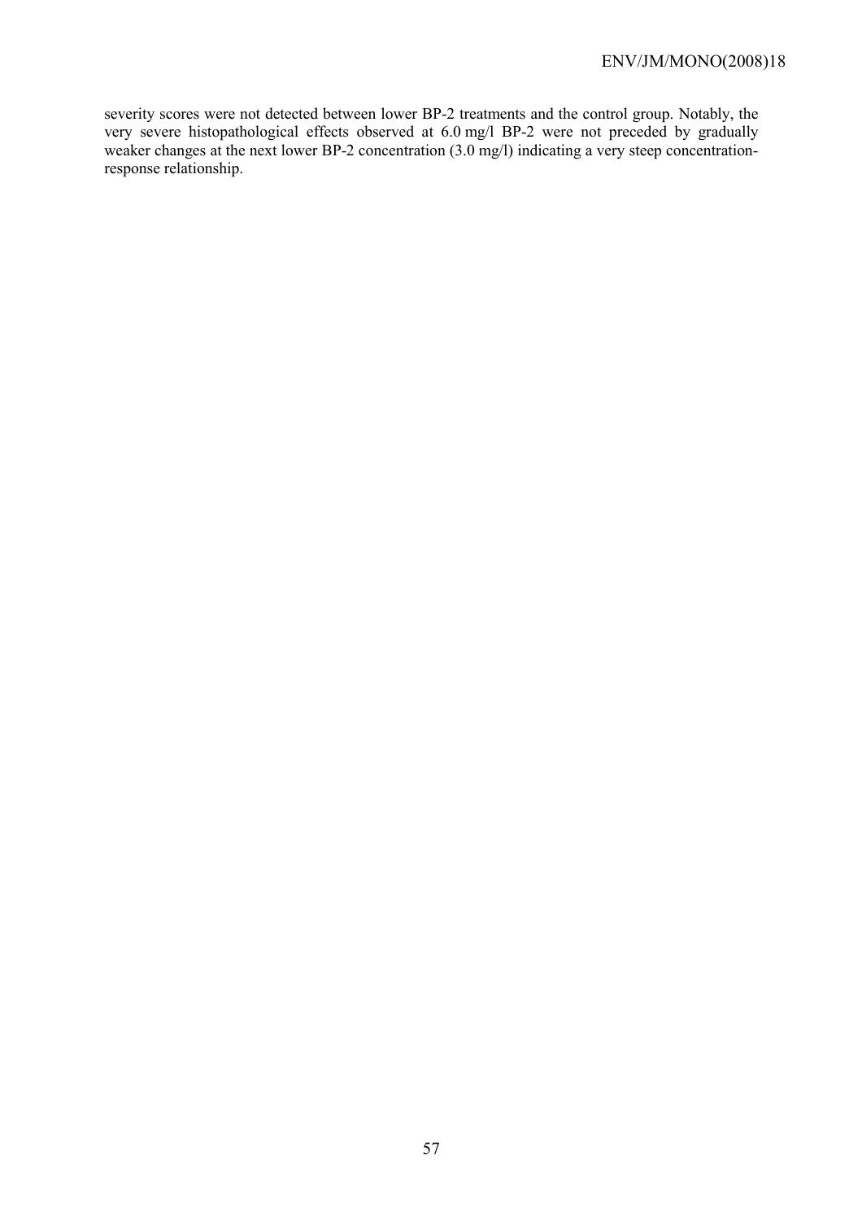severity scores were not detected between lower BP-2 treatments and the control group. Notably, the very severe histopathological effects observed at 6.0 mg/l BP-2 were not preceded by gradually weaker changes at the next lower BP-2 concentration (3.0 mg/l) indicating a very steep concentration-response relationship.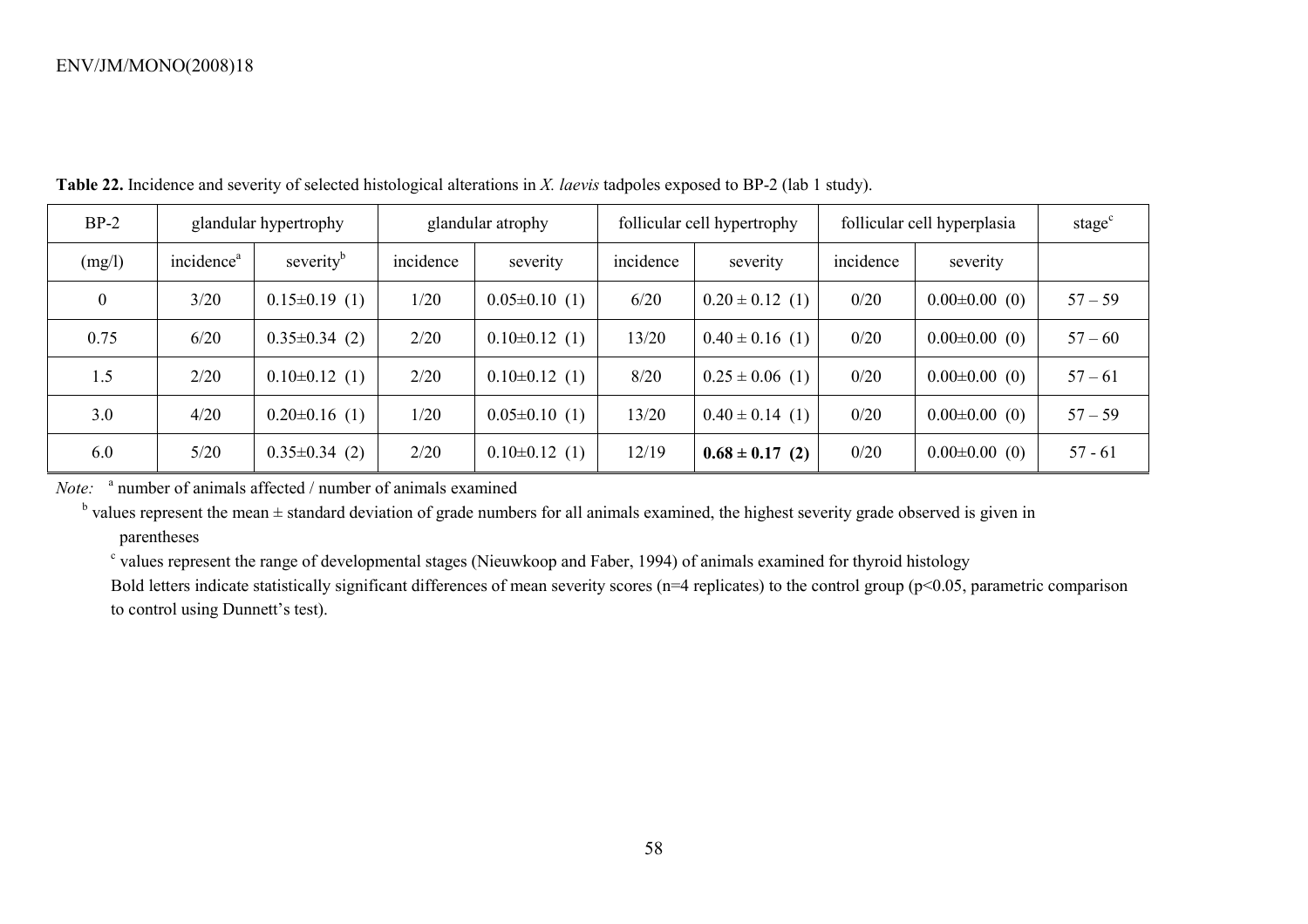**Table 22.** Incidence and severity of selected histological alterations in *X. laevis* tadpoles exposed to BP-2 (lab 1 study).

| BP-2 | glandular hypertrophy | | glandular atrophy | | follicular cell hypertrophy | | follicular cell hyperplasia | | stage[c] |
|---|---|---|---|---|---|---|---|---|---|
| (mg/l) | incidence[a] | severity[b] | incidence | severity | incidence | severity | incidence | severity | |
| 0 | 3/20 | 0.15±0.19 (1) | 1/20 | 0.05±0.10 (1) | 6/20 | 0.20 ± 0.12 (1) | 0/20 | 0.00±0.00 (0) | 57 – 59 |
| 0.75 | 6/20 | 0.35±0.34 (2) | 2/20 | 0.10±0.12 (1) | 13/20 | 0.40 ± 0.16 (1) | 0/20 | 0.00±0.00 (0) | 57 – 60 |
| 1.5 | 2/20 | 0.10±0.12 (1) | 2/20 | 0.10±0.12 (1) | 8/20 | 0.25 ± 0.06 (1) | 0/20 | 0.00±0.00 (0) | 57 – 61 |
| 3.0 | 4/20 | 0.20±0.16 (1) | 1/20 | 0.05±0.10 (1) | 13/20 | 0.40 ± 0.14 (1) | 0/20 | 0.00±0.00 (0) | 57 – 59 |
| 6.0 | 5/20 | 0.35±0.34 (2) | 2/20 | 0.10±0.12 (1) | 12/19 | **0.68 ± 0.17 (2)** | 0/20 | 0.00±0.00 (0) | 57 - 61 |

*Note:* [a] number of animals affected / number of animals examined

[b] values represent the mean ± standard deviation of grade numbers for all animals examined, the highest severity grade observed is given in parentheses

[c] values represent the range of developmental stages (Nieuwkoop and Faber, 1994) of animals examined for thyroid histology

Bold letters indicate statistically significant differences of mean severity scores (n=4 replicates) to the control group ($p<0.05$, parametric comparison to control using Dunnett's test).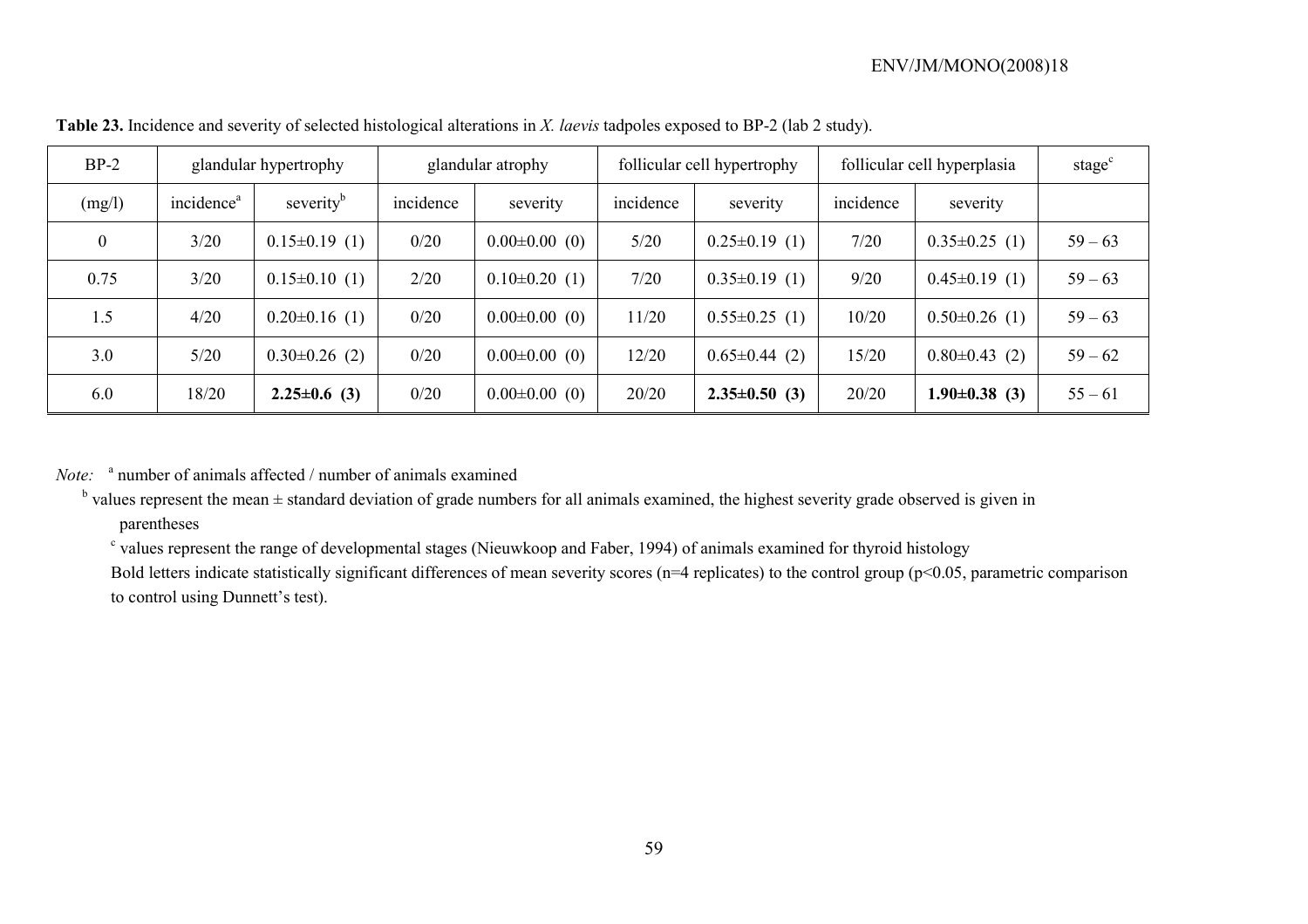**Table 23.** Incidence and severity of selected histological alterations in *X. laevis* tadpoles exposed to BP-2 (lab 2 study).

| BP-2 | glandular hypertrophy | | glandular atrophy | | follicular cell hypertrophy | | follicular cell hyperplasia | | stage[c] |
|---|---|---|---|---|---|---|---|---|---|
| (mg/l) | incidence[a] | severity[b] | incidence | severity | incidence | severity | incidence | severity | |
| 0 | 3/20 | 0.15±0.19 (1) | 0/20 | 0.00±0.00 (0) | 5/20 | 0.25±0.19 (1) | 7/20 | 0.35±0.25 (1) | 59 – 63 |
| 0.75 | 3/20 | 0.15±0.10 (1) | 2/20 | 0.10±0.20 (1) | 7/20 | 0.35±0.19 (1) | 9/20 | 0.45±0.19 (1) | 59 – 63 |
| 1.5 | 4/20 | 0.20±0.16 (1) | 0/20 | 0.00±0.00 (0) | 11/20 | 0.55±0.25 (1) | 10/20 | 0.50±0.26 (1) | 59 – 63 |
| 3.0 | 5/20 | 0.30±0.26 (2) | 0/20 | 0.00±0.00 (0) | 12/20 | 0.65±0.44 (2) | 15/20 | 0.80±0.43 (2) | 59 – 62 |
| 6.0 | 18/20 | **2.25±0.6 (3)** | 0/20 | 0.00±0.00 (0) | 20/20 | **2.35±0.50 (3)** | 20/20 | **1.90±0.38 (3)** | 55 – 61 |

*Note:* [a] number of animals affected / number of animals examined

[b] values represent the mean ± standard deviation of grade numbers for all animals examined, the highest severity grade observed is given in parentheses

[c] values represent the range of developmental stages (Nieuwkoop and Faber, 1994) of animals examined for thyroid histology

Bold letters indicate statistically significant differences of mean severity scores (n=4 replicates) to the control group ($p<0.05$, parametric comparison to control using Dunnett's test).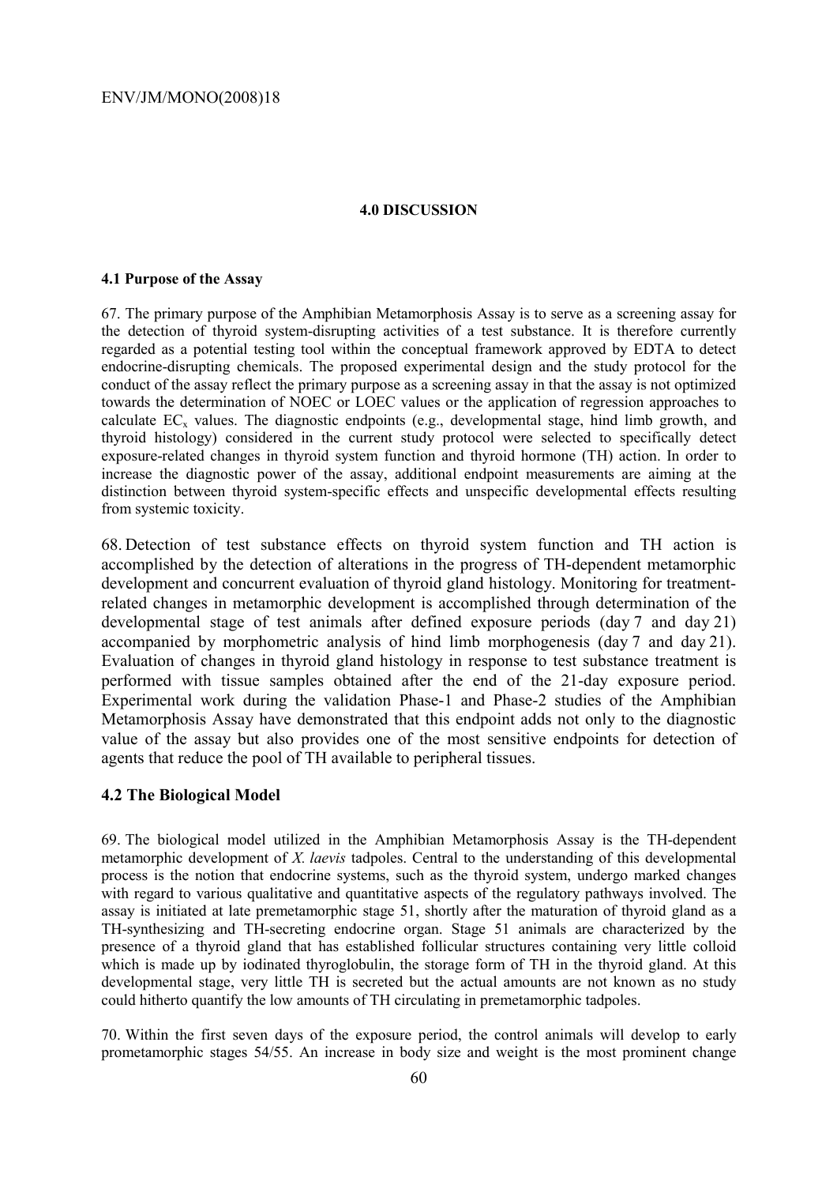## 4.0 DISCUSSION

### 4.1 Purpose of the Assay

67. The primary purpose of the Amphibian Metamorphosis Assay is to serve as a screening assay for the detection of thyroid system-disrupting activities of a test substance. It is therefore currently regarded as a potential testing tool within the conceptual framework approved by EDTA to detect endocrine-disrupting chemicals. The proposed experimental design and the study protocol for the conduct of the assay reflect the primary purpose as a screening assay in that the assay is not optimized towards the determination of NOEC or LOEC values or the application of regression approaches to calculate $EC_x$ values. The diagnostic endpoints (e.g., developmental stage, hind limb growth, and thyroid histology) considered in the current study protocol were selected to specifically detect exposure-related changes in thyroid system function and thyroid hormone (TH) action. In order to increase the diagnostic power of the assay, additional endpoint measurements are aiming at the distinction between thyroid system-specific effects and unspecific developmental effects resulting from systemic toxicity.

68. Detection of test substance effects on thyroid system function and TH action is accomplished by the detection of alterations in the progress of TH-dependent metamorphic development and concurrent evaluation of thyroid gland histology. Monitoring for treatment-related changes in metamorphic development is accomplished through determination of the developmental stage of test animals after defined exposure periods (day 7 and day 21) accompanied by morphometric analysis of hind limb morphogenesis (day 7 and day 21). Evaluation of changes in thyroid gland histology in response to test substance treatment is performed with tissue samples obtained after the end of the 21-day exposure period. Experimental work during the validation Phase-1 and Phase-2 studies of the Amphibian Metamorphosis Assay have demonstrated that this endpoint adds not only to the diagnostic value of the assay but also provides one of the most sensitive endpoints for detection of agents that reduce the pool of TH available to peripheral tissues.

### 4.2 The Biological Model

69. The biological model utilized in the Amphibian Metamorphosis Assay is the TH-dependent metamorphic development of *X. laevis* tadpoles. Central to the understanding of this developmental process is the notion that endocrine systems, such as the thyroid system, undergo marked changes with regard to various qualitative and quantitative aspects of the regulatory pathways involved. The assay is initiated at late premetamorphic stage 51, shortly after the maturation of thyroid gland as a TH-synthesizing and TH-secreting endocrine organ. Stage 51 animals are characterized by the presence of a thyroid gland that has established follicular structures containing very little colloid which is made up by iodinated thyroglobulin, the storage form of TH in the thyroid gland. At this developmental stage, very little TH is secreted but the actual amounts are not known as no study could hitherto quantify the low amounts of TH circulating in premetamorphic tadpoles.

70. Within the first seven days of the exposure period, the control animals will develop to early prometamorphic stages 54/55. An increase in body size and weight is the most prominent change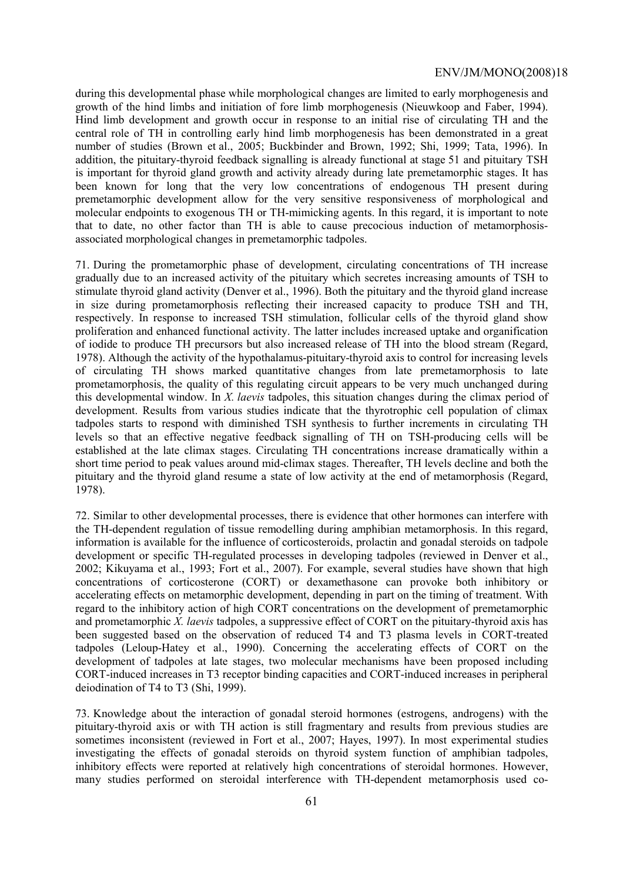during this developmental phase while morphological changes are limited to early morphogenesis and growth of the hind limbs and initiation of fore limb morphogenesis (Nieuwkoop and Faber, 1994). Hind limb development and growth occur in response to an initial rise of circulating TH and the central role of TH in controlling early hind limb morphogenesis has been demonstrated in a great number of studies (Brown et al., 2005; Buckbinder and Brown, 1992; Shi, 1999; Tata, 1996). In addition, the pituitary-thyroid feedback signalling is already functional at stage 51 and pituitary TSH is important for thyroid gland growth and activity already during late premetamorphic stages. It has been known for long that the very low concentrations of endogenous TH present during premetamorphic development allow for the very sensitive responsiveness of morphological and molecular endpoints to exogenous TH or TH-mimicking agents. In this regard, it is important to note that to date, no other factor than TH is able to cause precocious induction of metamorphosis-associated morphological changes in premetamorphic tadpoles.

71. During the prometamorphic phase of development, circulating concentrations of TH increase gradually due to an increased activity of the pituitary which secretes increasing amounts of TSH to stimulate thyroid gland activity (Denver et al., 1996). Both the pituitary and the thyroid gland increase in size during prometamorphosis reflecting their increased capacity to produce TSH and TH, respectively. In response to increased TSH stimulation, follicular cells of the thyroid gland show proliferation and enhanced functional activity. The latter includes increased uptake and organification of iodide to produce TH precursors but also increased release of TH into the blood stream (Regard, 1978). Although the activity of the hypothalamus-pituitary-thyroid axis to control for increasing levels of circulating TH shows marked quantitative changes from late premetamorphosis to late prometamorphosis, the quality of this regulating circuit appears to be very much unchanged during this developmental window. In *X. laevis* tadpoles, this situation changes during the climax period of development. Results from various studies indicate that the thyrotrophic cell population of climax tadpoles starts to respond with diminished TSH synthesis to further increments in circulating TH levels so that an effective negative feedback signalling of TH on TSH-producing cells will be established at the late climax stages. Circulating TH concentrations increase dramatically within a short time period to peak values around mid-climax stages. Thereafter, TH levels decline and both the pituitary and the thyroid gland resume a state of low activity at the end of metamorphosis (Regard, 1978).

72. Similar to other developmental processes, there is evidence that other hormones can interfere with the TH-dependent regulation of tissue remodelling during amphibian metamorphosis. In this regard, information is available for the influence of corticosteroids, prolactin and gonadal steroids on tadpole development or specific TH-regulated processes in developing tadpoles (reviewed in Denver et al., 2002; Kikuyama et al., 1993; Fort et al., 2007). For example, several studies have shown that high concentrations of corticosterone (CORT) or dexamethasone can provoke both inhibitory or accelerating effects on metamorphic development, depending in part on the timing of treatment. With regard to the inhibitory action of high CORT concentrations on the development of premetamorphic and prometamorphic *X. laevis* tadpoles, a suppressive effect of CORT on the pituitary-thyroid axis has been suggested based on the observation of reduced T4 and T3 plasma levels in CORT-treated tadpoles (Leloup-Hatey et al., 1990). Concerning the accelerating effects of CORT on the development of tadpoles at late stages, two molecular mechanisms have been proposed including CORT-induced increases in T3 receptor binding capacities and CORT-induced increases in peripheral deiodination of T4 to T3 (Shi, 1999).

73. Knowledge about the interaction of gonadal steroid hormones (estrogens, androgens) with the pituitary-thyroid axis or with TH action is still fragmentary and results from previous studies are sometimes inconsistent (reviewed in Fort et al., 2007; Hayes, 1997). In most experimental studies investigating the effects of gonadal steroids on thyroid system function of amphibian tadpoles, inhibitory effects were reported at relatively high concentrations of steroidal hormones. However, many studies performed on steroidal interference with TH-dependent metamorphosis used co-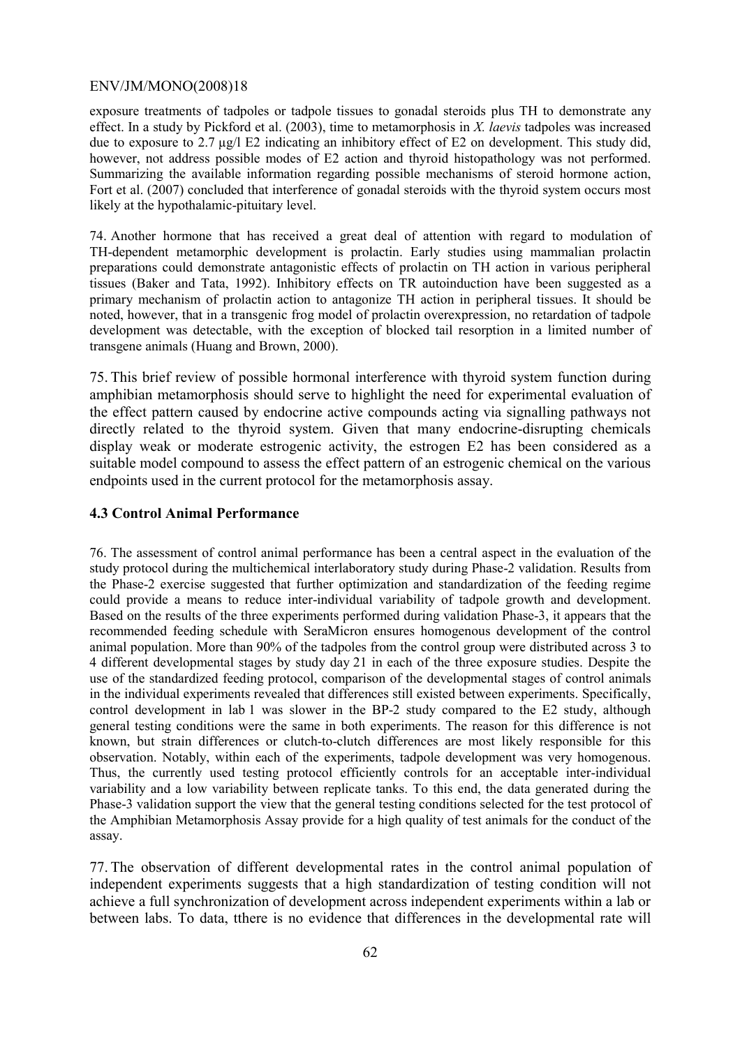exposure treatments of tadpoles or tadpole tissues to gonadal steroids plus TH to demonstrate any effect. In a study by Pickford et al. (2003), time to metamorphosis in *X. laevis* tadpoles was increased due to exposure to 2.7 µg/l E2 indicating an inhibitory effect of E2 on development. This study did, however, not address possible modes of E2 action and thyroid histopathology was not performed. Summarizing the available information regarding possible mechanisms of steroid hormone action, Fort et al. (2007) concluded that interference of gonadal steroids with the thyroid system occurs most likely at the hypothalamic-pituitary level.

74. Another hormone that has received a great deal of attention with regard to modulation of TH-dependent metamorphic development is prolactin. Early studies using mammalian prolactin preparations could demonstrate antagonistic effects of prolactin on TH action in various peripheral tissues (Baker and Tata, 1992). Inhibitory effects on TR autoinduction have been suggested as a primary mechanism of prolactin action to antagonize TH action in peripheral tissues. It should be noted, however, that in a transgenic frog model of prolactin overexpression, no retardation of tadpole development was detectable, with the exception of blocked tail resorption in a limited number of transgene animals (Huang and Brown, 2000).

75. This brief review of possible hormonal interference with thyroid system function during amphibian metamorphosis should serve to highlight the need for experimental evaluation of the effect pattern caused by endocrine active compounds acting via signalling pathways not directly related to the thyroid system. Given that many endocrine-disrupting chemicals display weak or moderate estrogenic activity, the estrogen E2 has been considered as a suitable model compound to assess the effect pattern of an estrogenic chemical on the various endpoints used in the current protocol for the metamorphosis assay.

### 4.3 Control Animal Performance

76. The assessment of control animal performance has been a central aspect in the evaluation of the study protocol during the multichemical interlaboratory study during Phase-2 validation. Results from the Phase-2 exercise suggested that further optimization and standardization of the feeding regime could provide a means to reduce inter-individual variability of tadpole growth and development. Based on the results of the three experiments performed during validation Phase-3, it appears that the recommended feeding schedule with SeraMicron ensures homogenous development of the control animal population. More than 90% of the tadpoles from the control group were distributed across 3 to 4 different developmental stages by study day 21 in each of the three exposure studies. Despite the use of the standardized feeding protocol, comparison of the developmental stages of control animals in the individual experiments revealed that differences still existed between experiments. Specifically, control development in lab 1 was slower in the BP-2 study compared to the E2 study, although general testing conditions were the same in both experiments. The reason for this difference is not known, but strain differences or clutch-to-clutch differences are most likely responsible for this observation. Notably, within each of the experiments, tadpole development was very homogenous. Thus, the currently used testing protocol efficiently controls for an acceptable inter-individual variability and a low variability between replicate tanks. To this end, the data generated during the Phase-3 validation support the view that the general testing conditions selected for the test protocol of the Amphibian Metamorphosis Assay provide for a high quality of test animals for the conduct of the assay.

77. The observation of different developmental rates in the control animal population of independent experiments suggests that a high standardization of testing condition will not achieve a full synchronization of development across independent experiments within a lab or between labs. To data, tthere is no evidence that differences in the developmental rate will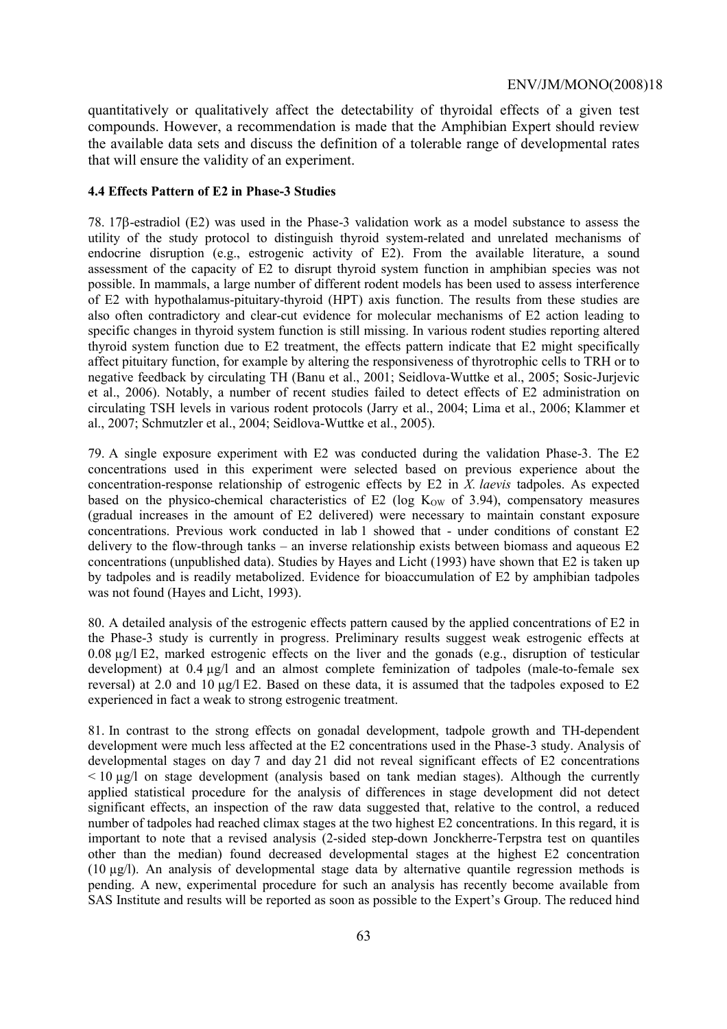quantitatively or qualitatively affect the detectability of thyroidal effects of a given test compounds. However, a recommendation is made that the Amphibian Expert should review the available data sets and discuss the definition of a tolerable range of developmental rates that will ensure the validity of an experiment.

#### 4.4 Effects Pattern of E2 in Phase-3 Studies

78. 17β-estradiol (E2) was used in the Phase-3 validation work as a model substance to assess the utility of the study protocol to distinguish thyroid system-related and unrelated mechanisms of endocrine disruption (e.g., estrogenic activity of E2). From the available literature, a sound assessment of the capacity of E2 to disrupt thyroid system function in amphibian species was not possible. In mammals, a large number of different rodent models has been used to assess interference of E2 with hypothalamus-pituitary-thyroid (HPT) axis function. The results from these studies are also often contradictory and clear-cut evidence for molecular mechanisms of E2 action leading to specific changes in thyroid system function is still missing. In various rodent studies reporting altered thyroid system function due to E2 treatment, the effects pattern indicate that E2 might specifically affect pituitary function, for example by altering the responsiveness of thyrotrophic cells to TRH or to negative feedback by circulating TH (Banu et al., 2001; Seidlova-Wuttke et al., 2005; Sosic-Jurjevic et al., 2006). Notably, a number of recent studies failed to detect effects of E2 administration on circulating TSH levels in various rodent protocols (Jarry et al., 2004; Lima et al., 2006; Klammer et al., 2007; Schmutzler et al., 2004; Seidlova-Wuttke et al., 2005).

79. A single exposure experiment with E2 was conducted during the validation Phase-3. The E2 concentrations used in this experiment were selected based on previous experience about the concentration-response relationship of estrogenic effects by E2 in *X. laevis* tadpoles. As expected based on the physico-chemical characteristics of E2 (log $K_{OW}$ of 3.94), compensatory measures (gradual increases in the amount of E2 delivered) were necessary to maintain constant exposure concentrations. Previous work conducted in lab 1 showed that - under conditions of constant E2 delivery to the flow-through tanks – an inverse relationship exists between biomass and aqueous E2 concentrations (unpublished data). Studies by Hayes and Licht (1993) have shown that E2 is taken up by tadpoles and is readily metabolized. Evidence for bioaccumulation of E2 by amphibian tadpoles was not found (Hayes and Licht, 1993).

80. A detailed analysis of the estrogenic effects pattern caused by the applied concentrations of E2 in the Phase-3 study is currently in progress. Preliminary results suggest weak estrogenic effects at 0.08 µg/l E2, marked estrogenic effects on the liver and the gonads (e.g., disruption of testicular development) at 0.4 µg/l and an almost complete feminization of tadpoles (male-to-female sex reversal) at 2.0 and 10 µg/l E2. Based on these data, it is assumed that the tadpoles exposed to E2 experienced in fact a weak to strong estrogenic treatment.

81. In contrast to the strong effects on gonadal development, tadpole growth and TH-dependent development were much less affected at the E2 concentrations used in the Phase-3 study. Analysis of developmental stages on day 7 and day 21 did not reveal significant effects of E2 concentrations < 10 µg/l on stage development (analysis based on tank median stages). Although the currently applied statistical procedure for the analysis of differences in stage development did not detect significant effects, an inspection of the raw data suggested that, relative to the control, a reduced number of tadpoles had reached climax stages at the two highest E2 concentrations. In this regard, it is important to note that a revised analysis (2-sided step-down Jonckherre-Terpstra test on quantiles other than the median) found decreased developmental stages at the highest E2 concentration (10 µg/l). An analysis of developmental stage data by alternative quantile regression methods is pending. A new, experimental procedure for such an analysis has recently become available from SAS Institute and results will be reported as soon as possible to the Expert's Group. The reduced hind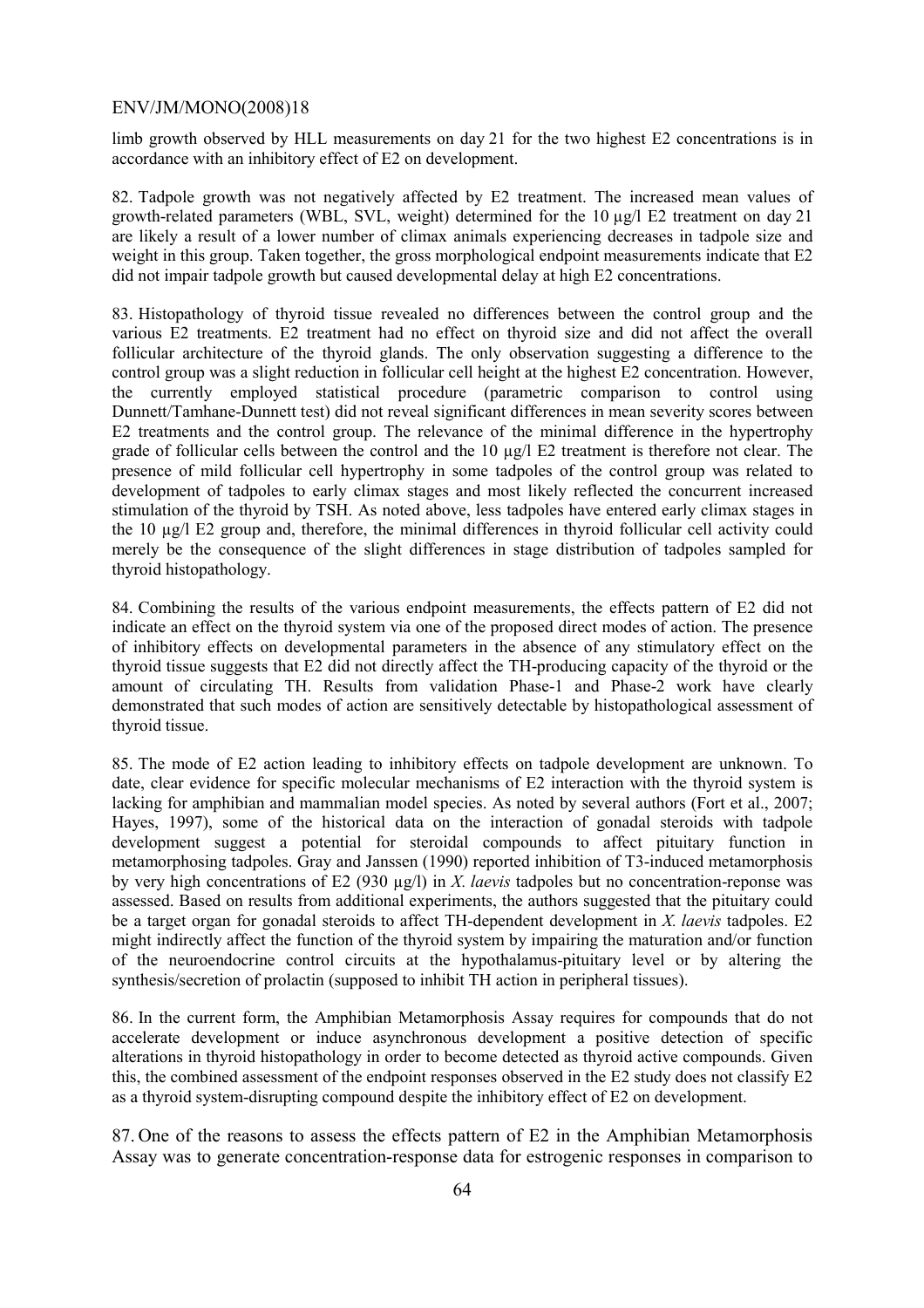limb growth observed by HLL measurements on day 21 for the two highest E2 concentrations is in accordance with an inhibitory effect of E2 on development.

82. Tadpole growth was not negatively affected by E2 treatment. The increased mean values of growth-related parameters (WBL, SVL, weight) determined for the 10 µg/l E2 treatment on day 21 are likely a result of a lower number of climax animals experiencing decreases in tadpole size and weight in this group. Taken together, the gross morphological endpoint measurements indicate that E2 did not impair tadpole growth but caused developmental delay at high E2 concentrations.

83. Histopathology of thyroid tissue revealed no differences between the control group and the various E2 treatments. E2 treatment had no effect on thyroid size and did not affect the overall follicular architecture of the thyroid glands. The only observation suggesting a difference to the control group was a slight reduction in follicular cell height at the highest E2 concentration. However, the currently employed statistical procedure (parametric comparison to control using Dunnett/Tamhane-Dunnett test) did not reveal significant differences in mean severity scores between E2 treatments and the control group. The relevance of the minimal difference in the hypertrophy grade of follicular cells between the control and the 10 µg/l E2 treatment is therefore not clear. The presence of mild follicular cell hypertrophy in some tadpoles of the control group was related to development of tadpoles to early climax stages and most likely reflected the concurrent increased stimulation of the thyroid by TSH. As noted above, less tadpoles have entered early climax stages in the 10 µg/l E2 group and, therefore, the minimal differences in thyroid follicular cell activity could merely be the consequence of the slight differences in stage distribution of tadpoles sampled for thyroid histopathology.

84. Combining the results of the various endpoint measurements, the effects pattern of E2 did not indicate an effect on the thyroid system via one of the proposed direct modes of action. The presence of inhibitory effects on developmental parameters in the absence of any stimulatory effect on the thyroid tissue suggests that E2 did not directly affect the TH-producing capacity of the thyroid or the amount of circulating TH. Results from validation Phase-1 and Phase-2 work have clearly demonstrated that such modes of action are sensitively detectable by histopathological assessment of thyroid tissue.

85. The mode of E2 action leading to inhibitory effects on tadpole development are unknown. To date, clear evidence for specific molecular mechanisms of E2 interaction with the thyroid system is lacking for amphibian and mammalian model species. As noted by several authors (Fort et al., 2007; Hayes, 1997), some of the historical data on the interaction of gonadal steroids with tadpole development suggest a potential for steroidal compounds to affect pituitary function in metamorphosing tadpoles. Gray and Janssen (1990) reported inhibition of T3-induced metamorphosis by very high concentrations of E2 (930 µg/l) in *X. laevis* tadpoles but no concentration-reponse was assessed. Based on results from additional experiments, the authors suggested that the pituitary could be a target organ for gonadal steroids to affect TH-dependent development in *X. laevis* tadpoles. E2 might indirectly affect the function of the thyroid system by impairing the maturation and/or function of the neuroendocrine control circuits at the hypothalamus-pituitary level or by altering the synthesis/secretion of prolactin (supposed to inhibit TH action in peripheral tissues).

86. In the current form, the Amphibian Metamorphosis Assay requires for compounds that do not accelerate development or induce asynchronous development a positive detection of specific alterations in thyroid histopathology in order to become detected as thyroid active compounds. Given this, the combined assessment of the endpoint responses observed in the E2 study does not classify E2 as a thyroid system-disrupting compound despite the inhibitory effect of E2 on development.

87. One of the reasons to assess the effects pattern of E2 in the Amphibian Metamorphosis Assay was to generate concentration-response data for estrogenic responses in comparison to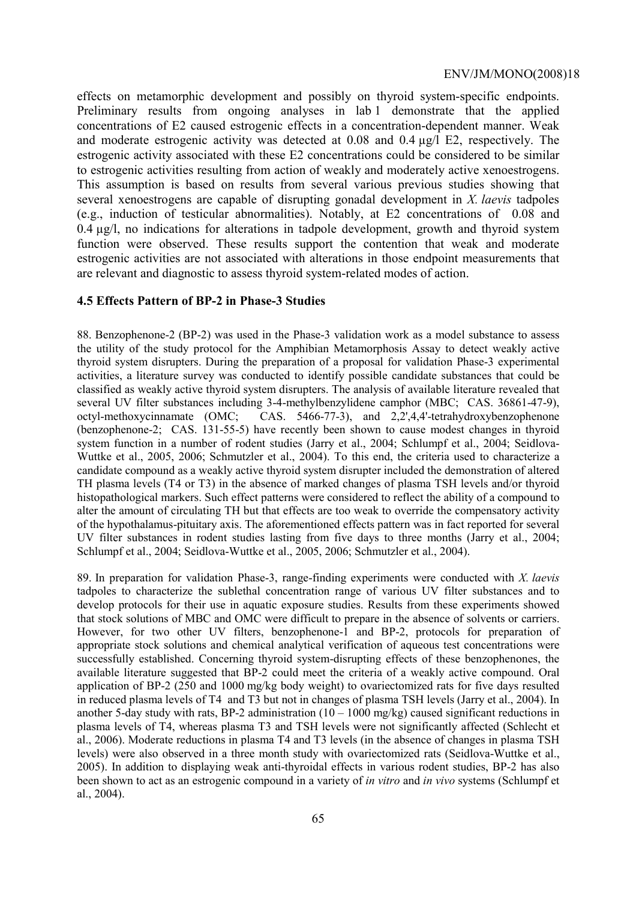effects on metamorphic development and possibly on thyroid system-specific endpoints. Preliminary results from ongoing analyses in lab 1 demonstrate that the applied concentrations of E2 caused estrogenic effects in a concentration-dependent manner. Weak and moderate estrogenic activity was detected at 0.08 and 0.4 µg/l E2, respectively. The estrogenic activity associated with these E2 concentrations could be considered to be similar to estrogenic activities resulting from action of weakly and moderately active xenoestrogens. This assumption is based on results from several various previous studies showing that several xenoestrogens are capable of disrupting gonadal development in *X. laevis* tadpoles (e.g., induction of testicular abnormalities). Notably, at E2 concentrations of 0.08 and 0.4 µg/l, no indications for alterations in tadpole development, growth and thyroid system function were observed. These results support the contention that weak and moderate estrogenic activities are not associated with alterations in those endpoint measurements that are relevant and diagnostic to assess thyroid system-related modes of action.

### 4.5 Effects Pattern of BP-2 in Phase-3 Studies

88. Benzophenone-2 (BP-2) was used in the Phase-3 validation work as a model substance to assess the utility of the study protocol for the Amphibian Metamorphosis Assay to detect weakly active thyroid system disrupters. During the preparation of a proposal for validation Phase-3 experimental activities, a literature survey was conducted to identify possible candidate substances that could be classified as weakly active thyroid system disrupters. The analysis of available literature revealed that several UV filter substances including 3-4-methylbenzylidene camphor (MBC; CAS. 36861-47-9), octyl-methoxycinnamate (OMC; CAS. 5466-77-3), and 2,2',4,4'-tetrahydroxybenzophenone (benzophenone-2; CAS. 131-55-5) have recently been shown to cause modest changes in thyroid system function in a number of rodent studies (Jarry et al., 2004; Schlumpf et al., 2004; Seidlova-Wuttke et al., 2005, 2006; Schmutzler et al., 2004). To this end, the criteria used to characterize a candidate compound as a weakly active thyroid system disrupter included the demonstration of altered TH plasma levels (T4 or T3) in the absence of marked changes of plasma TSH levels and/or thyroid histopathological markers. Such effect patterns were considered to reflect the ability of a compound to alter the amount of circulating TH but that effects are too weak to override the compensatory activity of the hypothalamus-pituitary axis. The aforementioned effects pattern was in fact reported for several UV filter substances in rodent studies lasting from five days to three months (Jarry et al., 2004; Schlumpf et al., 2004; Seidlova-Wuttke et al., 2005, 2006; Schmutzler et al., 2004).

89. In preparation for validation Phase-3, range-finding experiments were conducted with *X. laevis* tadpoles to characterize the sublethal concentration range of various UV filter substances and to develop protocols for their use in aquatic exposure studies. Results from these experiments showed that stock solutions of MBC and OMC were difficult to prepare in the absence of solvents or carriers. However, for two other UV filters, benzophenone-1 and BP-2, protocols for preparation of appropriate stock solutions and chemical analytical verification of aqueous test concentrations were successfully established. Concerning thyroid system-disrupting effects of these benzophenones, the available literature suggested that BP-2 could meet the criteria of a weakly active compound. Oral application of BP-2 (250 and 1000 mg/kg body weight) to ovariectomized rats for five days resulted in reduced plasma levels of T4 and T3 but not in changes of plasma TSH levels (Jarry et al., 2004). In another 5-day study with rats, BP-2 administration (10 – 1000 mg/kg) caused significant reductions in plasma levels of T4, whereas plasma T3 and TSH levels were not significantly affected (Schlecht et al., 2006). Moderate reductions in plasma T4 and T3 levels (in the absence of changes in plasma TSH levels) were also observed in a three month study with ovariectomized rats (Seidlova-Wuttke et al., 2005). In addition to displaying weak anti-thyroidal effects in various rodent studies, BP-2 has also been shown to act as an estrogenic compound in a variety of *in vitro* and *in vivo* systems (Schlumpf et al., 2004).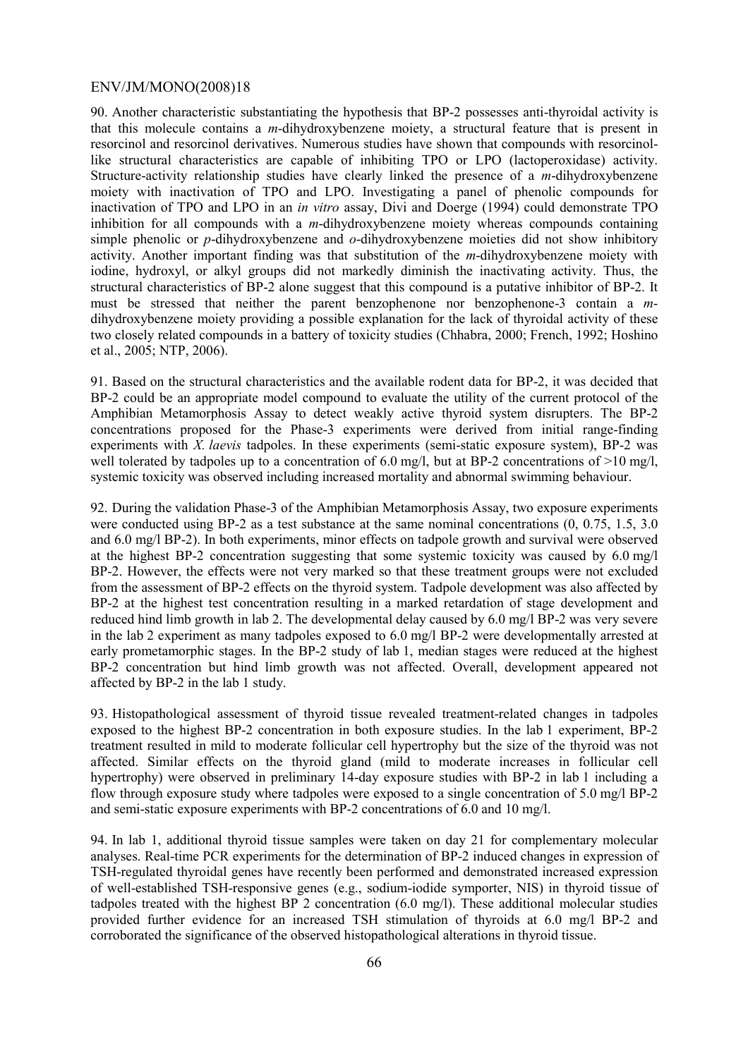90. Another characteristic substantiating the hypothesis that BP-2 possesses anti-thyroidal activity is that this molecule contains a *m*-dihydroxybenzene moiety, a structural feature that is present in resorcinol and resorcinol derivatives. Numerous studies have shown that compounds with resorcinol-like structural characteristics are capable of inhibiting TPO or LPO (lactoperoxidase) activity. Structure-activity relationship studies have clearly linked the presence of a *m*-dihydroxybenzene moiety with inactivation of TPO and LPO. Investigating a panel of phenolic compounds for inactivation of TPO and LPO in an *in vitro* assay, Divi and Doerge (1994) could demonstrate TPO inhibition for all compounds with a *m*-dihydroxybenzene moiety whereas compounds containing simple phenolic or *p*-dihydroxybenzene and *o*-dihydroxybenzene moieties did not show inhibitory activity. Another important finding was that substitution of the *m*-dihydroxybenzene moiety with iodine, hydroxyl, or alkyl groups did not markedly diminish the inactivating activity. Thus, the structural characteristics of BP-2 alone suggest that this compound is a putative inhibitor of BP-2. It must be stressed that neither the parent benzophenone nor benzophenone-3 contain a *m*-dihydroxybenzene moiety providing a possible explanation for the lack of thyroidal activity of these two closely related compounds in a battery of toxicity studies (Chhabra, 2000; French, 1992; Hoshino et al., 2005; NTP, 2006).

91. Based on the structural characteristics and the available rodent data for BP-2, it was decided that BP-2 could be an appropriate model compound to evaluate the utility of the current protocol of the Amphibian Metamorphosis Assay to detect weakly active thyroid system disrupters. The BP-2 concentrations proposed for the Phase-3 experiments were derived from initial range-finding experiments with *X. laevis* tadpoles. In these experiments (semi-static exposure system), BP-2 was well tolerated by tadpoles up to a concentration of 6.0 mg/l, but at BP-2 concentrations of >10 mg/l, systemic toxicity was observed including increased mortality and abnormal swimming behaviour.

92. During the validation Phase-3 of the Amphibian Metamorphosis Assay, two exposure experiments were conducted using BP-2 as a test substance at the same nominal concentrations (0, 0.75, 1.5, 3.0 and 6.0 mg/l BP-2). In both experiments, minor effects on tadpole growth and survival were observed at the highest BP-2 concentration suggesting that some systemic toxicity was caused by 6.0 mg/l BP-2. However, the effects were not very marked so that these treatment groups were not excluded from the assessment of BP-2 effects on the thyroid system. Tadpole development was also affected by BP-2 at the highest test concentration resulting in a marked retardation of stage development and reduced hind limb growth in lab 2. The developmental delay caused by 6.0 mg/l BP-2 was very severe in the lab 2 experiment as many tadpoles exposed to 6.0 mg/l BP-2 were developmentally arrested at early prometamorphic stages. In the BP-2 study of lab 1, median stages were reduced at the highest BP-2 concentration but hind limb growth was not affected. Overall, development appeared not affected by BP-2 in the lab 1 study.

93. Histopathological assessment of thyroid tissue revealed treatment-related changes in tadpoles exposed to the highest BP-2 concentration in both exposure studies. In the lab 1 experiment, BP-2 treatment resulted in mild to moderate follicular cell hypertrophy but the size of the thyroid was not affected. Similar effects on the thyroid gland (mild to moderate increases in follicular cell hypertrophy) were observed in preliminary 14-day exposure studies with BP-2 in lab 1 including a flow through exposure study where tadpoles were exposed to a single concentration of 5.0 mg/l BP-2 and semi-static exposure experiments with BP-2 concentrations of 6.0 and 10 mg/l.

94. In lab 1, additional thyroid tissue samples were taken on day 21 for complementary molecular analyses. Real-time PCR experiments for the determination of BP-2 induced changes in expression of TSH-regulated thyroidal genes have recently been performed and demonstrated increased expression of well-established TSH-responsive genes (e.g., sodium-iodide symporter, NIS) in thyroid tissue of tadpoles treated with the highest BP 2 concentration (6.0 mg/l). These additional molecular studies provided further evidence for an increased TSH stimulation of thyroids at 6.0 mg/l BP-2 and corroborated the significance of the observed histopathological alterations in thyroid tissue.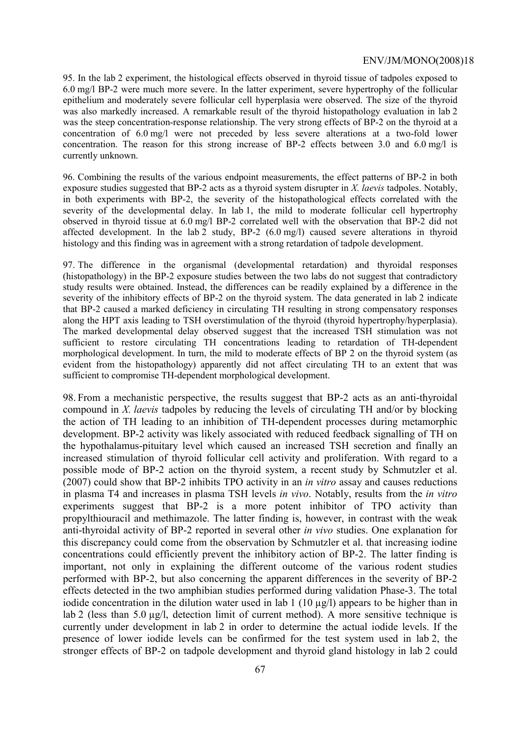95. In the lab 2 experiment, the histological effects observed in thyroid tissue of tadpoles exposed to 6.0 mg/l BP-2 were much more severe. In the latter experiment, severe hypertrophy of the follicular epithelium and moderately severe follicular cell hyperplasia were observed. The size of the thyroid was also markedly increased. A remarkable result of the thyroid histopathology evaluation in lab 2 was the steep concentration-response relationship. The very strong effects of BP-2 on the thyroid at a concentration of 6.0 mg/l were not preceded by less severe alterations at a two-fold lower concentration. The reason for this strong increase of BP-2 effects between 3.0 and 6.0 mg/l is currently unknown.

96. Combining the results of the various endpoint measurements, the effect patterns of BP-2 in both exposure studies suggested that BP-2 acts as a thyroid system disrupter in *X. laevis* tadpoles. Notably, in both experiments with BP-2, the severity of the histopathological effects correlated with the severity of the developmental delay. In lab 1, the mild to moderate follicular cell hypertrophy observed in thyroid tissue at 6.0 mg/l BP-2 correlated well with the observation that BP-2 did not affected development. In the lab 2 study, BP-2 (6.0 mg/l) caused severe alterations in thyroid histology and this finding was in agreement with a strong retardation of tadpole development.

97. The difference in the organismal (developmental retardation) and thyroidal responses (histopathology) in the BP-2 exposure studies between the two labs do not suggest that contradictory study results were obtained. Instead, the differences can be readily explained by a difference in the severity of the inhibitory effects of BP-2 on the thyroid system. The data generated in lab 2 indicate that BP-2 caused a marked deficiency in circulating TH resulting in strong compensatory responses along the HPT axis leading to TSH overstimulation of the thyroid (thyroid hypertrophy/hyperplasia). The marked developmental delay observed suggest that the increased TSH stimulation was not sufficient to restore circulating TH concentrations leading to retardation of TH-dependent morphological development. In turn, the mild to moderate effects of BP 2 on the thyroid system (as evident from the histopathology) apparently did not affect circulating TH to an extent that was sufficient to compromise TH-dependent morphological development.

98. From a mechanistic perspective, the results suggest that BP-2 acts as an anti-thyroidal compound in *X. laevis* tadpoles by reducing the levels of circulating TH and/or by blocking the action of TH leading to an inhibition of TH-dependent processes during metamorphic development. BP-2 activity was likely associated with reduced feedback signalling of TH on the hypothalamus-pituitary level which caused an increased TSH secretion and finally an increased stimulation of thyroid follicular cell activity and proliferation. With regard to a possible mode of BP-2 action on the thyroid system, a recent study by Schmutzler et al. (2007) could show that BP-2 inhibits TPO activity in an *in vitro* assay and causes reductions in plasma T4 and increases in plasma TSH levels *in vivo*. Notably, results from the *in vitro* experiments suggest that BP-2 is a more potent inhibitor of TPO activity than propylthiouracil and methimazole. The latter finding is, however, in contrast with the weak anti-thyroidal activity of BP-2 reported in several other *in vivo* studies. One explanation for this discrepancy could come from the observation by Schmutzler et al. that increasing iodine concentrations could efficiently prevent the inhibitory action of BP-2. The latter finding is important, not only in explaining the different outcome of the various rodent studies performed with BP-2, but also concerning the apparent differences in the severity of BP-2 effects detected in the two amphibian studies performed during validation Phase-3. The total iodide concentration in the dilution water used in lab 1 (10 µg/l) appears to be higher than in lab 2 (less than 5.0 µg/l, detection limit of current method). A more sensitive technique is currently under development in lab 2 in order to determine the actual iodide levels. If the presence of lower iodide levels can be confirmed for the test system used in lab 2, the stronger effects of BP-2 on tadpole development and thyroid gland histology in lab 2 could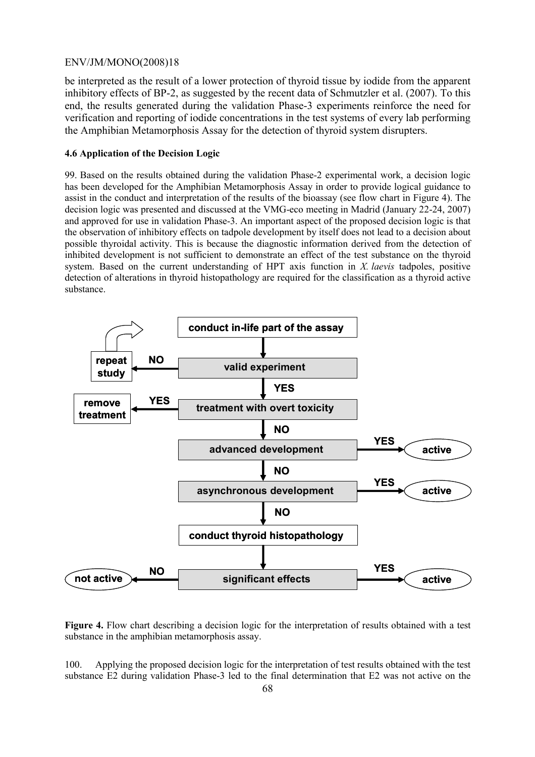be interpreted as the result of a lower protection of thyroid tissue by iodide from the apparent inhibitory effects of BP-2, as suggested by the recent data of Schmutzler et al. (2007). To this end, the results generated during the validation Phase-3 experiments reinforce the need for verification and reporting of iodide concentrations in the test systems of every lab performing the Amphibian Metamorphosis Assay for the detection of thyroid system disrupters.

#### 4.6 Application of the Decision Logic

99. Based on the results obtained during the validation Phase-2 experimental work, a decision logic has been developed for the Amphibian Metamorphosis Assay in order to provide logical guidance to assist in the conduct and interpretation of the results of the bioassay (see flow chart in Figure 4). The decision logic was presented and discussed at the VMG-eco meeting in Madrid (January 22-24, 2007) and approved for use in validation Phase-3. An important aspect of the proposed decision logic is that the observation of inhibitory effects on tadpole development by itself does not lead to a decision about possible thyroidal activity. This is because the diagnostic information derived from the detection of inhibited development is not sufficient to demonstrate an effect of the test substance on the thyroid system. Based on the current understanding of HPT axis function in *X. laevis* tadpoles, positive detection of alterations in thyroid histopathology are required for the classification as a thyroid active substance.

```
                         conduct in-life part of the assay
                                        |
repeat study  <-- NO --  valid experiment
                                        | YES
remove treatment <-- YES -- treatment with overt toxicity
                                        | NO
                         advanced development  -- YES --> active
                                        | NO
                         asynchronous development -- YES --> active
                                        | NO
                         conduct thyroid histopathology
                                        |
not active <-- NO --     significant effects   -- YES --> active
```

**Figure 4.** Flow chart describing a decision logic for the interpretation of results obtained with a test substance in the amphibian metamorphosis assay.

100. Applying the proposed decision logic for the interpretation of test results obtained with the test substance E2 during validation Phase-3 led to the final determination that E2 was not active on the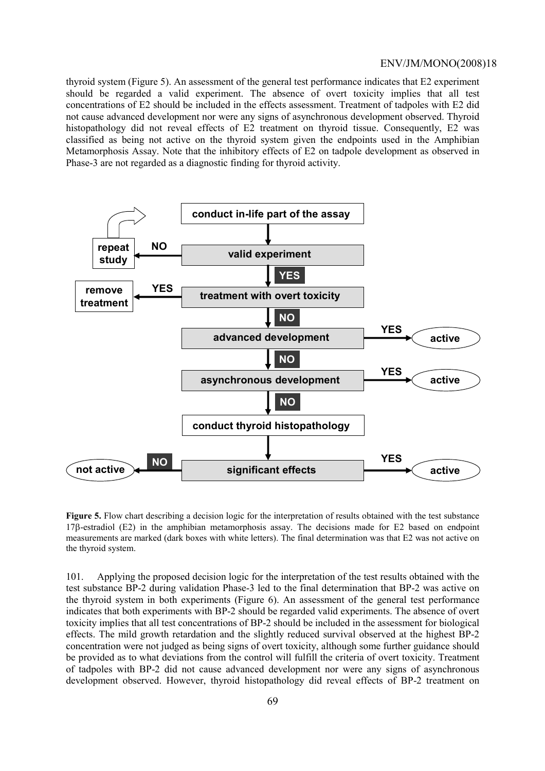thyroid system (Figure 5). An assessment of the general test performance indicates that E2 experiment should be regarded a valid experiment. The absence of overt toxicity implies that all test concentrations of E2 should be included in the effects assessment. Treatment of tadpoles with E2 did not cause advanced development nor were any signs of asynchronous development observed. Thyroid histopathology did not reveal effects of E2 treatment on thyroid tissue. Consequently, E2 was classified as being not active on the thyroid system given the endpoints used in the Amphibian Metamorphosis Assay. Note that the inhibitory effects of E2 on tadpole development as observed in Phase-3 are not regarded as a diagnostic finding for thyroid activity.

conduct in-life part of the assay

valid experiment — NO → repeat study; YES ↓

treatment with overt toxicity — YES → remove treatment; NO ↓

advanced development — YES → active; NO ↓

asynchronous development — YES → active; NO ↓

conduct thyroid histopathology

significant effects — NO → not active; YES → active

**Figure 5.** Flow chart describing a decision logic for the interpretation of results obtained with the test substance 17β-estradiol (E2) in the amphibian metamorphosis assay. The decisions made for E2 based on endpoint measurements are marked (dark boxes with white letters). The final determination was that E2 was not active on the thyroid system.

101. Applying the proposed decision logic for the interpretation of the test results obtained with the test substance BP-2 during validation Phase-3 led to the final determination that BP-2 was active on the thyroid system in both experiments (Figure 6). An assessment of the general test performance indicates that both experiments with BP-2 should be regarded valid experiments. The absence of overt toxicity implies that all test concentrations of BP-2 should be included in the assessment for biological effects. The mild growth retardation and the slightly reduced survival observed at the highest BP-2 concentration were not judged as being signs of overt toxicity, although some further guidance should be provided as to what deviations from the control will fulfill the criteria of overt toxicity. Treatment of tadpoles with BP-2 did not cause advanced development nor were any signs of asynchronous development observed. However, thyroid histopathology did reveal effects of BP-2 treatment on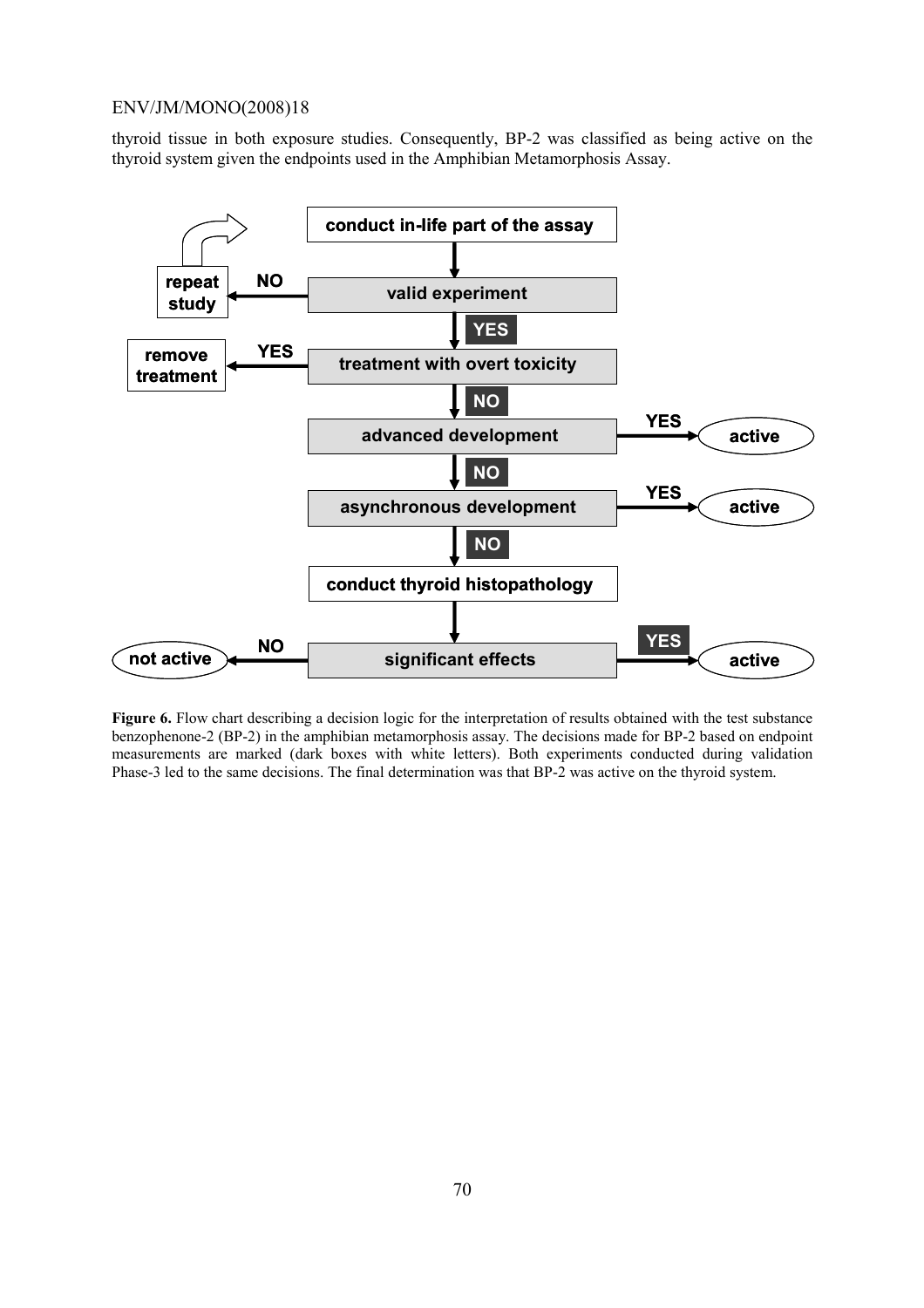thyroid tissue in both exposure studies. Consequently, BP-2 was classified as being active on the thyroid system given the endpoints used in the Amphibian Metamorphosis Assay.

conduct in-life part of the assay

valid experiment — NO → repeat study; YES ↓

treatment with overt toxicity — YES → remove treatment; NO ↓

advanced development — YES → active; NO ↓

asynchronous development — YES → active; NO ↓

conduct thyroid histopathology

significant effects — NO → not active; YES → active

**Figure 6.** Flow chart describing a decision logic for the interpretation of results obtained with the test substance benzophenone-2 (BP-2) in the amphibian metamorphosis assay. The decisions made for BP-2 based on endpoint measurements are marked (dark boxes with white letters). Both experiments conducted during validation Phase-3 led to the same decisions. The final determination was that BP-2 was active on the thyroid system.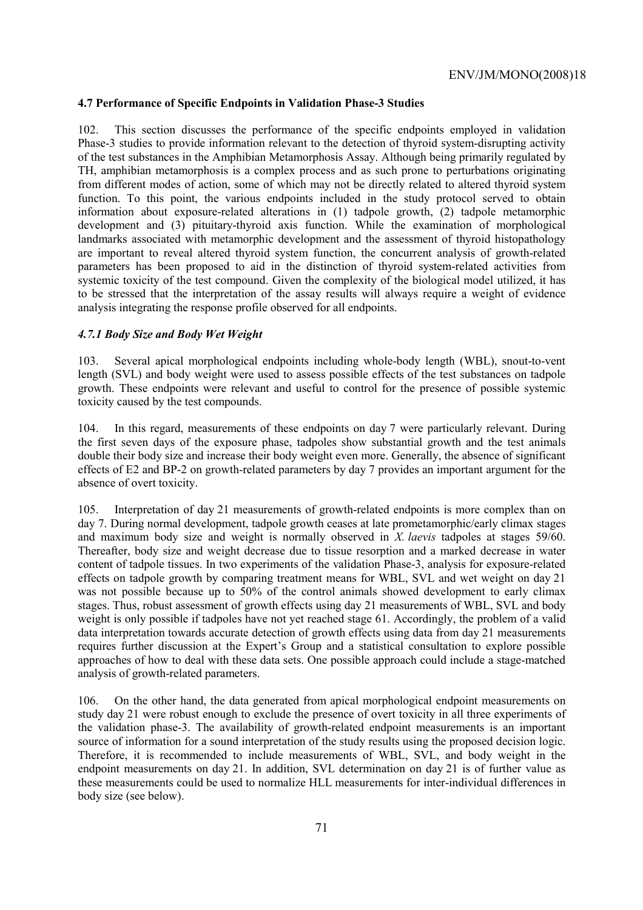### 4.7 Performance of Specific Endpoints in Validation Phase-3 Studies

102. This section discusses the performance of the specific endpoints employed in validation Phase-3 studies to provide information relevant to the detection of thyroid system-disrupting activity of the test substances in the Amphibian Metamorphosis Assay. Although being primarily regulated by TH, amphibian metamorphosis is a complex process and as such prone to perturbations originating from different modes of action, some of which may not be directly related to altered thyroid system function. To this point, the various endpoints included in the study protocol served to obtain information about exposure-related alterations in (1) tadpole growth, (2) tadpole metamorphic development and (3) pituitary-thyroid axis function. While the examination of morphological landmarks associated with metamorphic development and the assessment of thyroid histopathology are important to reveal altered thyroid system function, the concurrent analysis of growth-related parameters has been proposed to aid in the distinction of thyroid system-related activities from systemic toxicity of the test compound. Given the complexity of the biological model utilized, it has to be stressed that the interpretation of the assay results will always require a weight of evidence analysis integrating the response profile observed for all endpoints.

#### *4.7.1 Body Size and Body Wet Weight*

103. Several apical morphological endpoints including whole-body length (WBL), snout-to-vent length (SVL) and body weight were used to assess possible effects of the test substances on tadpole growth. These endpoints were relevant and useful to control for the presence of possible systemic toxicity caused by the test compounds.

104. In this regard, measurements of these endpoints on day 7 were particularly relevant. During the first seven days of the exposure phase, tadpoles show substantial growth and the test animals double their body size and increase their body weight even more. Generally, the absence of significant effects of E2 and BP-2 on growth-related parameters by day 7 provides an important argument for the absence of overt toxicity.

105. Interpretation of day 21 measurements of growth-related endpoints is more complex than on day 7. During normal development, tadpole growth ceases at late prometamorphic/early climax stages and maximum body size and weight is normally observed in *X. laevis* tadpoles at stages 59/60. Thereafter, body size and weight decrease due to tissue resorption and a marked decrease in water content of tadpole tissues. In two experiments of the validation Phase-3, analysis for exposure-related effects on tadpole growth by comparing treatment means for WBL, SVL and wet weight on day 21 was not possible because up to 50% of the control animals showed development to early climax stages. Thus, robust assessment of growth effects using day 21 measurements of WBL, SVL and body weight is only possible if tadpoles have not yet reached stage 61. Accordingly, the problem of a valid data interpretation towards accurate detection of growth effects using data from day 21 measurements requires further discussion at the Expert's Group and a statistical consultation to explore possible approaches of how to deal with these data sets. One possible approach could include a stage-matched analysis of growth-related parameters.

106. On the other hand, the data generated from apical morphological endpoint measurements on study day 21 were robust enough to exclude the presence of overt toxicity in all three experiments of the validation phase-3. The availability of growth-related endpoint measurements is an important source of information for a sound interpretation of the study results using the proposed decision logic. Therefore, it is recommended to include measurements of WBL, SVL, and body weight in the endpoint measurements on day 21. In addition, SVL determination on day 21 is of further value as these measurements could be used to normalize HLL measurements for inter-individual differences in body size (see below).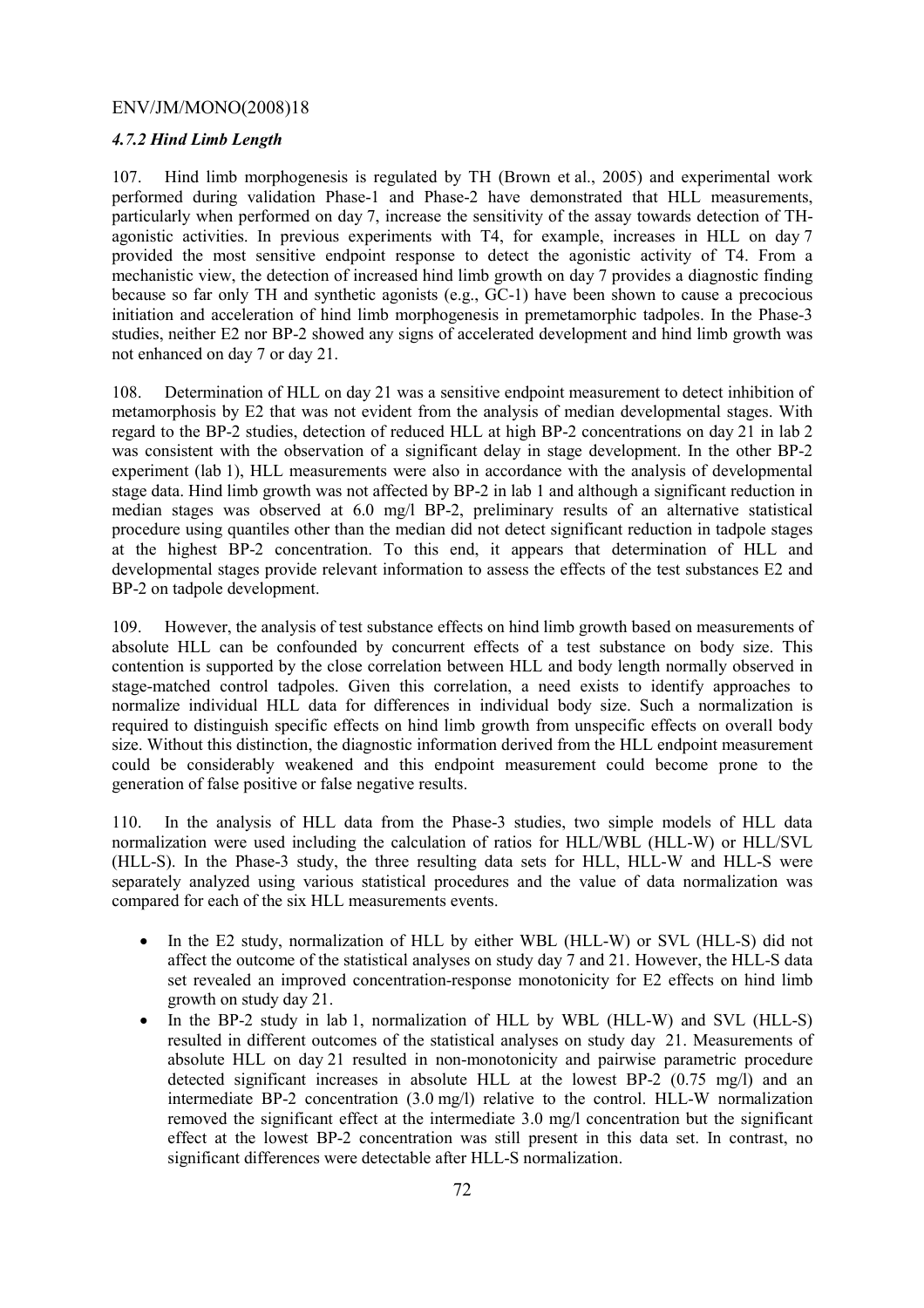#### *4.7.2 Hind Limb Length*

107. Hind limb morphogenesis is regulated by TH (Brown et al., 2005) and experimental work performed during validation Phase-1 and Phase-2 have demonstrated that HLL measurements, particularly when performed on day 7, increase the sensitivity of the assay towards detection of TH-agonistic activities. In previous experiments with T4, for example, increases in HLL on day 7 provided the most sensitive endpoint response to detect the agonistic activity of T4. From a mechanistic view, the detection of increased hind limb growth on day 7 provides a diagnostic finding because so far only TH and synthetic agonists (e.g., GC-1) have been shown to cause a precocious initiation and acceleration of hind limb morphogenesis in premetamorphic tadpoles. In the Phase-3 studies, neither E2 nor BP-2 showed any signs of accelerated development and hind limb growth was not enhanced on day 7 or day 21.

108. Determination of HLL on day 21 was a sensitive endpoint measurement to detect inhibition of metamorphosis by E2 that was not evident from the analysis of median developmental stages. With regard to the BP-2 studies, detection of reduced HLL at high BP-2 concentrations on day 21 in lab 2 was consistent with the observation of a significant delay in stage development. In the other BP-2 experiment (lab 1), HLL measurements were also in accordance with the analysis of developmental stage data. Hind limb growth was not affected by BP-2 in lab 1 and although a significant reduction in median stages was observed at 6.0 mg/l BP-2, preliminary results of an alternative statistical procedure using quantiles other than the median did not detect significant reduction in tadpole stages at the highest BP-2 concentration. To this end, it appears that determination of HLL and developmental stages provide relevant information to assess the effects of the test substances E2 and BP-2 on tadpole development.

109. However, the analysis of test substance effects on hind limb growth based on measurements of absolute HLL can be confounded by concurrent effects of a test substance on body size. This contention is supported by the close correlation between HLL and body length normally observed in stage-matched control tadpoles. Given this correlation, a need exists to identify approaches to normalize individual HLL data for differences in individual body size. Such a normalization is required to distinguish specific effects on hind limb growth from unspecific effects on overall body size. Without this distinction, the diagnostic information derived from the HLL endpoint measurement could be considerably weakened and this endpoint measurement could become prone to the generation of false positive or false negative results.

110. In the analysis of HLL data from the Phase-3 studies, two simple models of HLL data normalization were used including the calculation of ratios for HLL/WBL (HLL-W) or HLL/SVL (HLL-S). In the Phase-3 study, the three resulting data sets for HLL, HLL-W and HLL-S were separately analyzed using various statistical procedures and the value of data normalization was compared for each of the six HLL measurements events.

- In the E2 study, normalization of HLL by either WBL (HLL-W) or SVL (HLL-S) did not affect the outcome of the statistical analyses on study day 7 and 21. However, the HLL-S data set revealed an improved concentration-response monotonicity for E2 effects on hind limb growth on study day 21.
- In the BP-2 study in lab 1, normalization of HLL by WBL (HLL-W) and SVL (HLL-S) resulted in different outcomes of the statistical analyses on study day 21. Measurements of absolute HLL on day 21 resulted in non-monotonicity and pairwise parametric procedure detected significant increases in absolute HLL at the lowest BP-2 (0.75 mg/l) and an intermediate BP-2 concentration (3.0 mg/l) relative to the control. HLL-W normalization removed the significant effect at the intermediate 3.0 mg/l concentration but the significant effect at the lowest BP-2 concentration was still present in this data set. In contrast, no significant differences were detectable after HLL-S normalization.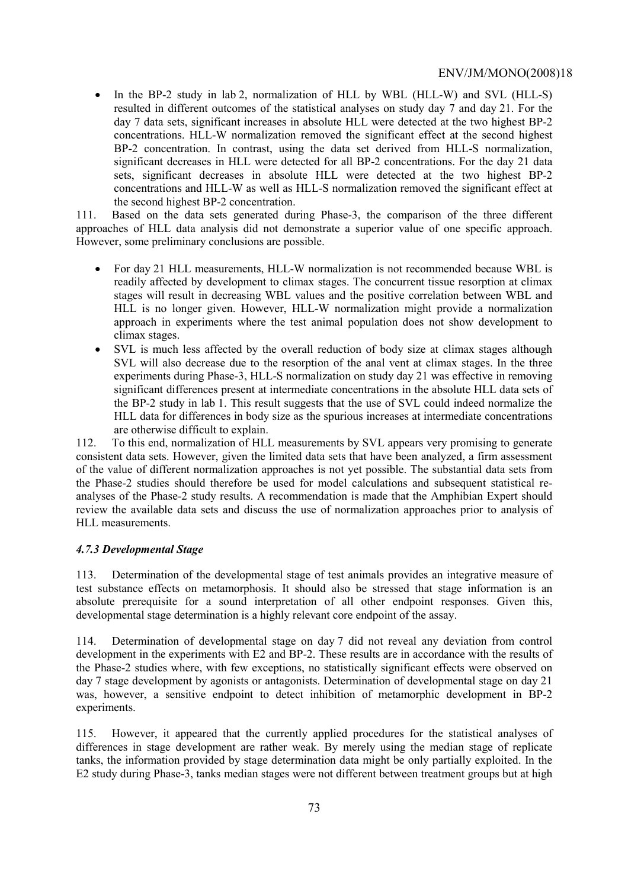- In the BP-2 study in lab 2, normalization of HLL by WBL (HLL-W) and SVL (HLL-S) resulted in different outcomes of the statistical analyses on study day 7 and day 21. For the day 7 data sets, significant increases in absolute HLL were detected at the two highest BP-2 concentrations. HLL-W normalization removed the significant effect at the second highest BP-2 concentration. In contrast, using the data set derived from HLL-S normalization, significant decreases in HLL were detected for all BP-2 concentrations. For the day 21 data sets, significant decreases in absolute HLL were detected at the two highest BP-2 concentrations and HLL-W as well as HLL-S normalization removed the significant effect at the second highest BP-2 concentration.

111. Based on the data sets generated during Phase-3, the comparison of the three different approaches of HLL data analysis did not demonstrate a superior value of one specific approach. However, some preliminary conclusions are possible.

- For day 21 HLL measurements, HLL-W normalization is not recommended because WBL is readily affected by development to climax stages. The concurrent tissue resorption at climax stages will result in decreasing WBL values and the positive correlation between WBL and HLL is no longer given. However, HLL-W normalization might provide a normalization approach in experiments where the test animal population does not show development to climax stages.
- SVL is much less affected by the overall reduction of body size at climax stages although SVL will also decrease due to the resorption of the anal vent at climax stages. In the three experiments during Phase-3, HLL-S normalization on study day 21 was effective in removing significant differences present at intermediate concentrations in the absolute HLL data sets of the BP-2 study in lab 1. This result suggests that the use of SVL could indeed normalize the HLL data for differences in body size as the spurious increases at intermediate concentrations are otherwise difficult to explain.

112. To this end, normalization of HLL measurements by SVL appears very promising to generate consistent data sets. However, given the limited data sets that have been analyzed, a firm assessment of the value of different normalization approaches is not yet possible. The substantial data sets from the Phase-2 studies should therefore be used for model calculations and subsequent statistical re-analyses of the Phase-2 study results. A recommendation is made that the Amphibian Expert should review the available data sets and discuss the use of normalization approaches prior to analysis of HLL measurements.

### *4.7.3 Developmental Stage*

113. Determination of the developmental stage of test animals provides an integrative measure of test substance effects on metamorphosis. It should also be stressed that stage information is an absolute prerequisite for a sound interpretation of all other endpoint responses. Given this, developmental stage determination is a highly relevant core endpoint of the assay.

114. Determination of developmental stage on day 7 did not reveal any deviation from control development in the experiments with E2 and BP-2. These results are in accordance with the results of the Phase-2 studies where, with few exceptions, no statistically significant effects were observed on day 7 stage development by agonists or antagonists. Determination of developmental stage on day 21 was, however, a sensitive endpoint to detect inhibition of metamorphic development in BP-2 experiments.

115. However, it appeared that the currently applied procedures for the statistical analyses of differences in stage development are rather weak. By merely using the median stage of replicate tanks, the information provided by stage determination data might be only partially exploited. In the E2 study during Phase-3, tanks median stages were not different between treatment groups but at high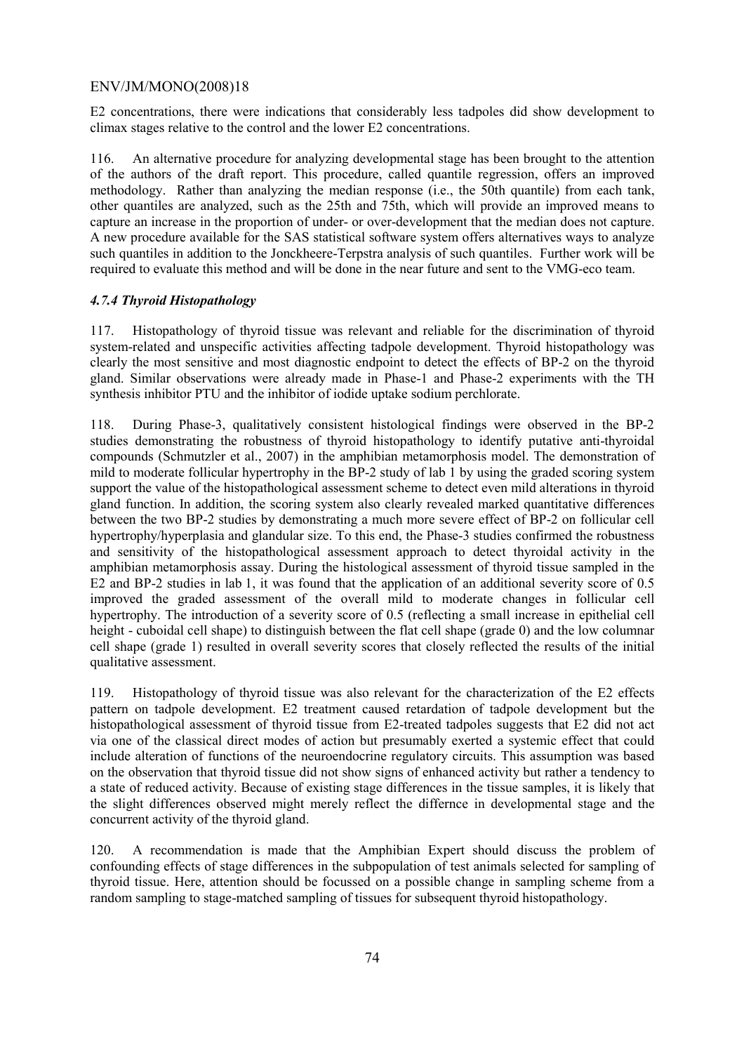E2 concentrations, there were indications that considerably less tadpoles did show development to climax stages relative to the control and the lower E2 concentrations.

116. An alternative procedure for analyzing developmental stage has been brought to the attention of the authors of the draft report. This procedure, called quantile regression, offers an improved methodology. Rather than analyzing the median response (i.e., the 50th quantile) from each tank, other quantiles are analyzed, such as the 25th and 75th, which will provide an improved means to capture an increase in the proportion of under- or over-development that the median does not capture. A new procedure available for the SAS statistical software system offers alternatives ways to analyze such quantiles in addition to the Jonckheere-Terpstra analysis of such quantiles. Further work will be required to evaluate this method and will be done in the near future and sent to the VMG-eco team.

### *4.7.4 Thyroid Histopathology*

117. Histopathology of thyroid tissue was relevant and reliable for the discrimination of thyroid system-related and unspecific activities affecting tadpole development. Thyroid histopathology was clearly the most sensitive and most diagnostic endpoint to detect the effects of BP-2 on the thyroid gland. Similar observations were already made in Phase-1 and Phase-2 experiments with the TH synthesis inhibitor PTU and the inhibitor of iodide uptake sodium perchlorate.

118. During Phase-3, qualitatively consistent histological findings were observed in the BP-2 studies demonstrating the robustness of thyroid histopathology to identify putative anti-thyroidal compounds (Schmutzler et al., 2007) in the amphibian metamorphosis model. The demonstration of mild to moderate follicular hypertrophy in the BP-2 study of lab 1 by using the graded scoring system support the value of the histopathological assessment scheme to detect even mild alterations in thyroid gland function. In addition, the scoring system also clearly revealed marked quantitative differences between the two BP-2 studies by demonstrating a much more severe effect of BP-2 on follicular cell hypertrophy/hyperplasia and glandular size. To this end, the Phase-3 studies confirmed the robustness and sensitivity of the histopathological assessment approach to detect thyroidal activity in the amphibian metamorphosis assay. During the histological assessment of thyroid tissue sampled in the E2 and BP-2 studies in lab 1, it was found that the application of an additional severity score of 0.5 improved the graded assessment of the overall mild to moderate changes in follicular cell hypertrophy. The introduction of a severity score of 0.5 (reflecting a small increase in epithelial cell height - cuboidal cell shape) to distinguish between the flat cell shape (grade 0) and the low columnar cell shape (grade 1) resulted in overall severity scores that closely reflected the results of the initial qualitative assessment.

119. Histopathology of thyroid tissue was also relevant for the characterization of the E2 effects pattern on tadpole development. E2 treatment caused retardation of tadpole development but the histopathological assessment of thyroid tissue from E2-treated tadpoles suggests that E2 did not act via one of the classical direct modes of action but presumably exerted a systemic effect that could include alteration of functions of the neuroendocrine regulatory circuits. This assumption was based on the observation that thyroid tissue did not show signs of enhanced activity but rather a tendency to a state of reduced activity. Because of existing stage differences in the tissue samples, it is likely that the slight differences observed might merely reflect the differnce in developmental stage and the concurrent activity of the thyroid gland.

120. A recommendation is made that the Amphibian Expert should discuss the problem of confounding effects of stage differences in the subpopulation of test animals selected for sampling of thyroid tissue. Here, attention should be focussed on a possible change in sampling scheme from a random sampling to stage-matched sampling of tissues for subsequent thyroid histopathology.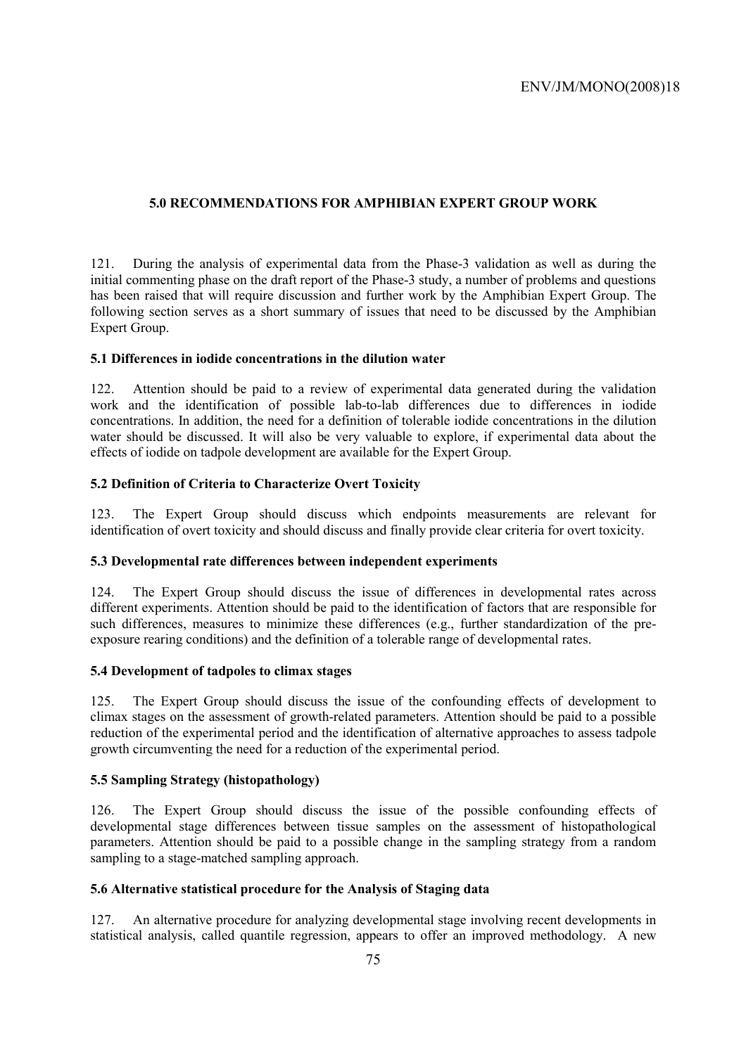## 5.0 RECOMMENDATIONS FOR AMPHIBIAN EXPERT GROUP WORK

121. During the analysis of experimental data from the Phase-3 validation as well as during the initial commenting phase on the draft report of the Phase-3 study, a number of problems and questions has been raised that will require discussion and further work by the Amphibian Expert Group. The following section serves as a short summary of issues that need to be discussed by the Amphibian Expert Group.

### 5.1 Differences in iodide concentrations in the dilution water

122. Attention should be paid to a review of experimental data generated during the validation work and the identification of possible lab-to-lab differences due to differences in iodide concentrations. In addition, the need for a definition of tolerable iodide concentrations in the dilution water should be discussed. It will also be very valuable to explore, if experimental data about the effects of iodide on tadpole development are available for the Expert Group.

### 5.2 Definition of Criteria to Characterize Overt Toxicity

123. The Expert Group should discuss which endpoints measurements are relevant for identification of overt toxicity and should discuss and finally provide clear criteria for overt toxicity.

### 5.3 Developmental rate differences between independent experiments

124. The Expert Group should discuss the issue of differences in developmental rates across different experiments. Attention should be paid to the identification of factors that are responsible for such differences, measures to minimize these differences (e.g., further standardization of the pre-exposure rearing conditions) and the definition of a tolerable range of developmental rates.

### 5.4 Development of tadpoles to climax stages

125. The Expert Group should discuss the issue of the confounding effects of development to climax stages on the assessment of growth-related parameters. Attention should be paid to a possible reduction of the experimental period and the identification of alternative approaches to assess tadpole growth circumventing the need for a reduction of the experimental period.

### 5.5 Sampling Strategy (histopathology)

126. The Expert Group should discuss the issue of the possible confounding effects of developmental stage differences between tissue samples on the assessment of histopathological parameters. Attention should be paid to a possible change in the sampling strategy from a random sampling to a stage-matched sampling approach.

### 5.6 Alternative statistical procedure for the Analysis of Staging data

127. An alternative procedure for analyzing developmental stage involving recent developments in statistical analysis, called quantile regression, appears to offer an improved methodology. A new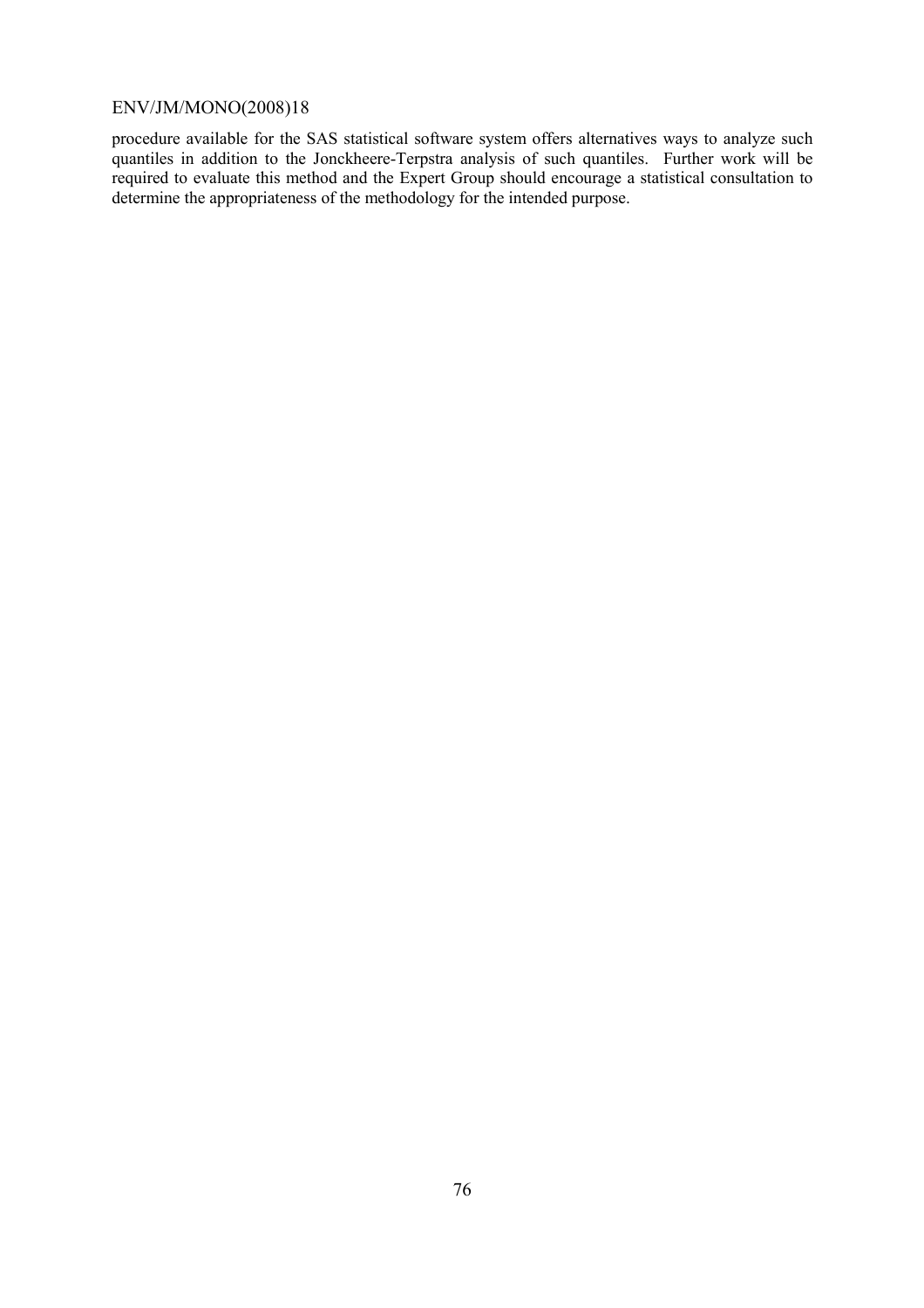procedure available for the SAS statistical software system offers alternatives ways to analyze such quantiles in addition to the Jonckheere-Terpstra analysis of such quantiles. Further work will be required to evaluate this method and the Expert Group should encourage a statistical consultation to determine the appropriateness of the methodology for the intended purpose.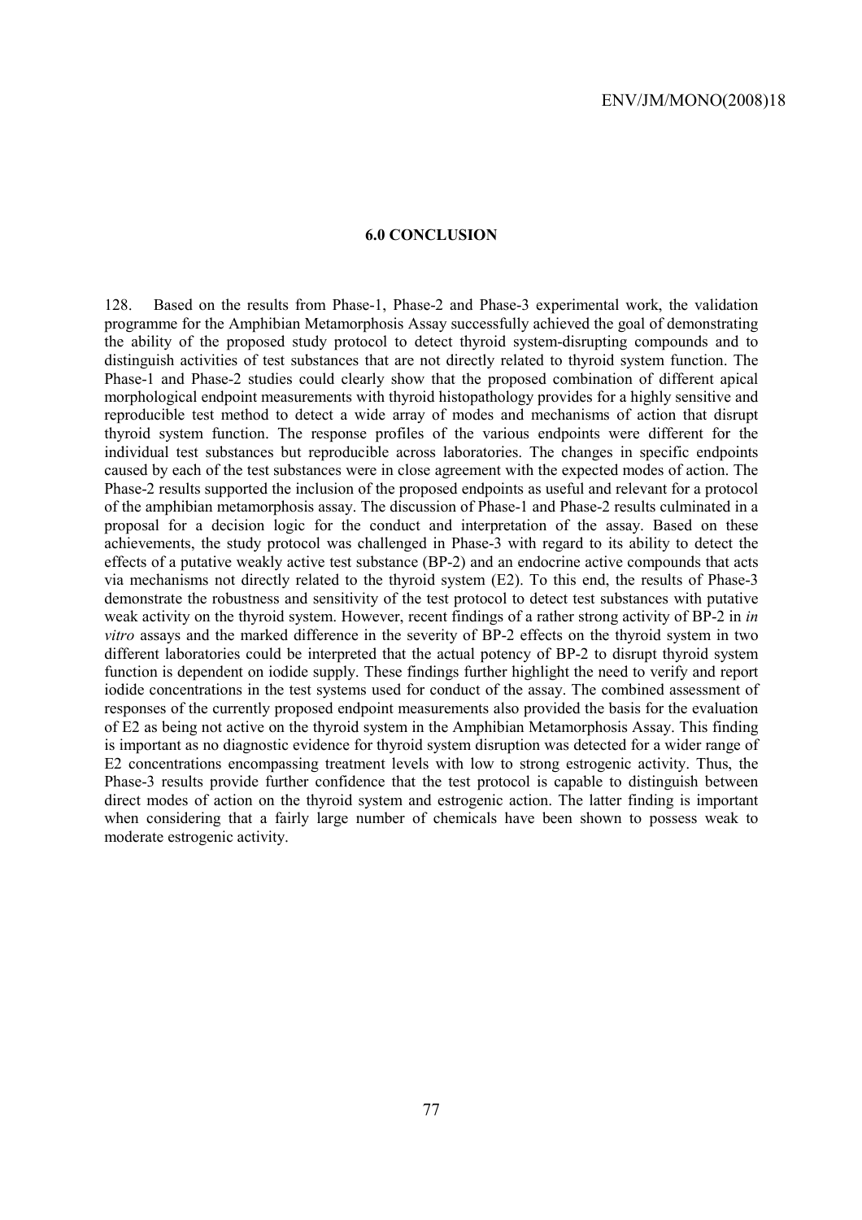## 6.0 CONCLUSION

128. Based on the results from Phase-1, Phase-2 and Phase-3 experimental work, the validation programme for the Amphibian Metamorphosis Assay successfully achieved the goal of demonstrating the ability of the proposed study protocol to detect thyroid system-disrupting compounds and to distinguish activities of test substances that are not directly related to thyroid system function. The Phase-1 and Phase-2 studies could clearly show that the proposed combination of different apical morphological endpoint measurements with thyroid histopathology provides for a highly sensitive and reproducible test method to detect a wide array of modes and mechanisms of action that disrupt thyroid system function. The response profiles of the various endpoints were different for the individual test substances but reproducible across laboratories. The changes in specific endpoints caused by each of the test substances were in close agreement with the expected modes of action. The Phase-2 results supported the inclusion of the proposed endpoints as useful and relevant for a protocol of the amphibian metamorphosis assay. The discussion of Phase-1 and Phase-2 results culminated in a proposal for a decision logic for the conduct and interpretation of the assay. Based on these achievements, the study protocol was challenged in Phase-3 with regard to its ability to detect the effects of a putative weakly active test substance (BP-2) and an endocrine active compounds that acts via mechanisms not directly related to the thyroid system (E2). To this end, the results of Phase-3 demonstrate the robustness and sensitivity of the test protocol to detect test substances with putative weak activity on the thyroid system. However, recent findings of a rather strong activity of BP-2 in *in vitro* assays and the marked difference in the severity of BP-2 effects on the thyroid system in two different laboratories could be interpreted that the actual potency of BP-2 to disrupt thyroid system function is dependent on iodide supply. These findings further highlight the need to verify and report iodide concentrations in the test systems used for conduct of the assay. The combined assessment of responses of the currently proposed endpoint measurements also provided the basis for the evaluation of E2 as being not active on the thyroid system in the Amphibian Metamorphosis Assay. This finding is important as no diagnostic evidence for thyroid system disruption was detected for a wider range of E2 concentrations encompassing treatment levels with low to strong estrogenic activity. Thus, the Phase-3 results provide further confidence that the test protocol is capable to distinguish between direct modes of action on the thyroid system and estrogenic action. The latter finding is important when considering that a fairly large number of chemicals have been shown to possess weak to moderate estrogenic activity.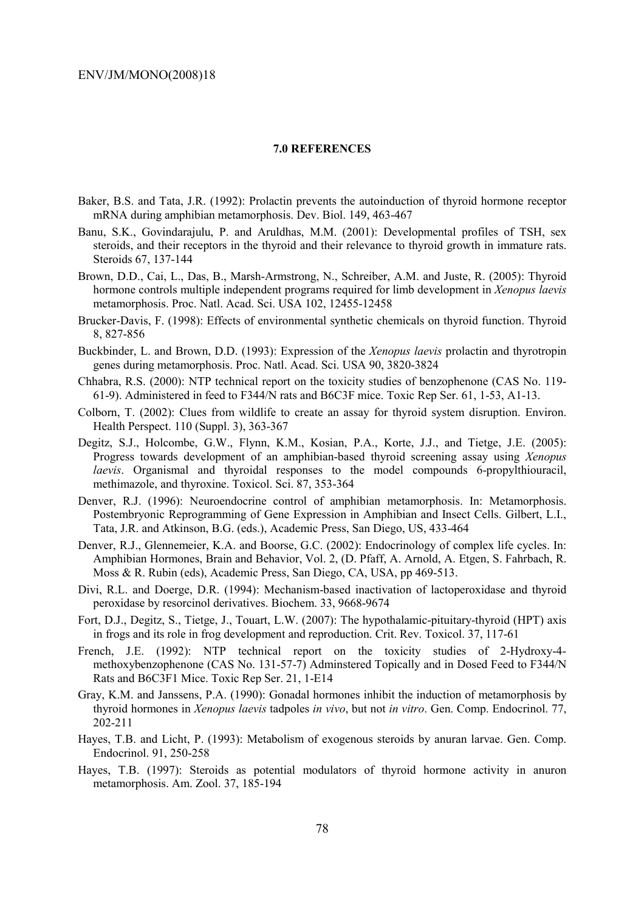## 7.0 REFERENCES

Baker, B.S. and Tata, J.R. (1992): Prolactin prevents the autoinduction of thyroid hormone receptor mRNA during amphibian metamorphosis. Dev. Biol. 149, 463-467

Banu, S.K., Govindarajulu, P. and Aruldhas, M.M. (2001): Developmental profiles of TSH, sex steroids, and their receptors in the thyroid and their relevance to thyroid growth in immature rats. Steroids 67, 137-144

Brown, D.D., Cai, L., Das, B., Marsh-Armstrong, N., Schreiber, A.M. and Juste, R. (2005): Thyroid hormone controls multiple independent programs required for limb development in *Xenopus laevis* metamorphosis. Proc. Natl. Acad. Sci. USA 102, 12455-12458

Brucker-Davis, F. (1998): Effects of environmental synthetic chemicals on thyroid function. Thyroid 8, 827-856

Buckbinder, L. and Brown, D.D. (1993): Expression of the *Xenopus laevis* prolactin and thyrotropin genes during metamorphosis. Proc. Natl. Acad. Sci. USA 90, 3820-3824

Chhabra, R.S. (2000): NTP technical report on the toxicity studies of benzophenone (CAS No. 119-61-9). Administered in feed to F344/N rats and B6C3F mice. Toxic Rep Ser. 61, 1-53, A1-13.

Colborn, T. (2002): Clues from wildlife to create an assay for thyroid system disruption. Environ. Health Perspect. 110 (Suppl. 3), 363-367

Degitz, S.J., Holcombe, G.W., Flynn, K.M., Kosian, P.A., Korte, J.J., and Tietge, J.E. (2005): Progress towards development of an amphibian-based thyroid screening assay using *Xenopus laevis*. Organismal and thyroidal responses to the model compounds 6-propylthiouracil, methimazole, and thyroxine. Toxicol. Sci. 87, 353-364

Denver, R.J. (1996): Neuroendocrine control of amphibian metamorphosis. In: Metamorphosis. Postembryonic Reprogramming of Gene Expression in Amphibian and Insect Cells. Gilbert, L.I., Tata, J.R. and Atkinson, B.G. (eds.), Academic Press, San Diego, US, 433-464

Denver, R.J., Glennemeier, K.A. and Boorse, G.C. (2002): Endocrinology of complex life cycles. In: Amphibian Hormones, Brain and Behavior, Vol. 2, (D. Pfaff, A. Arnold, A. Etgen, S. Fahrbach, R. Moss & R. Rubin (eds), Academic Press, San Diego, CA, USA, pp 469-513.

Divi, R.L. and Doerge, D.R. (1994): Mechanism-based inactivation of lactoperoxidase and thyroid peroxidase by resorcinol derivatives. Biochem. 33, 9668-9674

Fort, D.J., Degitz, S., Tietge, J., Touart, L.W. (2007): The hypothalamic-pituitary-thyroid (HPT) axis in frogs and its role in frog development and reproduction. Crit. Rev. Toxicol. 37, 117-61

French, J.E. (1992): NTP technical report on the toxicity studies of 2-Hydroxy-4-methoxybenzophenone (CAS No. 131-57-7) Adminstered Topically and in Dosed Feed to F344/N Rats and B6C3F1 Mice. Toxic Rep Ser. 21, 1-E14

Gray, K.M. and Janssens, P.A. (1990): Gonadal hormones inhibit the induction of metamorphosis by thyroid hormones in *Xenopus laevis* tadpoles *in vivo*, but not *in vitro*. Gen. Comp. Endocrinol. 77, 202-211

Hayes, T.B. and Licht, P. (1993): Metabolism of exogenous steroids by anuran larvae. Gen. Comp. Endocrinol. 91, 250-258

Hayes, T.B. (1997): Steroids as potential modulators of thyroid hormone activity in anuron metamorphosis. Am. Zool. 37, 185-194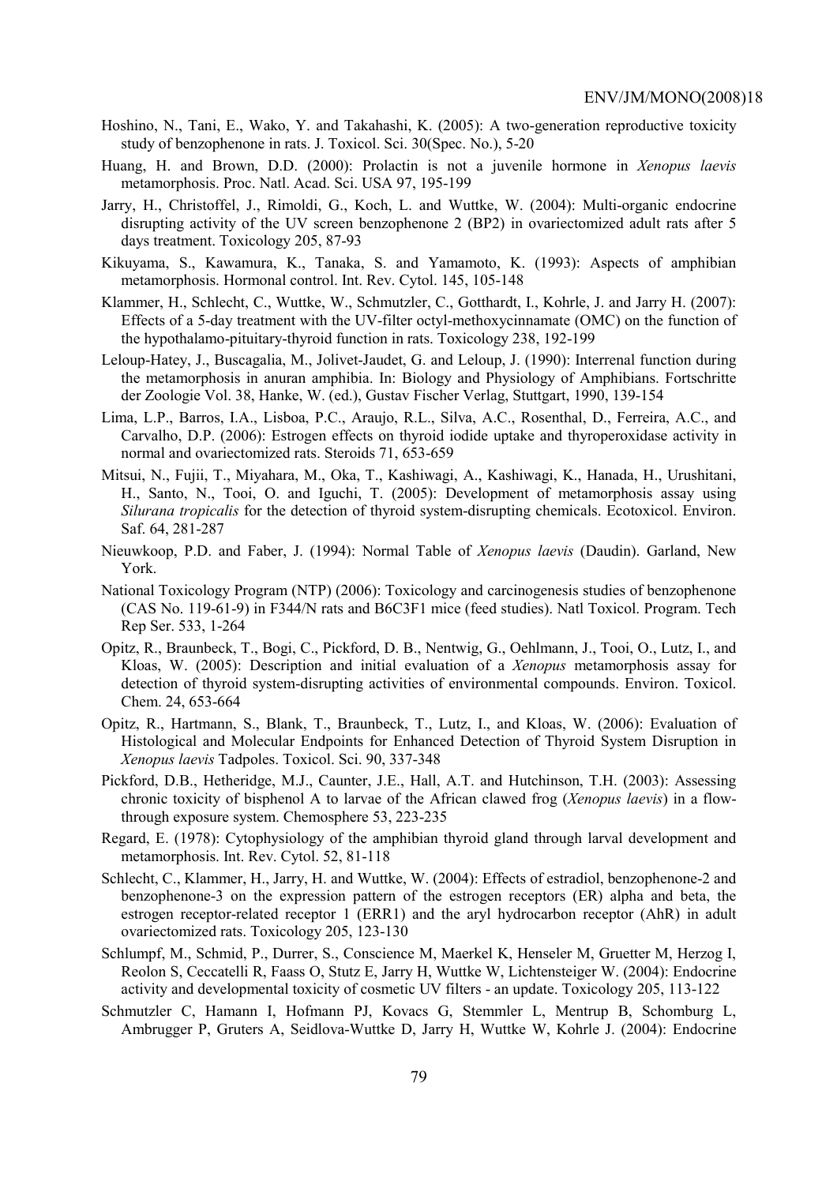Hoshino, N., Tani, E., Wako, Y. and Takahashi, K. (2005): A two-generation reproductive toxicity study of benzophenone in rats. J. Toxicol. Sci. 30(Spec. No.), 5-20

Huang, H. and Brown, D.D. (2000): Prolactin is not a juvenile hormone in *Xenopus laevis* metamorphosis. Proc. Natl. Acad. Sci. USA 97, 195-199

Jarry, H., Christoffel, J., Rimoldi, G., Koch, L. and Wuttke, W. (2004): Multi-organic endocrine disrupting activity of the UV screen benzophenone 2 (BP2) in ovariectomized adult rats after 5 days treatment. Toxicology 205, 87-93

Kikuyama, S., Kawamura, K., Tanaka, S. and Yamamoto, K. (1993): Aspects of amphibian metamorphosis. Hormonal control. Int. Rev. Cytol. 145, 105-148

Klammer, H., Schlecht, C., Wuttke, W., Schmutzler, C., Gotthardt, I., Kohrle, J. and Jarry H. (2007): Effects of a 5-day treatment with the UV-filter octyl-methoxycinnamate (OMC) on the function of the hypothalamo-pituitary-thyroid function in rats. Toxicology 238, 192-199

Leloup-Hatey, J., Buscagalia, M., Jolivet-Jaudet, G. and Leloup, J. (1990): Interrenal function during the metamorphosis in anuran amphibia. In: Biology and Physiology of Amphibians. Fortschritte der Zoologie Vol. 38, Hanke, W. (ed.), Gustav Fischer Verlag, Stuttgart, 1990, 139-154

Lima, L.P., Barros, I.A., Lisboa, P.C., Araujo, R.L., Silva, A.C., Rosenthal, D., Ferreira, A.C., and Carvalho, D.P. (2006): Estrogen effects on thyroid iodide uptake and thyroperoxidase activity in normal and ovariectomized rats. Steroids 71, 653-659

Mitsui, N., Fujii, T., Miyahara, M., Oka, T., Kashiwagi, A., Kashiwagi, K., Hanada, H., Urushitani, H., Santo, N., Tooi, O. and Iguchi, T. (2005): Development of metamorphosis assay using *Silurana tropicalis* for the detection of thyroid system-disrupting chemicals. Ecotoxicol. Environ. Saf. 64, 281-287

Nieuwkoop, P.D. and Faber, J. (1994): Normal Table of *Xenopus laevis* (Daudin). Garland, New York.

National Toxicology Program (NTP) (2006): Toxicology and carcinogenesis studies of benzophenone (CAS No. 119-61-9) in F344/N rats and B6C3F1 mice (feed studies). Natl Toxicol. Program. Tech Rep Ser. 533, 1-264

Opitz, R., Braunbeck, T., Bogi, C., Pickford, D. B., Nentwig, G., Oehlmann, J., Tooi, O., Lutz, I., and Kloas, W. (2005): Description and initial evaluation of a *Xenopus* metamorphosis assay for detection of thyroid system-disrupting activities of environmental compounds. Environ. Toxicol. Chem. 24, 653-664

Opitz, R., Hartmann, S., Blank, T., Braunbeck, T., Lutz, I., and Kloas, W. (2006): Evaluation of Histological and Molecular Endpoints for Enhanced Detection of Thyroid System Disruption in *Xenopus laevis* Tadpoles. Toxicol. Sci. 90, 337-348

Pickford, D.B., Hetheridge, M.J., Caunter, J.E., Hall, A.T. and Hutchinson, T.H. (2003): Assessing chronic toxicity of bisphenol A to larvae of the African clawed frog (*Xenopus laevis*) in a flow-through exposure system. Chemosphere 53, 223-235

Regard, E. (1978): Cytophysiology of the amphibian thyroid gland through larval development and metamorphosis. Int. Rev. Cytol. 52, 81-118

Schlecht, C., Klammer, H., Jarry, H. and Wuttke, W. (2004): Effects of estradiol, benzophenone-2 and benzophenone-3 on the expression pattern of the estrogen receptors (ER) alpha and beta, the estrogen receptor-related receptor 1 (ERR1) and the aryl hydrocarbon receptor (AhR) in adult ovariectomized rats. Toxicology 205, 123-130

Schlumpf, M., Schmid, P., Durrer, S., Conscience M, Maerkel K, Henseler M, Gruetter M, Herzog I, Reolon S, Ceccatelli R, Faass O, Stutz E, Jarry H, Wuttke W, Lichtensteiger W. (2004): Endocrine activity and developmental toxicity of cosmetic UV filters - an update. Toxicology 205, 113-122

Schmutzler C, Hamann I, Hofmann PJ, Kovacs G, Stemmler L, Mentrup B, Schomburg L, Ambrugger P, Gruters A, Seidlova-Wuttke D, Jarry H, Wuttke W, Kohrle J. (2004): Endocrine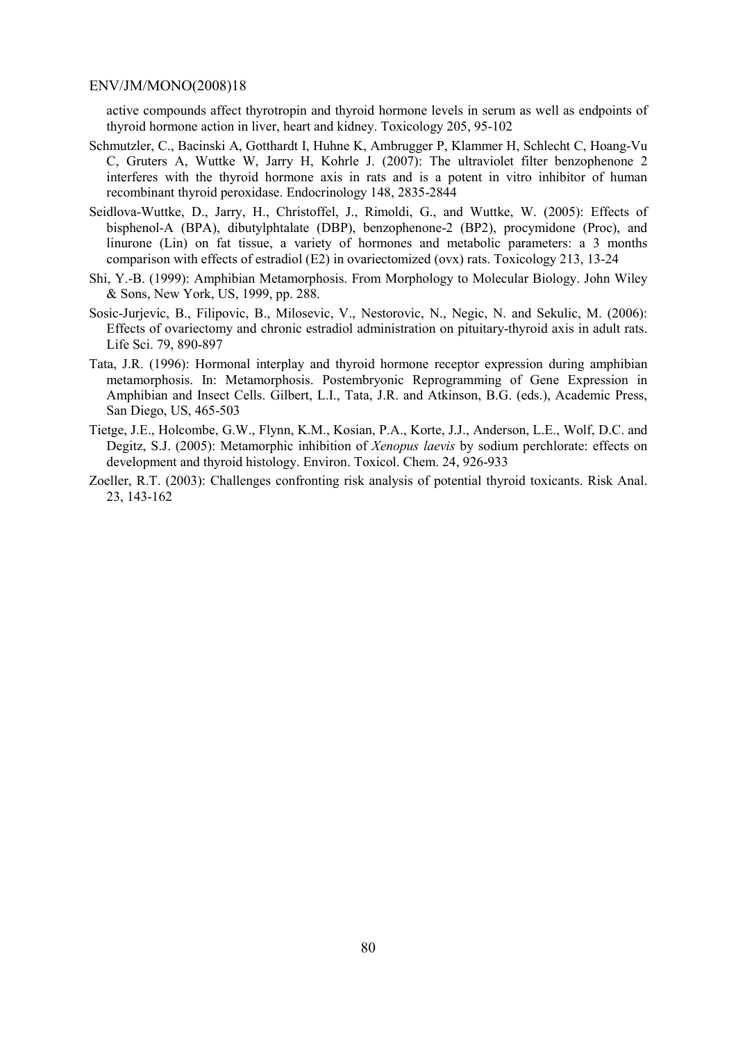active compounds affect thyrotropin and thyroid hormone levels in serum as well as endpoints of thyroid hormone action in liver, heart and kidney. Toxicology 205, 95-102

Schmutzler, C., Bacinski A, Gotthardt I, Huhne K, Ambrugger P, Klammer H, Schlecht C, Hoang-Vu C, Gruters A, Wuttke W, Jarry H, Kohrle J. (2007): The ultraviolet filter benzophenone 2 interferes with the thyroid hormone axis in rats and is a potent in vitro inhibitor of human recombinant thyroid peroxidase. Endocrinology 148, 2835-2844

Seidlova-Wuttke, D., Jarry, H., Christoffel, J., Rimoldi, G., and Wuttke, W. (2005): Effects of bisphenol-A (BPA), dibutylphtalate (DBP), benzophenone-2 (BP2), procymidone (Proc), and linurone (Lin) on fat tissue, a variety of hormones and metabolic parameters: a 3 months comparison with effects of estradiol (E2) in ovariectomized (ovx) rats. Toxicology 213, 13-24

Shi, Y.-B. (1999): Amphibian Metamorphosis. From Morphology to Molecular Biology. John Wiley & Sons, New York, US, 1999, pp. 288.

Sosic-Jurjevic, B., Filipovic, B., Milosevic, V., Nestorovic, N., Negic, N. and Sekulic, M. (2006): Effects of ovariectomy and chronic estradiol administration on pituitary-thyroid axis in adult rats. Life Sci. 79, 890-897

Tata, J.R. (1996): Hormonal interplay and thyroid hormone receptor expression during amphibian metamorphosis. In: Metamorphosis. Postembryonic Reprogramming of Gene Expression in Amphibian and Insect Cells. Gilbert, L.I., Tata, J.R. and Atkinson, B.G. (eds.), Academic Press, San Diego, US, 465-503

Tietge, J.E., Holcombe, G.W., Flynn, K.M., Kosian, P.A., Korte, J.J., Anderson, L.E., Wolf, D.C. and Degitz, S.J. (2005): Metamorphic inhibition of *Xenopus laevis* by sodium perchlorate: effects on development and thyroid histology. Environ. Toxicol. Chem. 24, 926-933

Zoeller, R.T. (2003): Challenges confronting risk analysis of potential thyroid toxicants. Risk Anal. 23, 143-162